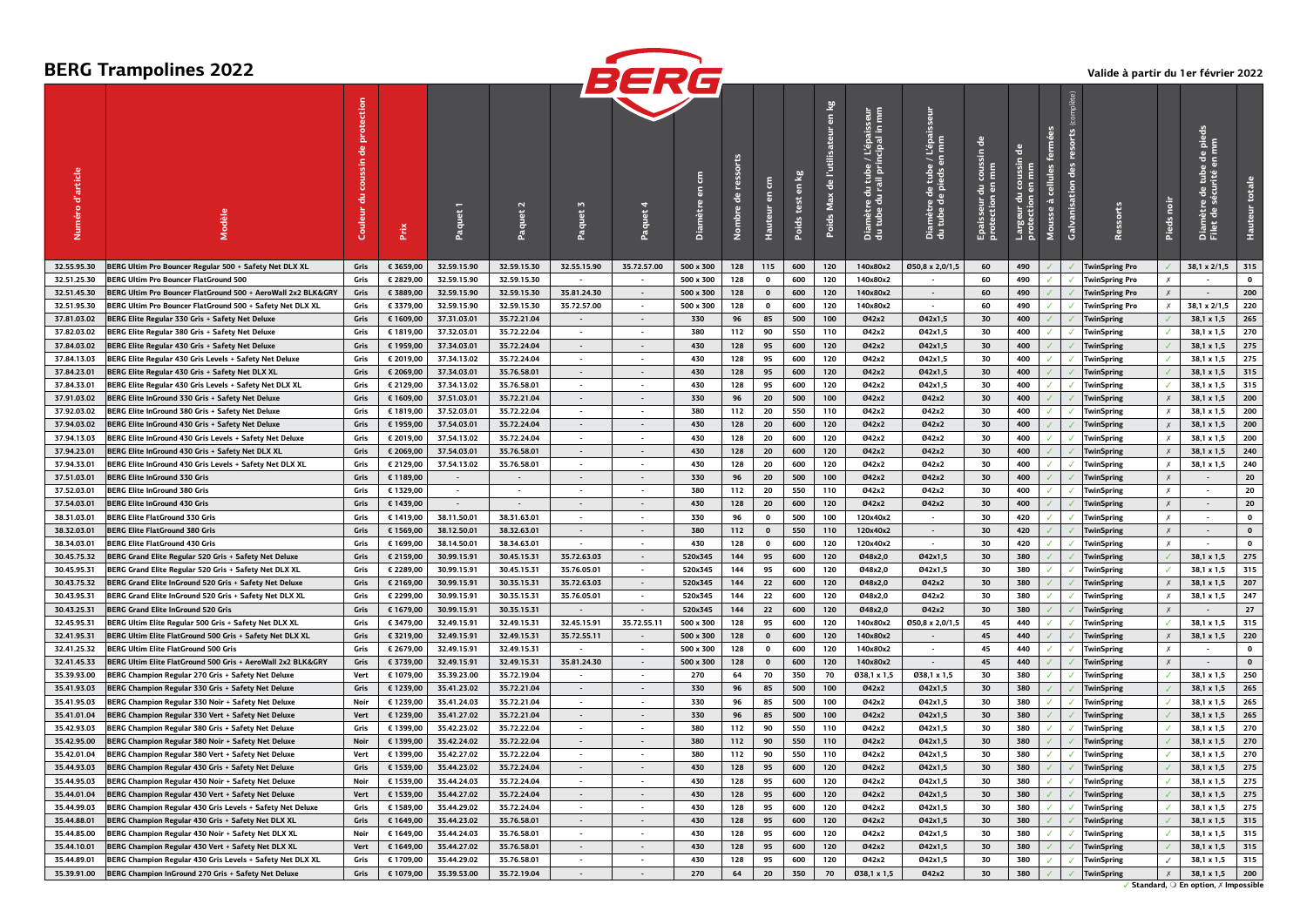# BERG Trampolines 2022

Valide à partir du 1er février 2022

| Numéro d'article | Modèle | Couleur du coussin de protection | Prix | Paquet 1 | Paquet 2 | Paquet 3 | Paquet 4 | Diamètre en cm | Nombre de ressorts | Hauteur en cm | Poids test en kg | Poids Max de l'utilisateur en kg | Diamètre du tube / L'épaisseur du tube du rail principal in mm | Diamètre de tube / L'épaisseur du tube de pieds en mm | Epaisseur du coussin de protection en mm | Largeur du coussin de protection en mm | Mousse à cellules fermées | Galvanisation des ressorts (complète) | Ressorts | Pieds noir | Diamètre de tube de pieds Filet de sécurité en mm | Hauteur totale |
|---|---|---|---|---|---|---|---|---|---|---|---|---|---|---|---|---|---|---|---|---|---|---|
| 32.55.95.30 | BERG Ultim Pro Bouncer Regular 500 + Safety Net DLX XL | Gris | € 3659,00 | 32.59.15.90 | 32.59.15.30 | 32.55.15.90 | 35.72.57.00 | 500 x 300 | 128 | 115 | 600 | 120 | 140x80x2 | Ø50,8 x 2,0/1,5 | 60 | 490 | ✓ | ✓ | TwinSpring Pro | ✓ | 38,1 x 2/1,5 | 315 |
| 32.51.25.30 | BERG Ultim Pro Bouncer FlatGround 500 | Gris | € 2829,00 | 32.59.15.90 | 32.59.15.30 | - | - | 500 x 300 | 128 | 0 | 600 | 120 | 140x80x2 | - | 60 | 490 | ✓ | ✓ | TwinSpring Pro | ✗ | - | 0 |
| 32.51.45.30 | BERG Ultim Pro Bouncer FlatGround 500 + AeroWall 2x2 BLK&GRY | Gris | € 3889,00 | 32.59.15.90 | 32.59.15.30 | 35.81.24.30 | - | 500 x 300 | 128 | 0 | 600 | 120 | 140x80x2 | - | 60 | 490 | ✓ | ✓ | TwinSpring Pro | ✗ | - | 200 |
| 32.51.95.30 | BERG Ultim Pro Bouncer FlatGround 500 + Safety Net DLX XL | Gris | € 3379,00 | 32.59.15.90 | 32.59.15.30 | 35.72.57.00 | - | 500 x 300 | 128 | 0 | 600 | 120 | 140x80x2 | - | 60 | 490 | ✓ | ✓ | TwinSpring Pro | ✗ | 38,1 x 2/1,5 | 220 |
| 37.81.03.02 | BERG Elite Regular 330 Gris + Safety Net Deluxe | Gris | € 1609,00 | 37.31.03.01 | 35.72.21.04 | - | - | 330 | 96 | 85 | 500 | 100 | Ø42x2 | Ø42x1,5 | 30 | 400 | ✓ | ✓ | TwinSpring | ✓ | 38,1 x 1,5 | 265 |
| 37.82.03.02 | BERG Elite Regular 380 Gris + Safety Net Deluxe | Gris | € 1819,00 | 37.32.03.01 | 35.72.22.04 | - | - | 380 | 112 | 90 | 550 | 110 | Ø42x2 | Ø42x1,5 | 30 | 400 | ✓ | ✓ | TwinSpring | ✓ | 38,1 x 1,5 | 270 |
| 37.84.03.02 | BERG Elite Regular 430 Gris + Safety Net Deluxe | Gris | € 1959,00 | 37.34.03.01 | 35.72.24.04 | - | - | 430 | 128 | 95 | 600 | 120 | Ø42x2 | Ø42x1,5 | 30 | 400 | ✓ | ✓ | TwinSpring | ✓ | 38,1 x 1,5 | 275 |
| 37.84.13.03 | BERG Elite Regular 430 Gris Levels + Safety Net Deluxe | Gris | € 2019,00 | 37.34.13.02 | 35.72.24.04 | - | - | 430 | 128 | 95 | 600 | 120 | Ø42x2 | Ø42x1,5 | 30 | 400 | ✓ | ✓ | TwinSpring | ✓ | 38,1 x 1,5 | 275 |
| 37.84.23.01 | BERG Elite Regular 430 Gris + Safety Net DLX XL | Gris | € 2069,00 | 37.34.03.01 | 35.76.58.01 | - | - | 430 | 128 | 95 | 600 | 120 | Ø42x2 | Ø42x1,5 | 30 | 400 | ✓ | ✓ | TwinSpring | ✓ | 38,1 x 1,5 | 315 |
| 37.84.33.01 | BERG Elite Regular 430 Gris Levels + Safety Net DLX XL | Gris | € 2129,00 | 37.34.13.02 | 35.76.58.01 | - | - | 430 | 128 | 95 | 600 | 120 | Ø42x2 | Ø42x1,5 | 30 | 400 | ✓ | ✓ | TwinSpring | ✓ | 38,1 x 1,5 | 315 |
| 37.91.03.02 | BERG Elite InGround 330 Gris + Safety Net Deluxe | Gris | € 1609,00 | 37.51.03.01 | 35.72.21.04 | - | - | 330 | 96 | 20 | 500 | 100 | Ø42x2 | Ø42x2 | 30 | 400 | ✓ | ✓ | TwinSpring | ✗ | 38,1 x 1,5 | 200 |
| 37.92.03.02 | BERG Elite InGround 380 Gris + Safety Net Deluxe | Gris | € 1819,00 | 37.52.03.01 | 35.72.22.04 | - | - | 380 | 112 | 20 | 550 | 110 | Ø42x2 | Ø42x2 | 30 | 400 | ✓ | ✓ | TwinSpring | ✗ | 38,1 x 1,5 | 200 |
| 37.94.03.02 | BERG Elite InGround 430 Gris + Safety Net Deluxe | Gris | € 1959,00 | 37.54.03.01 | 35.72.24.04 | - | - | 430 | 128 | 20 | 600 | 120 | Ø42x2 | Ø42x2 | 30 | 400 | ✓ | ✓ | TwinSpring | ✗ | 38,1 x 1,5 | 200 |
| 37.94.13.03 | BERG Elite InGround 430 Gris Levels + Safety Net Deluxe | Gris | € 2019,00 | 37.54.13.02 | 35.72.24.04 | - | - | 430 | 128 | 20 | 600 | 120 | Ø42x2 | Ø42x2 | 30 | 400 | ✓ | ✓ | TwinSpring | ✗ | 38,1 x 1,5 | 200 |
| 37.94.23.01 | BERG Elite InGround 430 Gris + Safety Net DLX XL | Gris | € 2069,00 | 37.54.03.01 | 35.76.58.01 | - | - | 430 | 128 | 20 | 600 | 120 | Ø42x2 | Ø42x2 | 30 | 400 | ✓ | ✓ | TwinSpring | ✗ | 38,1 x 1,5 | 240 |
| 37.94.33.01 | BERG Elite InGround 430 Gris Levels + Safety Net DLX XL | Gris | € 2129,00 | 37.54.13.02 | 35.76.58.01 | - | - | 430 | 128 | 20 | 600 | 120 | Ø42x2 | Ø42x2 | 30 | 400 | ✓ | ✓ | TwinSpring | ✗ | 38,1 x 1,5 | 240 |
| 37.51.03.01 | BERG Elite InGround 330 Gris | Gris | € 1189,00 | - | - | - | - | 330 | 96 | 20 | 500 | 100 | Ø42x2 | Ø42x2 | 30 | 400 | ✓ | ✓ | TwinSpring | ✗ | - | 20 |
| 37.52.03.01 | BERG Elite InGround 380 Gris | Gris | € 1329,00 | - | - | - | - | 380 | 112 | 20 | 550 | 110 | Ø42x2 | Ø42x2 | 30 | 400 | ✓ | ✓ | TwinSpring | ✗ | - | 20 |
| 37.54.03.01 | BERG Elite InGround 430 Gris | Gris | € 1439,00 | - | - | - | - | 430 | 128 | 20 | 600 | 120 | Ø42x2 | Ø42x2 | 30 | 400 | ✓ | ✓ | TwinSpring | ✗ | - | 20 |
| 38.31.03.01 | BERG Elite FlatGround 330 Gris | Gris | € 1419,00 | 38.11.50.01 | 38.31.63.01 | - | - | 330 | 96 | 0 | 500 | 100 | 120x40x2 | - | 30 | 420 | ✓ | ✓ | TwinSpring | ✗ | - | 0 |
| 38.32.03.01 | BERG Elite FlatGround 380 Gris | Gris | € 1569,00 | 38.12.50.01 | 38.32.63.01 | - | - | 380 | 112 | 0 | 550 | 110 | 120x40x2 | - | 30 | 420 | ✓ | ✓ | TwinSpring | ✗ | - | 0 |
| 38.34.03.01 | BERG Elite FlatGround 430 Gris | Gris | € 1699,00 | 38.14.50.01 | 38.34.63.01 | - | - | 430 | 128 | 0 | 600 | 120 | 120x40x2 | - | 30 | 420 | ✓ | ✓ | TwinSpring | ✗ | - | 0 |
| 30.45.75.32 | BERG Grand Elite Regular 520 Gris + Safety Net Deluxe | Gris | € 2159,00 | 30.99.15.91 | 30.45.15.31 | 35.72.63.03 | - | 520x345 | 144 | 95 | 600 | 120 | Ø48x2,0 | Ø42x1,5 | 30 | 380 | ✓ | ✓ | TwinSpring | ✓ | 38,1 x 1,5 | 275 |
| 30.45.95.31 | BERG Grand Elite Regular 520 Gris + Safety Net DLX XL | Gris | € 2289,00 | 30.99.15.91 | 30.45.15.31 | 35.76.05.01 | - | 520x345 | 144 | 95 | 600 | 120 | Ø48x2,0 | Ø42x1,5 | 30 | 380 | ✓ | ✓ | TwinSpring | ✓ | 38,1 x 1,5 | 315 |
| 30.43.75.32 | BERG Grand Elite InGround 520 Gris + Safety Net Deluxe | Gris | € 2169,00 | 30.99.15.91 | 30.35.15.31 | 35.72.63.03 | - | 520x345 | 144 | 22 | 600 | 120 | Ø48x2,0 | Ø42x2 | 30 | 380 | ✓ | ✓ | TwinSpring | ✗ | 38,1 x 1,5 | 207 |
| 30.43.95.31 | BERG Grand Elite InGround 520 Gris + Safety Net DLX XL | Gris | € 2299,00 | 30.99.15.91 | 30.35.15.31 | 35.76.05.01 | - | 520x345 | 144 | 22 | 600 | 120 | Ø48x2,0 | Ø42x2 | 30 | 380 | ✓ | ✓ | TwinSpring | ✗ | 38,1 x 1,5 | 247 |
| 30.43.25.31 | BERG Grand Elite InGround 520 Gris | Gris | € 1679,00 | 30.99.15.91 | 30.35.15.31 | - | - | 520x345 | 144 | 22 | 600 | 120 | Ø48x2,0 | Ø42x2 | 30 | 380 | ✓ | ✓ | TwinSpring | ✗ | - | 27 |
| 32.45.95.31 | BERG Ultim Elite Regular 500 Gris + Safety Net DLX XL | Gris | € 3479,00 | 32.49.15.91 | 32.49.15.31 | 32.45.15.91 | 35.72.55.11 | 500 x 300 | 128 | 95 | 600 | 120 | 140x80x2 | Ø50,8 x 2,0/1,5 | 45 | 440 | ✓ | ✓ | TwinSpring | ✓ | 38,1 x 1,5 | 315 |
| 32.41.95.31 | BERG Ultim Elite FlatGround 500 Gris + Safety Net DLX XL | Gris | € 3219,00 | 32.49.15.91 | 32.49.15.31 | 35.72.55.11 | - | 500 x 300 | 128 | 0 | 600 | 120 | 140x80x2 | - | 45 | 440 | ✓ | ✓ | TwinSpring | ✗ | 38,1 x 1,5 | 220 |
| 32.41.25.32 | BERG Ultim Elite FlatGround 500 Gris | Gris | € 2679,00 | 32.49.15.91 | 32.49.15.31 | - | - | 500 x 300 | 128 | 0 | 600 | 120 | 140x80x2 | - | 45 | 440 | ✓ | ✓ | TwinSpring | ✗ | - | 0 |
| 32.41.45.33 | BERG Ultim Elite FlatGround 500 Gris + AeroWall 2x2 BLK&GRY | Gris | € 3739,00 | 32.49.15.91 | 32.49.15.31 | 35.81.24.30 | - | 500 x 300 | 128 | 0 | 600 | 120 | 140x80x2 | - | 45 | 440 | ✓ | ✓ | TwinSpring | ✗ | - | 0 |
| 35.39.93.00 | BERG Champion Regular 270 Gris + Safety Net Deluxe | Vert | € 1079,00 | 35.39.23.00 | 35.72.19.04 | - | - | 270 | 64 | 70 | 350 | 70 | Ø38,1 x 1,5 | Ø38,1 x 1,5 | 30 | 380 | ✓ | ✓ | TwinSpring | ✓ | 38,1 x 1,5 | 250 |
| 35.41.93.03 | BERG Champion Regular 330 Gris + Safety Net Deluxe | Gris | € 1239,00 | 35.41.23.02 | 35.72.21.04 | - | - | 330 | 96 | 85 | 500 | 100 | Ø42x2 | Ø42x1,5 | 30 | 380 | ✓ | ✓ | TwinSpring | ✓ | 38,1 x 1,5 | 265 |
| 35.41.95.03 | BERG Champion Regular 330 Noir + Safety Net Deluxe | Noir | € 1239,00 | 35.41.24.03 | 35.72.21.04 | - | - | 330 | 96 | 85 | 500 | 100 | Ø42x2 | Ø42x1,5 | 30 | 380 | ✓ | ✓ | TwinSpring | ✓ | 38,1 x 1,5 | 265 |
| 35.41.01.04 | BERG Champion Regular 330 Vert + Safety Net Deluxe | Vert | € 1239,00 | 35.41.27.02 | 35.72.21.04 | - | - | 330 | 96 | 85 | 500 | 100 | Ø42x2 | Ø42x1,5 | 30 | 380 | ✓ | ✓ | TwinSpring | ✓ | 38,1 x 1,5 | 265 |
| 35.42.93.03 | BERG Champion Regular 380 Gris + Safety Net Deluxe | Gris | € 1399,00 | 35.42.23.02 | 35.72.22.04 | - | - | 380 | 112 | 90 | 550 | 110 | Ø42x2 | Ø42x1,5 | 30 | 380 | ✓ | ✓ | TwinSpring | ✓ | 38,1 x 1,5 | 270 |
| 35.42.95.00 | BERG Champion Regular 380 Noir + Safety Net Deluxe | Noir | € 1399,00 | 35.42.24.02 | 35.72.22.04 | - | - | 380 | 112 | 90 | 550 | 110 | Ø42x2 | Ø42x1,5 | 30 | 380 | ✓ | ✓ | TwinSpring | ✓ | 38,1 x 1,5 | 270 |
| 35.42.01.04 | BERG Champion Regular 380 Vert + Safety Net Deluxe | Vert | € 1399,00 | 35.42.27.02 | 35.72.22.04 | - | - | 380 | 112 | 90 | 550 | 110 | Ø42x2 | Ø42x1,5 | 30 | 380 | ✓ | ✓ | TwinSpring | ✓ | 38,1 x 1,5 | 270 |
| 35.44.93.03 | BERG Champion Regular 430 Gris + Safety Net Deluxe | Gris | € 1539,00 | 35.44.23.02 | 35.72.24.04 | - | - | 430 | 128 | 95 | 600 | 120 | Ø42x2 | Ø42x1,5 | 30 | 380 | ✓ | ✓ | TwinSpring | ✓ | 38,1 x 1,5 | 275 |
| 35.44.95.03 | BERG Champion Regular 430 Noir + Safety Net Deluxe | Noir | € 1539,00 | 35.44.24.03 | 35.72.24.04 | - | - | 430 | 128 | 95 | 600 | 120 | Ø42x2 | Ø42x1,5 | 30 | 380 | ✓ | ✓ | TwinSpring | ✓ | 38,1 x 1,5 | 275 |
| 35.44.01.04 | BERG Champion Regular 430 Vert + Safety Net Deluxe | Vert | € 1539,00 | 35.44.27.02 | 35.72.24.04 | - | - | 430 | 128 | 95 | 600 | 120 | Ø42x2 | Ø42x1,5 | 30 | 380 | ✓ | ✓ | TwinSpring | ✓ | 38,1 x 1,5 | 275 |
| 35.44.99.03 | BERG Champion Regular 430 Gris Levels + Safety Net Deluxe | Gris | € 1589,00 | 35.44.29.02 | 35.72.24.04 | - | - | 430 | 128 | 95 | 600 | 120 | Ø42x2 | Ø42x1,5 | 30 | 380 | ✓ | ✓ | TwinSpring | ✓ | 38,1 x 1,5 | 275 |
| 35.44.88.01 | BERG Champion Regular 430 Gris + Safety Net DLX XL | Gris | € 1649,00 | 35.44.23.02 | 35.76.58.01 | - | - | 430 | 128 | 95 | 600 | 120 | Ø42x2 | Ø42x1,5 | 30 | 380 | ✓ | ✓ | TwinSpring | ✓ | 38,1 x 1,5 | 315 |
| 35.44.85.00 | BERG Champion Regular 430 Noir + Safety Net DLX XL | Noir | € 1649,00 | 35.44.24.03 | 35.76.58.01 | - | - | 430 | 128 | 95 | 600 | 120 | Ø42x2 | Ø42x1,5 | 30 | 380 | ✓ | ✓ | TwinSpring | ✓ | 38,1 x 1,5 | 315 |
| 35.44.10.01 | BERG Champion Regular 430 Vert + Safety Net DLX XL | Vert | € 1649,00 | 35.44.27.02 | 35.76.58.01 | - | - | 430 | 128 | 95 | 600 | 120 | Ø42x2 | Ø42x1,5 | 30 | 380 | ✓ | ✓ | TwinSpring | ✓ | 38,1 x 1,5 | 315 |
| 35.44.89.01 | BERG Champion Regular 430 Gris Levels + Safety Net DLX XL | Gris | € 1709,00 | 35.44.29.02 | 35.76.58.01 | - | - | 430 | 128 | 95 | 600 | 120 | Ø42x2 | Ø42x1,5 | 30 | 380 | ✓ | ✓ | TwinSpring | ✓ | 38,1 x 1,5 | 315 |
| 35.39.91.00 | BERG Champion InGround 270 Gris + Safety Net Deluxe | Gris | € 1079,00 | 35.39.53.00 | 35.72.19.04 | - | - | 270 | 64 | 20 | 350 | 70 | Ø38,1 x 1,5 | Ø42x2 | 30 | 380 | ✓ | ✓ | TwinSpring | ✗ | 38,1 x 1,5 | 200 |

✓ Standard, ❍ En option, ✗ Impossible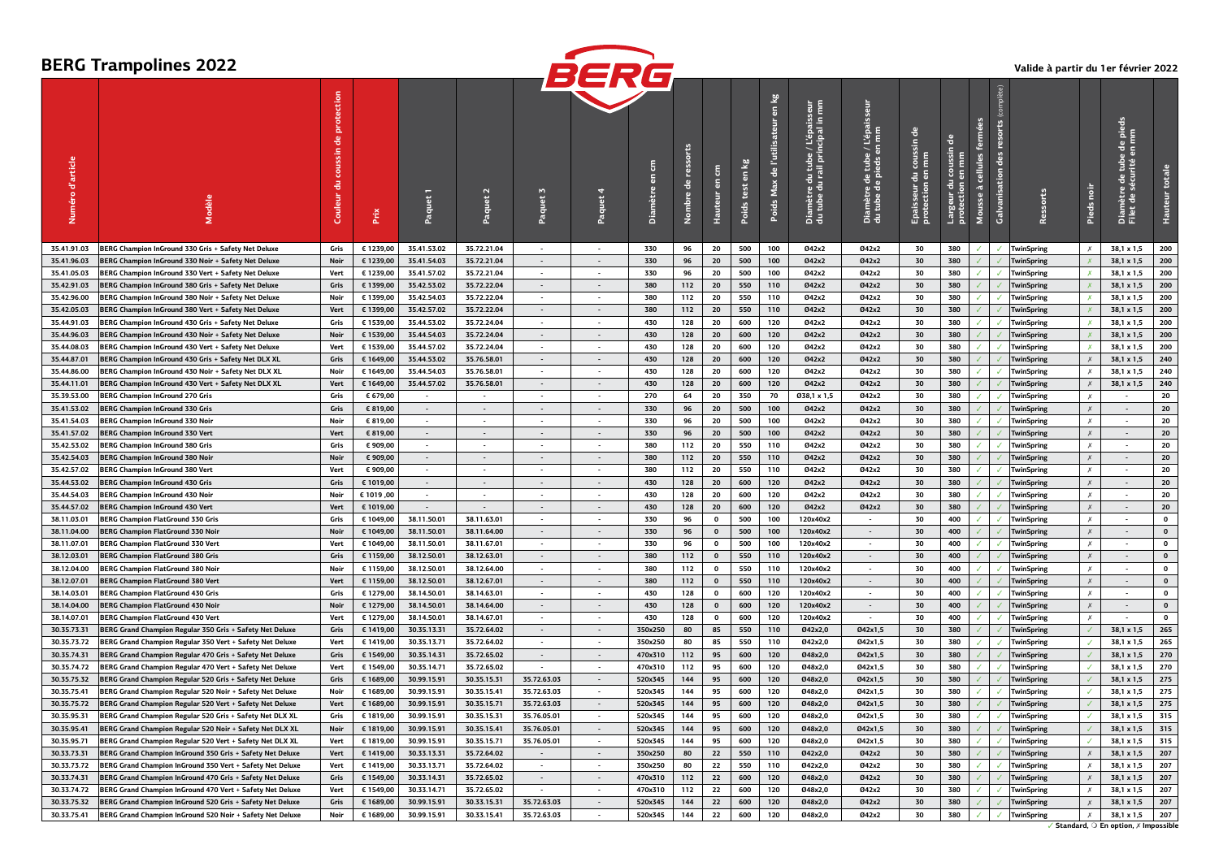# BERG Trampolines 2022

Valide à partir du 1er février 2022

| Numéro d'article | Modèle | Couleur du coussin de protection | Prix | Paquet 1 | Paquet 2 | Paquet 3 | Paquet 4 | Diamètre en cm | Nombre de ressorts | Hauteur en cm | Poids test en kg | Poids Max de l'utilisateur en kg | Diamètre du tube / L'épaisseur du tube du rail principal in mm | Diamètre de tube / L'épaisseur du tube de pieds en mm | Epaisseur du coussin de protection en mm | Largeur du coussin de protection en mm | Mousse à cellules fermées | Galvanisation des ressorts (complète) | Ressorts | Pieds noir | Diamètre de tube de pieds Filet de sécurité en mm | Hauteur totale |
|---|---|---|---|---|---|---|---|---|---|---|---|---|---|---|---|---|---|---|---|---|---|---|
| 35.41.91.03 | BERG Champion InGround 330 Gris + Safety Net Deluxe | Gris | € 1239,00 | 35.41.53.02 | 35.72.21.04 | - | - | 330 | 96 | 20 | 500 | 100 | Ø42x2 | Ø42x2 | 30 | 380 | ✓ | ✓ | TwinSpring | ✗ | 38,1 x 1,5 | 200 |
| 35.41.96.03 | BERG Champion InGround 330 Noir + Safety Net Deluxe | Noir | € 1239,00 | 35.41.54.03 | 35.72.21.04 | - | - | 330 | 96 | 20 | 500 | 100 | Ø42x2 | Ø42x2 | 30 | 380 | ✓ | ✓ | TwinSpring | ✗ | 38,1 x 1,5 | 200 |
| 35.41.05.03 | BERG Champion InGround 330 Vert + Safety Net Deluxe | Vert | € 1239,00 | 35.41.57.02 | 35.72.21.04 | - | - | 330 | 96 | 20 | 500 | 100 | Ø42x2 | Ø42x2 | 30 | 380 | ✓ | ✓ | TwinSpring | ✗ | 38,1 x 1,5 | 200 |
| 35.42.91.03 | BERG Champion InGround 380 Gris + Safety Net Deluxe | Gris | € 1399,00 | 35.42.53.02 | 35.72.22.04 | - | - | 380 | 112 | 20 | 550 | 110 | Ø42x2 | Ø42x2 | 30 | 380 | ✓ | ✓ | TwinSpring | ✗ | 38,1 x 1,5 | 200 |
| 35.42.96.00 | BERG Champion InGround 380 Noir + Safety Net Deluxe | Noir | € 1399,00 | 35.42.54.03 | 35.72.22.04 | - | - | 380 | 112 | 20 | 550 | 110 | Ø42x2 | Ø42x2 | 30 | 380 | ✓ | ✓ | TwinSpring | ✗ | 38,1 x 1,5 | 200 |
| 35.42.05.03 | BERG Champion InGround 380 Vert + Safety Net Deluxe | Vert | € 1399,00 | 35.42.57.02 | 35.72.22.04 | - | - | 380 | 112 | 20 | 550 | 110 | Ø42x2 | Ø42x2 | 30 | 380 | ✓ | ✓ | TwinSpring | ✗ | 38,1 x 1,5 | 200 |
| 35.44.91.03 | BERG Champion InGround 430 Gris + Safety Net Deluxe | Gris | € 1539,00 | 35.44.53.02 | 35.72.24.04 | - | - | 430 | 128 | 20 | 600 | 120 | Ø42x2 | Ø42x2 | 30 | 380 | ✓ | ✓ | TwinSpring | ✗ | 38,1 x 1,5 | 200 |
| 35.44.96.03 | BERG Champion InGround 430 Noir + Safety Net Deluxe | Noir | € 1539,00 | 35.44.54.03 | 35.72.24.04 | - | - | 430 | 128 | 20 | 600 | 120 | Ø42x2 | Ø42x2 | 30 | 380 | ✓ | ✓ | TwinSpring | ✗ | 38,1 x 1,5 | 200 |
| 35.44.08.03 | BERG Champion InGround 430 Vert + Safety Net Deluxe | Vert | € 1539,00 | 35.44.57.02 | 35.72.24.04 | - | - | 430 | 128 | 20 | 600 | 120 | Ø42x2 | Ø42x2 | 30 | 380 | ✓ | ✓ | TwinSpring | ✗ | 38,1 x 1,5 | 200 |
| 35.44.87.01 | BERG Champion InGround 430 Gris + Safety Net DLX XL | Gris | € 1649,00 | 35.44.53.02 | 35.76.58.01 | - | - | 430 | 128 | 20 | 600 | 120 | Ø42x2 | Ø42x2 | 30 | 380 | ✓ | ✓ | TwinSpring | ✗ | 38,1 x 1,5 | 240 |
| 35.44.86.00 | BERG Champion InGround 430 Noir + Safety Net DLX XL | Noir | € 1649,00 | 35.44.54.03 | 35.76.58.01 | - | - | 430 | 128 | 20 | 600 | 120 | Ø42x2 | Ø42x2 | 30 | 380 | ✓ | ✓ | TwinSpring | ✗ | 38,1 x 1,5 | 240 |
| 35.44.11.01 | BERG Champion InGround 430 Vert + Safety Net DLX XL | Vert | € 1649,00 | 35.44.57.02 | 35.76.58.01 | - | - | 430 | 128 | 20 | 600 | 120 | Ø42x2 | Ø42x2 | 30 | 380 | ✓ | ✓ | TwinSpring | ✗ | 38,1 x 1,5 | 240 |
| 35.39.53.00 | BERG Champion InGround 270 Gris | Gris | € 679,00 | - | - | - | - | 270 | 64 | 20 | 350 | 70 | Ø38,1 x 1,5 | Ø42x2 | 30 | 380 | ✓ | ✓ | TwinSpring | ✗ | - | 20 |
| 35.41.53.02 | BERG Champion InGround 330 Gris | Gris | € 819,00 | - | - | - | - | 330 | 96 | 20 | 500 | 100 | Ø42x2 | Ø42x2 | 30 | 380 | ✓ | ✓ | TwinSpring | ✗ | - | 20 |
| 35.41.54.03 | BERG Champion InGround 330 Noir | Noir | € 819,00 | - | - | - | - | 330 | 96 | 20 | 500 | 100 | Ø42x2 | Ø42x2 | 30 | 380 | ✓ | ✓ | TwinSpring | ✗ | - | 20 |
| 35.41.57.02 | BERG Champion InGround 330 Vert | Vert | € 819,00 | - | - | - | - | 330 | 96 | 20 | 500 | 100 | Ø42x2 | Ø42x2 | 30 | 380 | ✓ | ✓ | TwinSpring | ✗ | - | 20 |
| 35.42.53.02 | BERG Champion InGround 380 Gris | Gris | € 909,00 | - | - | - | - | 380 | 112 | 20 | 550 | 110 | Ø42x2 | Ø42x2 | 30 | 380 | ✓ | ✓ | TwinSpring | ✗ | - | 20 |
| 35.42.54.03 | BERG Champion InGround 380 Noir | Noir | € 909,00 | - | - | - | - | 380 | 112 | 20 | 550 | 110 | Ø42x2 | Ø42x2 | 30 | 380 | ✓ | ✓ | TwinSpring | ✗ | - | 20 |
| 35.42.57.02 | BERG Champion InGround 380 Vert | Vert | € 909,00 | - | - | - | - | 380 | 112 | 20 | 550 | 110 | Ø42x2 | Ø42x2 | 30 | 380 | ✓ | ✓ | TwinSpring | ✗ | - | 20 |
| 35.44.53.02 | BERG Champion InGround 430 Gris | Gris | € 1019,00 | - | - | - | - | 430 | 128 | 20 | 600 | 120 | Ø42x2 | Ø42x2 | 30 | 380 | ✓ | ✓ | TwinSpring | ✗ | - | 20 |
| 35.44.54.03 | BERG Champion InGround 430 Noir | Noir | € 1019 ,00 | - | - | - | - | 430 | 128 | 20 | 600 | 120 | Ø42x2 | Ø42x2 | 30 | 380 | ✓ | ✓ | TwinSpring | ✗ | - | 20 |
| 35.44.57.02 | BERG Champion InGround 430 Vert | Vert | € 1019,00 | - | - | - | - | 430 | 128 | 20 | 600 | 120 | Ø42x2 | Ø42x2 | 30 | 380 | ✓ | ✓ | TwinSpring | ✗ | - | 20 |
| 38.11.03.01 | BERG Champion FlatGround 330 Gris | Gris | € 1049,00 | 38.11.50.01 | 38.11.63.01 | - | - | 330 | 96 | 0 | 500 | 100 | 120x40x2 | - | 30 | 400 | ✓ | ✓ | TwinSpring | ✗ | - | 0 |
| 38.11.04.00 | BERG Champion FlatGround 330 Noir | Noir | € 1049,00 | 38.11.50.01 | 38.11.64.00 | - | - | 330 | 96 | 0 | 500 | 100 | 120x40x2 | - | 30 | 400 | ✓ | ✓ | TwinSpring | ✗ | - | 0 |
| 38.11.07.01 | BERG Champion FlatGround 330 Vert | Vert | € 1049,00 | 38.11.50.01 | 38.11.67.01 | - | - | 330 | 96 | 0 | 500 | 100 | 120x40x2 | - | 30 | 400 | ✓ | ✓ | TwinSpring | ✗ | - | 0 |
| 38.12.03.01 | BERG Champion FlatGround 380 Gris | Gris | € 1159,00 | 38.12.50.01 | 38.12.63.01 | - | - | 380 | 112 | 0 | 550 | 110 | 120x40x2 | - | 30 | 400 | ✓ | ✓ | TwinSpring | ✗ | - | 0 |
| 38.12.04.00 | BERG Champion FlatGround 380 Noir | Noir | € 1159,00 | 38.12.50.01 | 38.12.64.00 | - | - | 380 | 112 | 0 | 550 | 110 | 120x40x2 | - | 30 | 400 | ✓ | ✓ | TwinSpring | ✗ | - | 0 |
| 38.12.07.01 | BERG Champion FlatGround 380 Vert | Vert | € 1159,00 | 38.12.50.01 | 38.12.67.01 | - | - | 380 | 112 | 0 | 550 | 110 | 120x40x2 | - | 30 | 400 | ✓ | ✓ | TwinSpring | ✗ | - | 0 |
| 38.14.03.01 | BERG Champion FlatGround 430 Gris | Gris | € 1279,00 | 38.14.50.01 | 38.14.63.01 | - | - | 430 | 128 | 0 | 600 | 120 | 120x40x2 | - | 30 | 400 | ✓ | ✓ | TwinSpring | ✗ | - | 0 |
| 38.14.04.00 | BERG Champion FlatGround 430 Noir | Noir | € 1279,00 | 38.14.50.01 | 38.14.64.00 | - | - | 430 | 128 | 0 | 600 | 120 | 120x40x2 | - | 30 | 400 | ✓ | ✓ | TwinSpring | ✗ | - | 0 |
| 38.14.07.01 | BERG Champion FlatGround 430 Vert | Vert | € 1279,00 | 38.14.50.01 | 38.14.67.01 | - | - | 430 | 128 | 0 | 600 | 120 | 120x40x2 | - | 30 | 400 | ✓ | ✓ | TwinSpring | ✗ | - | 0 |
| 30.35.73.31 | BERG Grand Champion Regular 350 Gris + Safety Net Deluxe | Gris | € 1419,00 | 30.35.13.31 | 35.72.64.02 | - | - | 350x250 | 80 | 85 | 550 | 110 | Ø42x2,0 | Ø42x1,5 | 30 | 380 | ✓ | ✓ | TwinSpring | ✓ | 38,1 x 1,5 | 265 |
| 30.35.73.72 | BERG Grand Champion Regular 350 Vert + Safety Net Deluxe | Vert | € 1419,00 | 30.35.13.71 | 35.72.64.02 | - | - | 350x250 | 80 | 85 | 550 | 110 | Ø42x2,0 | Ø42x1,5 | 30 | 380 | ✓ | ✓ | TwinSpring | ✓ | 38,1 x 1,5 | 265 |
| 30.35.74.31 | BERG Grand Champion Regular 470 Gris + Safety Net Deluxe | Gris | € 1549,00 | 30.35.14.31 | 35.72.65.02 | - | - | 470x310 | 112 | 95 | 600 | 120 | Ø48x2,0 | Ø42x1,5 | 30 | 380 | ✓ | ✓ | TwinSpring | ✓ | 38,1 x 1,5 | 270 |
| 30.35.74.72 | BERG Grand Champion Regular 470 Vert + Safety Net Deluxe | Vert | € 1549,00 | 30.35.14.71 | 35.72.65.02 | - | - | 470x310 | 112 | 95 | 600 | 120 | Ø48x2,0 | Ø42x1,5 | 30 | 380 | ✓ | ✓ | TwinSpring | ✓ | 38,1 x 1,5 | 270 |
| 30.35.75.32 | BERG Grand Champion Regular 520 Gris + Safety Net Deluxe | Gris | € 1689,00 | 30.99.15.91 | 30.35.15.31 | 35.72.63.03 | - | 520x345 | 144 | 95 | 600 | 120 | Ø48x2,0 | Ø42x1,5 | 30 | 380 | ✓ | ✓ | TwinSpring | ✓ | 38,1 x 1,5 | 275 |
| 30.35.75.41 | BERG Grand Champion Regular 520 Noir + Safety Net Deluxe | Noir | € 1689,00 | 30.99.15.91 | 30.35.15.41 | 35.72.63.03 | - | 520x345 | 144 | 95 | 600 | 120 | Ø48x2,0 | Ø42x1,5 | 30 | 380 | ✓ | ✓ | TwinSpring | ✓ | 38,1 x 1,5 | 275 |
| 30.35.75.72 | BERG Grand Champion Regular 520 Vert + Safety Net Deluxe | Vert | € 1689,00 | 30.99.15.91 | 30.35.15.71 | 35.72.63.03 | - | 520x345 | 144 | 95 | 600 | 120 | Ø48x2,0 | Ø42x1,5 | 30 | 380 | ✓ | ✓ | TwinSpring | ✓ | 38,1 x 1,5 | 275 |
| 30.35.95.31 | BERG Grand Champion Regular 520 Gris + Safety Net DLX XL | Gris | € 1819,00 | 30.99.15.91 | 30.35.15.31 | 35.76.05.01 | - | 520x345 | 144 | 95 | 600 | 120 | Ø48x2,0 | Ø42x1,5 | 30 | 380 | ✓ | ✓ | TwinSpring | ✓ | 38,1 x 1,5 | 315 |
| 30.35.95.41 | BERG Grand Champion Regular 520 Noir + Safety Net DLX XL | Noir | € 1819,00 | 30.99.15.91 | 30.35.15.41 | 35.76.05.01 | - | 520x345 | 144 | 95 | 600 | 120 | Ø48x2,0 | Ø42x1,5 | 30 | 380 | ✓ | ✓ | TwinSpring | ✓ | 38,1 x 1,5 | 315 |
| 30.35.95.71 | BERG Grand Champion Regular 520 Vert + Safety Net DLX XL | Vert | € 1819,00 | 30.99.15.91 | 30.35.15.71 | 35.76.05.01 | - | 520x345 | 144 | 95 | 600 | 120 | Ø48x2,0 | Ø42x1,5 | 30 | 380 | ✓ | ✓ | TwinSpring | ✓ | 38,1 x 1,5 | 315 |
| 30.33.73.31 | BERG Grand Champion InGround 350 Gris + Safety Net Deluxe | Vert | € 1419,00 | 30.33.13.31 | 35.72.64.02 | - | - | 350x250 | 80 | 22 | 550 | 110 | Ø42x2,0 | Ø42x2 | 30 | 380 | ✓ | ✓ | TwinSpring | ✗ | 38,1 x 1,5 | 207 |
| 30.33.73.72 | BERG Grand Champion InGround 350 Vert + Safety Net Deluxe | Vert | € 1419,00 | 30.33.13.71 | 35.72.64.02 | - | - | 350x250 | 80 | 22 | 550 | 110 | Ø42x2,0 | Ø42x2 | 30 | 380 | ✓ | ✓ | TwinSpring | ✗ | 38,1 x 1,5 | 207 |
| 30.33.74.31 | BERG Grand Champion InGround 470 Gris + Safety Net Deluxe | Gris | € 1549,00 | 30.33.14.31 | 35.72.65.02 | - | - | 470x310 | 112 | 22 | 600 | 120 | Ø48x2,0 | Ø42x2 | 30 | 380 | ✓ | ✓ | TwinSpring | ✗ | 38,1 x 1,5 | 207 |
| 30.33.74.72 | BERG Grand Champion InGround 470 Vert + Safety Net Deluxe | Vert | € 1549,00 | 30.33.14.71 | 35.72.65.02 | - | - | 470x310 | 112 | 22 | 600 | 120 | Ø48x2,0 | Ø42x2 | 30 | 380 | ✓ | ✓ | TwinSpring | ✗ | 38,1 x 1,5 | 207 |
| 30.33.75.32 | BERG Grand Champion InGround 520 Gris + Safety Net Deluxe | Gris | € 1689,00 | 30.99.15.91 | 30.33.15.31 | 35.72.63.03 | - | 520x345 | 144 | 22 | 600 | 120 | Ø48x2,0 | Ø42x2 | 30 | 380 | ✓ | ✓ | TwinSpring | ✗ | 38,1 x 1,5 | 207 |
| 30.33.75.41 | BERG Grand Champion InGround 520 Noir + Safety Net Deluxe | Noir | € 1689,00 | 30.99.15.91 | 30.33.15.41 | 35.72.63.03 | - | 520x345 | 144 | 22 | 600 | 120 | Ø48x2,0 | Ø42x2 | 30 | 380 | ✓ | ✓ | TwinSpring | ✗ | 38,1 x 1,5 | 207 |

✓ Standard, ❍ En option, ✗ Impossible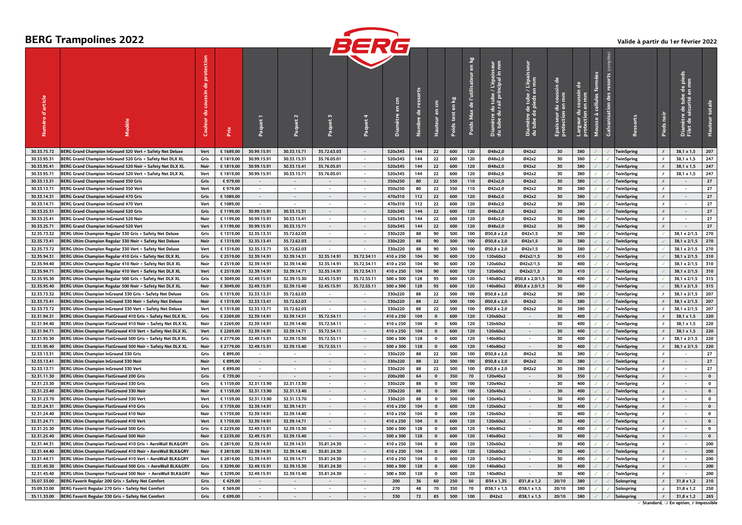# BERG Trampolines 2022

Valide à partir du 1er février 2022

| Numéro d'article | Modèle | Couleur du coussin de protection | Prix | Paquet 1 | Paquet 2 | Paquet 3 | Paquet 4 | Diamètre en cm | Nombre de ressorts | Hauteur en cm | Poids test en kg | Poids Max de l'utilisateur en kg | Diamètre du tube / L'épaisseur du tube du rail principal in mm | Diamètre de tube / L'épaisseur du tube de pieds en mm | Epaisseur du coussin de protection en mm | Largeur du coussin de protection en mm | Mousse à cellules fermées | Galvanisation des resorts (complète) | Ressorts | Pieds noir | Diamètre de tube de pieds Filet de sécurité en mm | Hauteur totale |
|---|---|---|---|---|---|---|---|---|---|---|---|---|---|---|---|---|---|---|---|---|---|---|
| 30.33.75.72 | BERG Grand Champion InGround 520 Vert + Safety Net Deluxe | Vert | € 1689,00 | 30.99.15.91 | 30.33.15.71 | 35.72.63.03 | - | 520x345 | 144 | 22 | 600 | 120 | Ø48x2,0 | Ø42x2 | 30 | 380 | ✓ | ✓ | TwinSpring | ✗ | 38,1 x 1,5 | 207 |
| 30.33.95.31 | BERG Grand Champion InGround 520 Gris + Safety Net DLX XL | Gris | € 1819,00 | 30.99.15.91 | 30.33.15.31 | 35.76.05.01 | - | 520x345 | 144 | 22 | 600 | 120 | Ø48x2,0 | Ø42x2 | 30 | 380 | ✓ | ✓ | TwinSpring | ✗ | 38,1 x 1,5 | 247 |
| 30.33.95.41 | BERG Grand Champion InGround 520 Noir + Safety Net DLX XL | Noir | € 1819,00 | 30.99.15.91 | 30.33.15.41 | 35.76.05.01 | - | 520x345 | 144 | 22 | 600 | 120 | Ø48x2,0 | Ø42x2 | 30 | 380 | ✓ | ✓ | TwinSpring | ✗ | 38,1 x 1,5 | 247 |
| 30.33.95.71 | BERG Grand Champion InGround 520 Vert + Safety Net DLX XL | Vert | € 1819,00 | 30.99.15.91 | 30.33.15.71 | 35.76.05.01 | - | 520x345 | 144 | 22 | 600 | 120 | Ø48x2,0 | Ø42x2 | 30 | 380 | ✓ | ✓ | TwinSpring | ✗ | 38,1 x 1,5 | 247 |
| 30.33.13.31 | BERG Grand Champion InGround 350 Gris | Gris | € 979,00 | - | - | - | - | 350x250 | 80 | 22 | 550 | 110 | Ø42x2,0 | Ø42x2 | 30 | 380 | ✓ | ✓ | TwinSpring | ✗ | - | 27 |
| 30.33.13.71 | BERG Grand Champion InGround 350 Vert | Vert | € 979,00 | - | - | - | - | 350x250 | 80 | 22 | 550 | 110 | Ø42x2,0 | Ø42x2 | 30 | 380 | ✓ | ✓ | TwinSpring | ✗ | - | 27 |
| 30.33.14.31 | BERG Grand Champion InGround 470 Gris | Gris | € 1089,00 | - | - | - | - | 470x310 | 112 | 22 | 600 | 120 | Ø48x2,0 | Ø42x2 | 30 | 380 | ✓ | ✓ | TwinSpring | ✗ | - | 27 |
| 30.33.14.71 | BERG Grand Champion InGround 470 Vert | Vert | € 1089,00 | - | - | - | - | 470x310 | 112 | 22 | 600 | 120 | Ø48x2,0 | Ø42x2 | 30 | 380 | ✓ | ✓ | TwinSpring | ✗ | - | 27 |
| 30.33.25.31 | BERG Grand Champion InGround 520 Gris | Gris | € 1199,00 | 30.99.15.91 | 30.33.15.31 | - | - | 520x345 | 144 | 22 | 600 | 120 | Ø48x2,0 | Ø42x2 | 30 | 380 | ✓ | ✓ | TwinSpring | ✗ | - | 27 |
| 30.33.25.41 | BERG Grand Champion InGround 520 Noir | Noir | € 1199,00 | 30.99.15.91 | 30.33.15.41 | - | - | 520x345 | 144 | 22 | 600 | 120 | Ø48x2,0 | Ø42x2 | 30 | 380 | ✓ | ✓ | TwinSpring | ✗ | - | 27 |
| 30.33.25.71 | BERG Grand Champion InGround 520 Vert | Vert | € 1199,00 | 30.99.15.91 | 30.33.15.71 | - | - | 520x345 | 144 | 22 | 600 | 120 | Ø48x2,0 | Ø42x2 | 30 | 380 | ✓ | ✓ | TwinSpring | ✗ | - | 27 |
| 32.35.73.32 | BERG Ultim Champion Regular 330 Gris + Safety Net Deluxe | Gris | € 1319,00 | 32.35.13.31 | 35.72.62.03 | - | - | 330x220 | 88 | 90 | 500 | 100 | Ø50,8 x 2,0 | Ø42x1,5 | 30 | 380 | ✓ | ✓ | TwinSpring | ✓ | 38,1 x 2/1,5 | 270 |
| 32.35.73.41 | BERG Ultim Champion Regular 330 Noir + Safety Net Deluxe | Noir | € 1319,00 | 32.35.13.41 | 35.72.62.03 | - | - | 330x220 | 88 | 90 | 500 | 100 | Ø50,8 x 2,0 | Ø42x1,5 | 30 | 380 | ✓ | ✓ | TwinSpring | ✓ | 38,1 x 2/1,5 | 270 |
| 32.35.73.72 | BERG Ultim Champion Regular 330 Vert + Safety Net Deluxe | Vert | € 1319,00 | 32.35.13.71 | 35.72.62.03 | - | - | 330x220 | 88 | 90 | 500 | 100 | Ø50,8 x 2,0 | Ø42x1,5 | 30 | 380 | ✓ | ✓ | TwinSpring | ✓ | 38,1 x 2/1,5 | 270 |
| 32.35.94.31 | BERG Ultim Champion Regular 410 Gris + Safety Net DLX XL | Gris | € 2519,00 | 32.39.14.91 | 32.39.14.31 | 32.35.14.91 | 35.72.54.11 | 410 x 250 | 104 | 90 | 600 | 120 | 120x60x2 | Ø42x2/1,5 | 30 | 410 | ✓ | ✓ | TwinSpring | ✓ | 38,1 x 2/1,5 | 310 |
| 32.35.94.40 | BERG Ultim Champion Regular 410 Noir + Safety Net DLX XL | Noir | € 2519,00 | 32.39.14.91 | 32.39.14.40 | 32.35.14.91 | 35.72.54.11 | 410 x 250 | 104 | 90 | 600 | 120 | 120x60x2 | Ø42x2/1,5 | 30 | 400 | ✓ | ✓ | TwinSpring | ✓ | 38,1 x 2/1,5 | 310 |
| 32.35.94.71 | BERG Ultim Champion Regular 410 Vert + Safety Net DLX XL | Vert | € 2519,00 | 32.39.14.91 | 32.39.14.71 | 32.35.14.91 | 35.72.54.11 | 410 x 250 | 104 | 90 | 600 | 120 | 120x60x2 | Ø42x2/1,5 | 30 | 410 | ✓ | ✓ | TwinSpring | ✓ | 38,1 x 2/1,5 | 310 |
| 32.35.95.30 | BERG Ultim Champion Regular 500 Gris + Safety Net DLX XL | Gris | € 3049,00 | 32.49.15.91 | 32.39.15.30 | 32.45.15.91 | 35.72.55.11 | 500 x 300 | 128 | 95 | 600 | 120 | 140x80x2 | Ø50,8 x 2,0/1,5 | 30 | 400 | ✓ | ✓ | TwinSpring | ✓ | 38,1 x 2/1,5 | 315 |
| 32.35.95.40 | BERG Ultim Champion Regular 500 Noir + Safety Net DLX XL | Noir | € 3049,00 | 32.49.15.91 | 32.39.15.40 | 32.45.15.91 | 35.72.55.11 | 500 x 300 | 128 | 95 | 600 | 120 | 140x80x2 | Ø50,8 x 2,0/1,5 | 30 | 400 | ✓ | ✓ | TwinSpring | ✓ | 38,1 x 2/1,5 | 315 |
| 32.33.73.32 | BERG Ultim Champion InGround 330 Gris + Safety Net Deluxe | Gris | € 1319,00 | 32.33.13.31 | 35.72.62.03 | - | - | 330x220 | 88 | 22 | 500 | 100 | Ø50,8 x 2,0 | Ø42x2 | 30 | 380 | ✓ | ✓ | TwinSpring | ✗ | 38,1 x 2/1,5 | 207 |
| 32.33.73.41 | BERG Ultim Champion InGround 330 Noir + Safety Net Deluxe | Noir | € 1319,00 | 32.33.13.41 | 35.72.62.03 | - | - | 330x220 | 88 | 22 | 500 | 100 | Ø50,8 x 2,0 | Ø42x2 | 30 | 380 | ✓ | ✓ | TwinSpring | ✗ | 38,1 x 2/1,5 | 207 |
| 32.33.73.72 | BERG Ultim Champion InGround 330 Vert + Safety Net Deluxe | Vert | € 1319,00 | 32.33.13.71 | 35.72.62.03 | - | - | 330x220 | 88 | 22 | 500 | 100 | Ø50,8 x 2,0 | Ø42x2 | 30 | 380 | ✓ | ✓ | TwinSpring | ✗ | 38,1 x 2/1,5 | 207 |
| 32.31.94.31 | BERG Ultim Champion FlatGround 410 Gris + Safety Net DLX XL | Gris | € 2269,00 | 32.39.14.91 | 32.39.14.31 | 35.72.54.11 | - | 410 x 250 | 104 | 0 | 600 | 120 | 120x60x2 | - | 30 | 400 | ✓ | ✓ | TwinSpring | ✗ | 38,1 x 1,5 | 220 |
| 32.31.94.40 | BERG Ultim Champion FlatGround 410 Noir + Safety Net DLX XL | Noir | € 2269,00 | 32.39.14.91 | 32.39.14.40 | 35.72.54.11 | - | 410 x 250 | 104 | 0 | 600 | 120 | 120x60x2 | - | 30 | 400 | ✓ | ✓ | TwinSpring | ✗ | 38,1 x 1,5 | 220 |
| 32.31.94.71 | BERG Ultim Champion FlatGround 410 Vert + Safety Net DLX XL | Vert | € 2269,00 | 32.39.14.91 | 32.39.14.71 | 35.72.54.11 | - | 410 x 250 | 104 | 0 | 600 | 120 | 120x60x2 | - | 30 | 400 | ✓ | ✓ | TwinSpring | ✗ | 38,1 x 1,5 | 220 |
| 32.31.95.30 | BERG Ultim Champion FlatGround 500 Gris + Safety Net DLX XL | Gris | € 2779,00 | 32.49.15.91 | 32.39.15.30 | 35.72.55.11 | - | 500 x 300 | 128 | 0 | 600 | 120 | 140x80x2 | - | 30 | 400 | ✓ | ✓ | TwinSpring | ✗ | 38,1 x 2/1,5 | 220 |
| 32.31.95.40 | BERG Ultim Champion FlatGround 500 Noir + Safety Net DLX XL | Noir | € 2779,00 | 32.49.15.91 | 32.39.15.40 | 35.72.55.11 | - | 500 x 300 | 128 | 0 | 600 | 120 | 140x80x2 | - | 30 | 400 | ✓ | ✓ | TwinSpring | ✗ | 38,1 x 2/1,5 | 220 |
| 32.33.13.31 | BERG Ultim Champion InGround 330 Gris | Gris | € 899,00 | - | - | - | - | 330x220 | 88 | 22 | 500 | 100 | Ø50,8 x 2,0 | Ø42x2 | 30 | 380 | ✓ | ✓ | TwinSpring | ✗ | - | 27 |
| 32.33.13.41 | BERG Ultim Champion InGround 330 Noir | Noir | € 899,00 | - | - | - | - | 330x220 | 88 | 22 | 500 | 100 | Ø50,8 x 2,0 | Ø42x2 | 30 | 380 | ✓ | ✓ | TwinSpring | ✗ | - | 27 |
| 32.33.13.71 | BERG Ultim Champion InGround 330 Vert | Vert | € 899,00 | - | - | - | - | 330x220 | 88 | 22 | 500 | 100 | Ø50,8 x 2,0 | Ø42x2 | 30 | 380 | ✓ | ✓ | TwinSpring | ✗ | - | 27 |
| 32.31.11.30 | BERG Ultim Champion FlatGround 200 Gris | Gris | € 739,00 | - | - | - | - | 200x200 | 64 | 0 | 350 | 70 | 120x40x2 | - | 30 | 350 | ✓ | ✓ | TwinSpring | ✗ | - | 0 |
| 32.31.23.30 | BERG Ultim Champion FlatGround 330 Gris | Gris | € 1159,00 | 32.31.13.90 | 32.31.13.30 | - | - | 330x220 | 88 | 0 | 500 | 100 | 120x40x2 | - | 30 | 400 | ✓ | ✓ | TwinSpring | ✗ | - | 0 |
| 32.31.23.40 | BERG Ultim Champion FlatGround 330 Noir | Noir | € 1159,00 | 32.31.13.90 | 32.31.13.40 | - | - | 330x220 | 88 | 0 | 500 | 100 | 120x40x2 | - | 30 | 400 | ✓ | ✓ | TwinSpring | ✗ | - | 0 |
| 32.31.23.70 | BERG Ultim Champion FlatGround 330 Vert | Vert | € 1159,00 | 32.31.13.90 | 32.31.13.70 | - | - | 330x220 | 88 | 0 | 500 | 100 | 120x40x2 | - | 30 | 400 | ✓ | ✓ | TwinSpring | ✗ | - | 0 |
| 32.31.24.31 | BERG Ultim Champion FlatGround 410 Gris | Gris | € 1759,00 | 32.39.14.91 | 32.39.14.31 | - | - | 410 x 250 | 104 | 0 | 600 | 120 | 120x60x2 | - | 30 | 400 | ✓ | ✓ | TwinSpring | ✗ | - | 0 |
| 32.31.24.40 | BERG Ultim Champion FlatGround 410 Noir | Noir | € 1759,00 | 32.39.14.91 | 32.39.14.40 | - | - | 410 x 250 | 104 | 0 | 600 | 120 | 120x60x2 | - | 30 | 400 | ✓ | ✓ | TwinSpring | ✗ | - | 0 |
| 32.31.24.71 | BERG Ultim Champion FlatGround 410 Vert | Vert | € 1759,00 | 32.39.14.91 | 32.39.14.71 | - | - | 410 x 250 | 104 | 0 | 600 | 120 | 120x60x2 | - | 30 | 400 | ✓ | ✓ | TwinSpring | ✗ | - | 0 |
| 32.31.25.30 | BERG Ultim Champion FlatGround 500 Gris | Gris | € 2239,00 | 32.49.15.91 | 32.39.15.30 | - | - | 500 x 300 | 128 | 0 | 600 | 120 | 140x80x2 | - | 30 | 400 | ✓ | ✓ | TwinSpring | ✗ | - | 0 |
| 32.31.25.40 | BERG Ultim Champion FlatGround 500 Noir | Noir | € 2239,00 | 32.49.15.91 | 32.39.15.40 | - | - | 500 x 300 | 128 | 0 | 600 | 120 | 140x80x2 | - | 30 | 400 | ✓ | ✓ | TwinSpring | ✗ | - | 0 |
| 32.31.44.31 | BERG Ultim Champion FlatGround 410 Gris + AeroWall BLK&GRY | Gris | € 2819,00 | 32.39.14.91 | 32.39.14.31 | 35.81.24.30 | - | 410 x 250 | 104 | 0 | 600 | 120 | 120x60x2 | - | 30 | 400 | ✓ | ✓ | TwinSpring | ✗ | - | 200 |
| 32.31.44.40 | BERG Ultim Champion FlatGround 410 Noir + AeroWall BLK&GRY | Noir | € 2819,00 | 32.39.14.91 | 32.39.14.40 | 35.81.24.30 | - | 410 x 250 | 104 | 0 | 600 | 120 | 120x60x2 | - | 30 | 400 | ✓ | ✓ | TwinSpring | ✗ | - | 200 |
| 32.31.44.71 | BERG Ultim Champion FlatGround 410 Vert + AeroWall BLK&GRY | Vert | € 2819,00 | 32.39.14.91 | 32.39.14.71 | 35.81.24.30 | - | 410 x 250 | 104 | 0 | 600 | 120 | 120x60x2 | - | 30 | 400 | ✓ | ✓ | TwinSpring | ✗ | - | 200 |
| 32.31.45.30 | BERG Ultim Champion FlatGround 500 Gris + AeroWall BLK&GRY | Gris | € 3299,00 | 32.49.15.91 | 32.39.15.30 | 35.81.24.30 | - | 500 x 300 | 128 | 0 | 600 | 120 | 140x80x2 | - | 30 | 400 | ✓ | ✓ | TwinSpring | ✗ | - | 200 |
| 32.31.45.40 | BERG Ultim Champion FlatGround 500 Noir + AeroWall BLK&GRY | Noir | € 3299,00 | 32.49.15.91 | 32.39.15.40 | 35.81.24.30 | - | 500 x 300 | 128 | 0 | 600 | 120 | 140x80x2 | - | 30 | 400 | ✓ | ✓ | TwinSpring | ✗ | - | 200 |
| 35.07.33.00 | BERG Favorit Regular 200 Gris + Safety Net Comfort | Gris | € 429,00 | - | - | - | - | 200 | 36 | 60 | 250 | 50 | Ø34 x 1,35 | Ø31,8 x 1,2 | 20/10 | 380 | ✓ | ✓ | Solospring | ✗ | 31,8 x 1,2 | 210 |
| 35.09.33.00 | BERG Favorit Regular 270 Gris + Safety Net Comfort | Gris | € 569,00 | - | - | - | - | 270 | 48 | 70 | 350 | 70 | Ø38,1 x 1,5 | Ø38,1 x 1,5 | 20/10 | 380 | ✓ | ✓ | Solospring | ✗ | 31,8 x 1,2 | 250 |
| 35.11.33.00 | BERG Favorit Regular 330 Gris + Safety Net Comfort | Gris | € 699,00 | - | - | - | - | 330 | 72 | 85 | 500 | 100 | Ø42x2 | Ø38,1 x 1,5 | 20/10 | 380 | ✓ | ✓ | Solospring | ✗ | 31,8 x 1,2 | 265 |

✓ Standard, ❍ En option, ✗ Impossible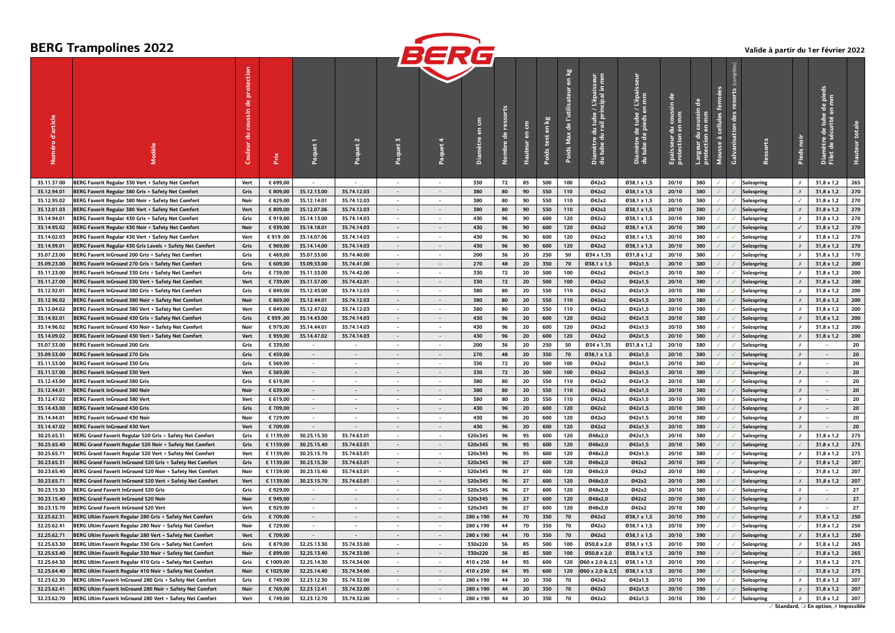# BERG Trampolines 2022

Valide à partir du 1er février 2022

| Numéro d'article | Modèle | Couleur du coussin de protection | Prix | Paquet 1 | Paquet 2 | Paquet 3 | Paquet 4 | Diamètre en cm | Nombre de ressorts | Hauteur en cm | Poids test en kg | Poids Max de l'utilisateur en kg | Diamètre du tube / L'épaisseur du tube du rail principal in mm | Diamètre de tube / L'épaisseur du tube de pieds en mm | Epaisseur du coussin de protection en mm | Largeur du coussin de protection en mm | Mousse à cellules fermées | Galvanisation des ressorts (complète) | Ressorts | Pieds noir | Diamètre de tube de pieds Filet de sécurité en mm | Hauteur totale |
|---|---|---|---|---|---|---|---|---|---|---|---|---|---|---|---|---|---|---|---|---|---|---|
| 35.11.37.00 | BERG Favorit Regular 330 Vert + Safety Net Comfort | Vert | € 699,00 | - | - | - | - | 330 | 72 | 85 | 500 | 100 | Ø42x2 | Ø38,1 x 1,5 | 20/10 | 380 | ✓ | ✓ | Solospring | ✗ | 31,8 x 1,2 | 265 |
| 35.12.94.01 | BERG Favorit Regular 380 Gris + Safety Net Comfort | Gris | € 809,00 | 35.12.13.00 | 35.74.12.03 | - | - | 380 | 80 | 90 | 550 | 110 | Ø42x2 | Ø38,1 x 1,5 | 20/10 | 380 | ✓ | ✓ | Solospring | ✗ | 31,8 x 1,2 | 270 |
| 35.12.95.02 | BERG Favorit Regular 380 Noir + Safety Net Comfort | Noir | € 829,00 | 35.12.14.01 | 35.74.12.03 | - | - | 380 | 80 | 90 | 550 | 110 | Ø42x2 | Ø38,1 x 1,5 | 20/10 | 380 | ✓ | ✓ | Solospring | ✓ | 31,8 x 1,2 | 270 |
| 35.12.01.03 | BERG Favorit Regular 380 Vert + Safety Net Comfort | Vert | € 809,00 | 35.12.07.06 | 35.74.12.03 | - | - | 380 | 80 | 90 | 550 | 110 | Ø42x2 | Ø38,1 x 1,5 | 20/10 | 380 | ✓ | ✓ | Solospring | ✗ | 31,8 x 1,2 | 270 |
| 35.14.94.01 | BERG Favorit Regular 430 Gris + Safety Net Comfort | Gris | € 919,00 | 35.14.13.00 | 35.74.14.03 | - | - | 430 | 96 | 90 | 600 | 120 | Ø42x2 | Ø38,1 x 1,5 | 20/10 | 380 | ✓ | ✓ | Solospring | ✗ | 31,8 x 1,2 | 270 |
| 35.14.95.02 | BERG Favorit Regular 430 Noir + Safety Net Comfort | Noir | € 939,00 | 35.14.18.01 | 35.74.14.03 | - | - | 430 | 96 | 90 | 600 | 120 | Ø42x2 | Ø38,1 x 1,5 | 20/10 | 380 | ✓ | ✓ | Solospring | ✓ | 31,8 x 1,2 | 270 |
| 35.14.02.03 | BERG Favorit Regular 430 Vert + Safety Net Comfort | Vert | € 919 ,00 | 35.14.07.06 | 35.74.14.03 | - | - | 430 | 96 | 90 | 600 | 120 | Ø42x2 | Ø38,1 x 1,5 | 20/10 | 380 | ✓ | ✓ | Solospring | ✗ | 31,8 x 1,2 | 270 |
| 35.14.99.01 | BERG Favorit Regular 430 Gris Levels + Safety Net Comfort | Gris | € 969,00 | 35.14.14.00 | 35.74.14.03 | - | - | 430 | 96 | 90 | 600 | 120 | Ø42x2 | Ø38,1 x 1,5 | 20/10 | 380 | ✓ | ✓ | Solospring | ✗ | 31,8 x 1,2 | 270 |
| 35.07.23.00 | BERG Favorit InGround 200 Gris + Safety Net Comfort | Gris | € 469,00 | 35.07.53.00 | 35.74.40.00 | - | - | 200 | 36 | 20 | 250 | 50 | Ø34 x 1,35 | Ø31,8 x 1,2 | 20/10 | 380 | ✓ | ✓ | Solospring | ✗ | 31,8 x 1,2 | 170 |
| 35.09.23.00 | BERG Favorit InGround 270 Gris + Safety Net Comfort | Gris | € 609,00 | 35.09.53.00 | 35.74.41.00 | - | - | 270 | 48 | 20 | 350 | 70 | Ø38,1 x 1,5 | Ø42x1,5 | 20/10 | 380 | ✓ | ✓ | Solospring | ✗ | 31,8 x 1,2 | 200 |
| 35.11.23.00 | BERG Favorit InGround 330 Gris + Safety Net Comfort | Gris | € 739,00 | 35.11.53.00 | 35.74.42.00 | - | - | 330 | 72 | 20 | 500 | 100 | Ø42x2 | Ø42x1,5 | 20/10 | 380 | ✓ | ✓ | Solospring | ✗ | 31,8 x 1,2 | 200 |
| 35.11.27.00 | BERG Favorit InGround 330 Vert + Safety Net Comfort | Vert | € 739,00 | 35.11.57.00 | 35.74.42.01 | - | - | 330 | 72 | 20 | 500 | 100 | Ø42x2 | Ø42x1,5 | 20/10 | 380 | ✓ | ✓ | Solospring | ✗ | 31,8 x 1,2 | 200 |
| 35.12.92.01 | BERG Favorit InGround 380 Gris + Safety Net Comfort | Gris | € 849,00 | 35.12.43.00 | 35.74.12.03 | - | - | 380 | 80 | 20 | 550 | 110 | Ø42x2 | Ø42x1,5 | 20/10 | 380 | ✓ | ✓ | Solospring | ✗ | 31,8 x 1,2 | 200 |
| 35.12.96.02 | BERG Favorit InGround 380 Noir + Safety Net Comfort | Noir | € 869,00 | 35.12.44.01 | 35.74.12.03 | - | - | 380 | 80 | 20 | 550 | 110 | Ø42x2 | Ø42x1,5 | 20/10 | 380 | ✓ | ✓ | Solospring | ✗ | 31,8 x 1,2 | 200 |
| 35.12.04.02 | BERG Favorit InGround 380 Vert + Safety Net Comfort | Vert | € 849,00 | 35.12.47.02 | 35.74.12.03 | - | - | 380 | 80 | 20 | 550 | 110 | Ø42x2 | Ø42x1,5 | 20/10 | 380 | ✓ | ✓ | Solospring | ✗ | 31,8 x 1,2 | 200 |
| 35.14.92.01 | BERG Favorit InGround 430 Gris + Safety Net Comfort | Gris | € 959 ,00 | 35.14.43.00 | 35.74.14.03 | - | - | 430 | 96 | 20 | 600 | 120 | Ø42x2 | Ø42x1,5 | 20/10 | 380 | ✓ | ✓ | Solospring | ✗ | 31,8 x 1,2 | 200 |
| 35.14.96.02 | BERG Favorit InGround 430 Noir + Safety Net Comfort | Noir | € 979,00 | 35.14.44.01 | 35.74.14.03 | - | - | 430 | 96 | 20 | 600 | 120 | Ø42x2 | Ø42x1,5 | 20/10 | 380 | ✓ | ✓ | Solospring | ✗ | 31,8 x 1,2 | 200 |
| 35.14.09.02 | BERG Favorit InGround 430 Vert + Safety Net Comfort | Vert | € 959,00 | 35.14.47.02 | 35.74.14.03 | - | - | 430 | 96 | 20 | 600 | 120 | Ø42x2 | Ø42x1,5 | 20/10 | 380 | ✓ | ✓ | Solospring | ✗ | 31,8 x 1,2 | 200 |
| 35.07.53.00 | BERG Favorit InGround 200 Gris | Gris | € 339,00 | - | - | - | - | 200 | 36 | 20 | 250 | 50 | Ø34 x 1,35 | Ø31,8 x 1,2 | 20/10 | 380 | ✓ | ✓ | Solospring | ✗ | - | 20 |
| 35.09.53.00 | BERG Favorit InGround 270 Gris | Gris | € 459,00 | - | - | - | - | 270 | 48 | 20 | 350 | 70 | Ø38,1 x 1,5 | Ø42x1,5 | 20/10 | 380 | ✓ | ✓ | Solospring | ✗ | - | 20 |
| 35.11.53.00 | BERG Favorit InGround 330 Gris | Gris | € 569,00 | - | - | - | - | 330 | 72 | 20 | 500 | 100 | Ø42x2 | Ø42x1,5 | 20/10 | 380 | ✓ | ✓ | Solospring | ✗ | - | 20 |
| 35.11.57.00 | BERG Favorit InGround 330 Vert | Vert | € 569,00 | - | - | - | - | 330 | 72 | 20 | 500 | 100 | Ø42x2 | Ø42x1,5 | 20/10 | 380 | ✓ | ✓ | Solospring | ✗ | - | 20 |
| 35.12.43.00 | BERG Favorit InGround 380 Gris | Gris | € 619,00 | - | - | - | - | 380 | 80 | 20 | 550 | 110 | Ø42x2 | Ø42x1,5 | 20/10 | 380 | ✓ | ✓ | Solospring | ✗ | - | 20 |
| 35.12.44.01 | BERG Favorit InGround 380 Noir | Noir | € 639,00 | - | - | - | - | 380 | 80 | 20 | 550 | 110 | Ø42x2 | Ø42x1,5 | 20/10 | 380 | ✓ | ✓ | Solospring | ✗ | - | 20 |
| 35.12.47.02 | BERG Favorit InGround 380 Vert | Vert | € 619,00 | - | - | - | - | 380 | 80 | 20 | 550 | 110 | Ø42x2 | Ø42x1,5 | 20/10 | 380 | ✓ | ✓ | Solospring | ✗ | - | 20 |
| 35.14.43.00 | BERG Favorit InGround 430 Gris | Gris | € 709,00 | - | - | - | - | 430 | 96 | 20 | 600 | 120 | Ø42x2 | Ø42x1,5 | 20/10 | 380 | ✓ | ✓ | Solospring | ✗ | - | 20 |
| 35.14.44.01 | BERG Favorit InGround 430 Noir | Noir | € 729,00 | - | - | - | - | 430 | 96 | 20 | 600 | 120 | Ø42x2 | Ø42x1,5 | 20/10 | 380 | ✓ | ✓ | Solospring | ✗ | - | 20 |
| 35.14.47.02 | BERG Favorit InGround 430 Vert | Vert | € 709,00 | - | - | - | - | 430 | 96 | 20 | 600 | 120 | Ø42x2 | Ø42x1,5 | 20/10 | 380 | ✓ | ✓ | Solospring | ✗ | - | 20 |
| 30.25.65.31 | BERG Grand Favorit Regular 520 Gris + Safety Net Comfort | Gris | € 1139,00 | 30.25.15.30 | 35.74.63.01 | - | - | 520x345 | 96 | 95 | 600 | 120 | Ø48x2,0 | Ø42x1,5 | 20/10 | 380 | ✓ | ✓ | Solospring | ✗ | 31,8 x 1,2 | 275 |
| 30.25.65.40 | BERG Grand Favorit Regular 520 Noir + Safety Net Comfort | Noir | € 1159,00 | 30.25.15.40 | 35.74.63.01 | - | - | 520x345 | 96 | 95 | 600 | 120 | Ø48x2,0 | Ø42x1,5 | 20/10 | 380 | ✓ | ✓ | Solospring | ✓ | 31,8 x 1,2 | 275 |
| 30.25.65.71 | BERG Grand Favorit Regular 520 Vert + Safety Net Comfort | Vert | € 1139,00 | 30.25.15.70 | 35.74.63.01 | - | - | 520x345 | 96 | 95 | 600 | 120 | Ø48x2,0 | Ø42x1,5 | 20/10 | 380 | ✓ | ✓ | Solospring | ✗ | 31,8 x 1,2 | 275 |
| 30.23.65.31 | BERG Grand Favorit InGround 520 Gris + Safety Net Comfort | Gris | € 1139,00 | 30.23.15.30 | 35.74.63.01 | - | - | 520x345 | 96 | 27 | 600 | 120 | Ø48x2,0 | Ø42x2 | 20/10 | 380 | ✓ | ✓ | Solospring | ✗ | 31,8 x 1,2 | 207 |
| 30.23.65.40 | BERG Grand Favorit InGround 520 Noir + Safety Net Comfort | Noir | € 1159,00 | 30.23.15.40 | 35.74.63.01 | - | - | 520x345 | 96 | 27 | 600 | 120 | Ø48x2,0 | Ø42x2 | 20/10 | 380 | ✓ | ✓ | Solospring | ✓ | 31,8 x 1,2 | 207 |
| 30.23.65.71 | BERG Grand Favorit InGround 520 Vert + Safety Net Comfort | Vert | € 1139,00 | 30.23.15.70 | 35.74.63.01 | - | - | 520x345 | 96 | 27 | 600 | 120 | Ø48x2,0 | Ø42x2 | 20/10 | 380 | ✓ | ✓ | Solospring | ✗ | 31,8 x 1,2 | 207 |
| 30.23.15.30 | BERG Grand Favorit InGround 520 Gris | Gris | € 929,00 | - | - | - | - | 520x345 | 96 | 27 | 600 | 120 | Ø48x2,0 | Ø42x2 | 20/10 | 380 | ✓ | ✓ | Solospring | ✗ | - | 27 |
| 30.23.15.40 | BERG Grand Favorit InGround 520 Noir | Noir | € 949,00 | - | - | - | - | 520x345 | 96 | 27 | 600 | 120 | Ø48x2,0 | Ø42x2 | 20/10 | 380 | ✓ | ✓ | Solospring | ✗ | - | 27 |
| 30.23.15.70 | BERG Grand Favorit InGround 520 Vert | Vert | € 929,00 | - | - | - | - | 520x345 | 96 | 27 | 600 | 120 | Ø48x2,0 | Ø42x2 | 20/10 | 380 | ✓ | ✓ | Solospring | ✗ | - | 27 |
| 32.25.62.31 | BERG Ultim Favorit Regular 280 Gris + Safety Net Comfort | Gris | € 709,00 | - | - | - | - | 280 x 190 | 44 | 70 | 350 | 70 | Ø42x2 | Ø38,1 x 1,5 | 20/10 | 390 | ✓ | ✓ | Solospring | ✗ | 31,8 x 1,2 | 250 |
| 32.25.62.41 | BERG Ultim Favorit Regular 280 Noir + Safety Net Comfort | Noir | € 729,00 | - | - | - | - | 280 x 190 | 44 | 70 | 350 | 70 | Ø42x2 | Ø38,1 x 1,5 | 20/10 | 390 | ✓ | ✓ | Solospring | ✓ | 31,8 x 1,2 | 250 |
| 32.25.62.71 | BERG Ultim Favorit Regular 280 Vert + Safety Net Comfort | Vert | € 709,00 | - | - | - | - | 280 x 190 | 44 | 70 | 350 | 70 | Ø42x2 | Ø38,1 x 1,5 | 20/10 | 390 | ✓ | ✓ | Solospring | ✗ | 31,8 x 1,2 | 250 |
| 32.25.63.30 | BERG Ultim Favorit Regular 330 Gris + Safety Net Comfort | Gris | € 879,00 | 32.25.13.30 | 35.74.33.00 | - | - | 330x220 | 56 | 85 | 500 | 100 | Ø50,8 x 2,0 | Ø38,1 x 1,5 | 20/10 | 390 | ✓ | ✓ | Solospring | ✗ | 31,8 x 1,2 | 265 |
| 32.25.63.40 | BERG Ultim Favorit Regular 330 Noir + Safety Net Comfort | Noir | € 899,00 | 32.25.13.40 | 35.74.33.00 | - | - | 330x220 | 56 | 85 | 500 | 100 | Ø50,8 x 2,0 | Ø38,1 x 1,5 | 20/10 | 390 | ✓ | ✓ | Solospring | ✓ | 31,8 x 1,2 | 265 |
| 32.25.64.30 | BERG Ultim Favorit Regular 410 Gris + Safety Net Comfort | Gris | € 1009,00 | 32.25.14.30 | 35.74.34.00 | - | - | 410 x 250 | 64 | 95 | 600 | 120 | Ø60 x 2,0 & 2,5 | Ø38,1 x 1,5 | 20/10 | 390 | ✓ | ✓ | Solospring | ✗ | 31,8 x 1,2 | 275 |
| 32.25.64.40 | BERG Ultim Favorit Regular 410 Noir + Safety Net Comfort | Noir | € 1029,00 | 32.25.14.40 | 35.74.34.00 | - | - | 410 x 250 | 64 | 95 | 600 | 120 | Ø60 x 2,0 & 2,5 | Ø38,1 x 1,5 | 20/10 | 390 | ✓ | ✓ | Solospring | ✓ | 31,8 x 1,2 | 275 |
| 32.23.62.30 | BERG Ultim Favorit InGround 280 Gris + Safety Net Comfort | Gris | € 749,00 | 32.23.12.30 | 35.74.32.00 | - | - | 280 x 190 | 44 | 20 | 350 | 70 | Ø42x2 | Ø42x1,5 | 20/10 | 390 | ✓ | ✓ | Solospring | ✗ | 31,8 x 1,2 | 207 |
| 32.23.62.41 | BERG Ultim Favorit InGround 280 Noir + Safety Net Comfort | Noir | € 769,00 | 32.23.12.41 | 35.74.32.00 | - | - | 280 x 190 | 44 | 20 | 350 | 70 | Ø42x2 | Ø42x1,5 | 20/10 | 390 | ✓ | ✓ | Solospring | ✗ | 31,8 x 1,2 | 207 |
| 32.23.62.70 | BERG Ultim Favorit InGround 280 Vert + Safety Net Comfort | Vert | € 749,00 | 32.23.12.70 | 35.74.32.00 | - | - | 280 x 190 | 44 | 20 | 350 | 70 | Ø42x2 | Ø42x1,5 | 20/10 | 390 | ✓ | ✓ | Solospring | ✗ | 31,8 x 1,2 | 207 |

✓ Standard, ❍ En option, ✗ Impossible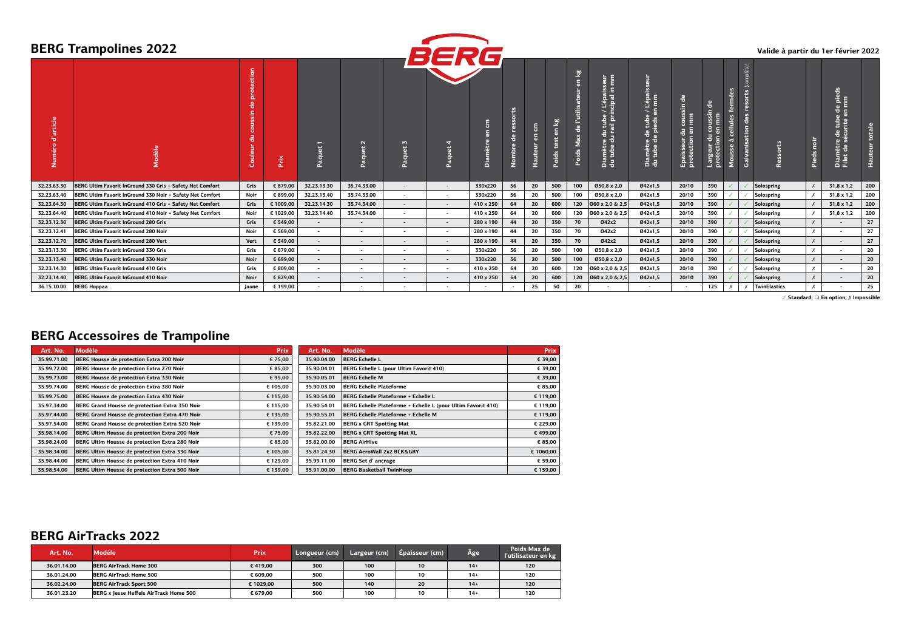# BERG Trampolines 2022

Valide à partir du 1er février 2022

| Numéro d'article | Modèle | Couleur du coussin de protection | Prix | Paquet 1 | Paquet 2 | Paquet 3 | Paquet 4 | Diamètre en cm | Nombre de ressorts | Hauteur en cm | Poids test en kg | Poids Max de l'utilisateur en kg | Diamètre du tube / L'épaisseur du tube du rail principal in mm | Diamètre de tube / L'épaisseur du tube de pieds en mm | Epaisseur du coussin de protection en mm | Largeur du coussin de protection en mm | Mousse à cellules fermées | Galvanisation des ressorts (complète) | Ressorts | Pieds noir | Diamètre de tube de pieds Filet de sécurité en mm | Hauteur totale |
|---|---|---|---|---|---|---|---|---|---|---|---|---|---|---|---|---|---|---|---|---|---|---|
| 32.23.63.30 | BERG Ultim Favorit InGround 330 Gris + Safety Net Comfort | Gris | € 879,00 | 32.23.13.30 | 35.74.33.00 | - | - | 330x220 | 56 | 20 | 500 | 100 | Ø50,8 x 2,0 | Ø42x1,5 | 20/10 | 390 | ✓ | ✓ | Solospring | ✗ | 31,8 x 1,2 | 200 |
| 32.23.63.40 | BERG Ultim Favorit InGround 330 Noir + Safety Net Comfort | Noir | € 899,00 | 32.23.13.40 | 35.74.33.00 | - | - | 330x220 | 56 | 20 | 500 | 100 | Ø50,8 x 2,0 | Ø42x1,5 | 20/10 | 390 | ✓ | ✓ | Solospring | ✗ | 31,8 x 1,2 | 200 |
| 32.23.64.30 | BERG Ultim Favorit InGround 410 Gris + Safety Net Comfort | Gris | € 1009,00 | 32.23.14.30 | 35.74.34.00 | - | - | 410 x 250 | 64 | 20 | 600 | 120 | Ø60 x 2,0 & 2,5 | Ø42x1,5 | 20/10 | 390 | ✓ | ✓ | Solospring | ✗ | 31,8 x 1,2 | 200 |
| 32.23.64.40 | BERG Ultim Favorit InGround 410 Noir + Safety Net Comfort | Noir | € 1029,00 | 32.23.14.40 | 35.74.34.00 | - | - | 410 x 250 | 64 | 20 | 600 | 120 | Ø60 x 2,0 & 2,5 | Ø42x1,5 | 20/10 | 390 | ✓ | ✓ | Solospring | ✗ | 31,8 x 1,2 | 200 |
| 32.23.12.30 | BERG Ultim Favorit InGround 280 Gris | Gris | € 549,00 | - | - | - | - | 280 x 190 | 44 | 20 | 350 | 70 | Ø42x2 | Ø42x1,5 | 20/10 | 390 | ✓ | ✓ | Solospring | ✗ | - | 27 |
| 32.23.12.41 | BERG Ultim Favorit InGround 280 Noir | Noir | € 569,00 | - | - | - | - | 280 x 190 | 44 | 20 | 350 | 70 | Ø42x2 | Ø42x1,5 | 20/10 | 390 | ✓ | ✓ | Solospring | ✗ | - | 27 |
| 32.23.12.70 | BERG Ultim Favorit InGround 280 Vert | Vert | € 549,00 | - | - | - | - | 280 x 190 | 44 | 20 | 350 | 70 | Ø42x2 | Ø42x1,5 | 20/10 | 390 | ✓ | ✓ | Solospring | ✗ | - | 27 |
| 32.23.13.30 | BERG Ultim Favorit InGround 330 Gris | Gris | € 679,00 | - | - | - | - | 330x220 | 56 | 20 | 500 | 100 | Ø50,8 x 2,0 | Ø42x1,5 | 20/10 | 390 | ✓ | ✓ | Solospring | ✗ | - | 20 |
| 32.23.13.40 | BERG Ultim Favorit InGround 330 Noir | Noir | € 699,00 | - | - | - | - | 330x220 | 56 | 20 | 500 | 100 | Ø50,8 x 2,0 | Ø42x1,5 | 20/10 | 390 | ✓ | ✓ | Solospring | ✗ | - | 20 |
| 32.23.14.30 | BERG Ultim Favorit InGround 410 Gris | Gris | € 809,00 | - | - | - | - | 410 x 250 | 64 | 20 | 600 | 120 | Ø60 x 2,0 & 2,5 | Ø42x1,5 | 20/10 | 390 | ✓ | ✓ | Solospring | ✗ | - | 20 |
| 32.23.14.40 | BERG Ultim Favorit InGround 410 Noir | Noir | € 829,00 | - | - | - | - | 410 x 250 | 64 | 20 | 600 | 120 | Ø60 x 2,0 & 2,5 | Ø42x1,5 | 20/10 | 390 | ✓ | ✓ | Solospring | ✗ | - | 20 |
| 36.15.10.00 | BERG Hoppaa | Jaune | € 199,00 | - | - | - | - | - | - | 25 | 50 | 20 | - | - | - | 125 | ✗ | ✗ | TwinElastics | ✗ | - | 25 |

✓ Standard, ❍ En option, ✗ Impossible

# BERG Accessoires de Trampoline

| Art. No. | Modèle | Prix |
|---|---|---|
| 35.99.71.00 | BERG Housse de protection Extra 200 Noir | € 75,00 |
| 35.99.72.00 | BERG Housse de protection Extra 270 Noir | € 85,00 |
| 35.99.73.00 | BERG Housse de protection Extra 330 Noir | € 95,00 |
| 35.99.74.00 | BERG Housse de protection Extra 380 Noir | € 105,00 |
| 35.99.75.00 | BERG Housse de protection Extra 430 Noir | € 115,00 |
| 35.97.34.00 | BERG Grand Housse de protection Extra 350 Noir | € 115,00 |
| 35.97.44.00 | BERG Grand Housse de protection Extra 470 Noir | € 135,00 |
| 35.97.54.00 | BERG Grand Housse de protection Extra 520 Noir | € 139,00 |
| 35.98.14.00 | BERG Ultim Housse de protection Extra 200 Noir | € 75,00 |
| 35.98.24.00 | BERG Ultim Housse de protection Extra 280 Noir | € 85,00 |
| 35.98.34.00 | BERG Ultim Housse de protection Extra 330 Noir | € 105,00 |
| 35.98.44.00 | BERG Ultim Housse de protection Extra 410 Noir | € 129,00 |
| 35.98.54.00 | BERG Ultim Housse de protection Extra 500 Noir | € 139,00 |

| Art. No. | Modèle | Prix |
|---|---|---|
| 35.90.04.00 | BERG Echelle L | € 39,00 |
| 35.90.04.01 | BERG Echelle L (pour Ultim Favorit 410) | € 39,00 |
| 35.90.05.01 | BERG Echelle M | € 39,00 |
| 35.90.03.00 | BERG Echelle Plateforme | € 85,00 |
| 35.90.54.00 | BERG Echelle Plateforme + Echelle L | € 119,00 |
| 35.90.54.01 | BERG Echelle Plateforme + Echelle L (pour Ultim Favorit 410) | € 119,00 |
| 35.90.55.01 | BERG Echelle Plateforme + Echelle M | € 119,00 |
| 35.82.21.00 | BERG x GRT Spotting Mat | € 229,00 |
| 35.82.22.00 | BERG x GRT Spotting Mat XL | € 499,00 |
| 35.82.00.00 | BERG AirHive | € 85,00 |
| 35.81.24.30 | BERG AeroWall 2x2 BLK&GRY | € 1060,00 |
| 35.99.11.00 | BERG Set d' ancrage | € 59,00 |
| 35.91.00.00 | BERG Basketball TwinHoop | € 159,00 |

# BERG AirTracks 2022

| Art. No. | Modèle | Prix | Longueur (cm) | Largeur (cm) | Épaisseur (cm) | Âge | Poids Max de l'utilisateur en kg |
|---|---|---|---|---|---|---|---|
| 36.01.14.00 | BERG AirTrack Home 300 | € 419,00 | 300 | 100 | 10 | 14+ | 120 |
| 36.01.24.00 | BERG AirTrack Home 500 | € 609,00 | 500 | 100 | 10 | 14+ | 120 |
| 36.02.24.00 | BERG AirTrack Sport 500 | € 1029,00 | 500 | 140 | 20 | 14+ | 120 |
| 36.01.23.20 | BERG x Jesse Heffels AirTrack Home 500 | € 679,00 | 500 | 100 | 10 | 14+ | 120 |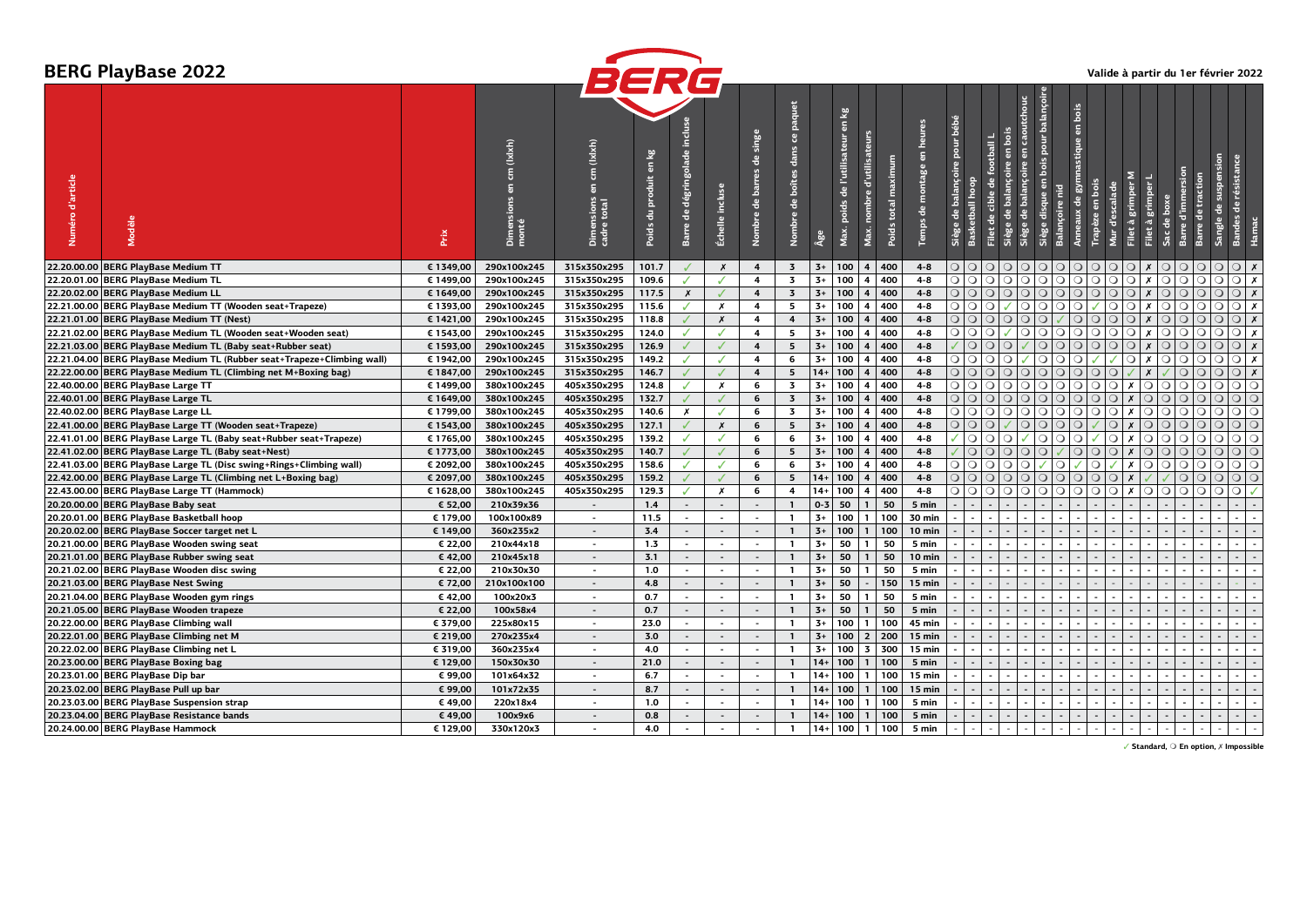# BERG PlayBase 2022

Valide à partir du 1er février 2022

| Numéro d'article | Modèle | Prix | Dimensions en cm (lxdxh) monté | Dimensions en cm (lxdxh) cadre total | Poids du produit en kg | Barre de dégringolade incluse | Échelle incluse | Nombre de barres de singe | Nombre de boîtes dans ce paquet | Âge | Max. poids de l'utilisateur en kg | Max. nombre d'utilisateurs | Poids total maximum | Temps de montage en heures | Siège de balançoire pour bébé | Basketball hoop | Filet de cible de football L | Siège de balançoire en bois | Siège de balançoire en caoutchouc | Siège disque en bois pour balançoire | Balançoire nid | Anneaux de gymnastique en bois | Trapèze en bois | Mur d'escalade | Filet à grimper M | Filet à grimper L | Sac de boxe | Barre d'immersion | Barre de traction | Sangle de suspension | Bandes de résistance | Hamac |
|---|---|---|---|---|---|---|---|---|---|---|---|---|---|---|---|---|---|---|---|---|---|---|---|---|---|---|---|---|---|---|---|---|
| 22.20.00.00 | BERG PlayBase Medium TT | € 1349,00 | 290x100x245 | 315x350x295 | 101.7 | ✓ | ✗ | 4 | 3 | 3+ | 100 | 4 | 400 | 4-8 | ○ | ○ | ○ | ○ | ○ | ○ | ○ | ○ | ○ | ○ | ○ | ✗ | ○ | ○ | ○ | ○ | ○ | ✗ |
| 22.20.01.00 | BERG PlayBase Medium TL | € 1499,00 | 290x100x245 | 315x350x295 | 109.6 | ✓ | ✓ | 4 | 3 | 3+ | 100 | 4 | 400 | 4-8 | ○ | ○ | ○ | ○ | ○ | ○ | ○ | ○ | ○ | ○ | ○ | ✗ | ○ | ○ | ○ | ○ | ○ | ✗ |
| 22.20.02.00 | BERG PlayBase Medium LL | € 1649,00 | 290x100x245 | 315x350x295 | 117.5 | ✗ | ✓ | 4 | 3 | 3+ | 100 | 4 | 400 | 4-8 | ○ | ○ | ○ | ○ | ○ | ○ | ○ | ○ | ○ | ○ | ○ | ✗ | ○ | ○ | ○ | ○ | ○ | ✗ |
| 22.21.00.00 | BERG PlayBase Medium TT (Wooden seat+Trapeze) | € 1393,00 | 290x100x245 | 315x350x295 | 115.6 | ✓ | ✗ | 4 | 5 | 3+ | 100 | 4 | 400 | 4-8 | ○ | ○ | ○ | ✓ | ○ | ○ | ○ | ○ | ✓ | ○ | ○ | ✗ | ○ | ○ | ○ | ○ | ○ | ✗ |
| 22.21.01.00 | BERG PlayBase Medium TT (Nest) | € 1421,00 | 290x100x245 | 315x350x295 | 118.8 | ✓ | ✗ | 4 | 4 | 3+ | 100 | 4 | 400 | 4-8 | ○ | ○ | ○ | ○ | ○ | ○ | ✓ | ○ | ○ | ○ | ○ | ✗ | ○ | ○ | ○ | ○ | ○ | ✗ |
| 22.21.02.00 | BERG PlayBase Medium TL (Wooden seat+Wooden seat) | € 1543,00 | 290x100x245 | 315x350x295 | 124.0 | ✓ | ✓ | 4 | 5 | 3+ | 100 | 4 | 400 | 4-8 | ○ | ○ | ○ | ✓ | ○ | ○ | ○ | ○ | ○ | ○ | ○ | ✗ | ○ | ○ | ○ | ○ | ○ | ✗ |
| 22.21.03.00 | BERG PlayBase Medium TL (Baby seat+Rubber seat) | € 1593,00 | 290x100x245 | 315x350x295 | 126.9 | ✓ | ✓ | 4 | 5 | 3+ | 100 | 4 | 400 | 4-8 | ✓ | ○ | ○ | ○ | ✓ | ○ | ○ | ○ | ○ | ○ | ○ | ✗ | ○ | ○ | ○ | ○ | ○ | ✗ |
| 22.21.04.00 | BERG PlayBase Medium TL (Rubber seat+Trapeze+Climbing wall) | € 1942,00 | 290x100x245 | 315x350x295 | 149.2 | ✓ | ✓ | 4 | 6 | 3+ | 100 | 4 | 400 | 4-8 | ○ | ○ | ○ | ○ | ✓ | ○ | ○ | ○ | ✓ | ✓ | ○ | ✗ | ○ | ○ | ○ | ○ | ○ | ✗ |
| 22.22.00.00 | BERG PlayBase Medium TL (Climbing net M+Boxing bag) | € 1847,00 | 290x100x245 | 315x350x295 | 146.7 | ✓ | ✓ | 4 | 5 | 14+ | 100 | 4 | 400 | 4-8 | ○ | ○ | ○ | ○ | ○ | ○ | ○ | ○ | ○ | ○ | ✓ | ✗ | ✓ | ○ | ○ | ○ | ○ | ✗ |
| 22.40.00.00 | BERG PlayBase Large TT | € 1499,00 | 380x100x245 | 405x350x295 | 124.8 | ✓ | ✗ | 6 | 3 | 3+ | 100 | 4 | 400 | 4-8 | ○ | ○ | ○ | ○ | ○ | ○ | ○ | ○ | ○ | ○ | ✗ | ○ | ○ | ○ | ○ | ○ | ○ | ○ |
| 22.40.01.00 | BERG PlayBase Large TL | € 1649,00 | 380x100x245 | 405x350x295 | 132.7 | ✓ | ✓ | 6 | 3 | 3+ | 100 | 4 | 400 | 4-8 | ○ | ○ | ○ | ○ | ○ | ○ | ○ | ○ | ○ | ○ | ✗ | ○ | ○ | ○ | ○ | ○ | ○ | ○ |
| 22.40.02.00 | BERG PlayBase Large LL | € 1799,00 | 380x100x245 | 405x350x295 | 140.6 | ✗ | ✓ | 6 | 3 | 3+ | 100 | 4 | 400 | 4-8 | ○ | ○ | ○ | ○ | ○ | ○ | ○ | ○ | ○ | ○ | ✗ | ○ | ○ | ○ | ○ | ○ | ○ | ○ |
| 22.41.00.00 | BERG PlayBase Large TT (Wooden seat+Trapeze) | € 1543,00 | 380x100x245 | 405x350x295 | 127.1 | ✓ | ✗ | 6 | 5 | 3+ | 100 | 4 | 400 | 4-8 | ○ | ○ | ○ | ✓ | ○ | ○ | ○ | ○ | ✓ | ○ | ✗ | ○ | ○ | ○ | ○ | ○ | ○ | ○ |
| 22.41.01.00 | BERG PlayBase Large TL (Baby seat+Rubber seat+Trapeze) | € 1765,00 | 380x100x245 | 405x350x295 | 139.2 | ✓ | ✓ | 6 | 6 | 3+ | 100 | 4 | 400 | 4-8 | ✓ | ○ | ○ | ○ | ✓ | ○ | ○ | ○ | ✓ | ○ | ✗ | ○ | ○ | ○ | ○ | ○ | ○ | ○ |
| 22.41.02.00 | BERG PlayBase Large TL (Baby seat+Nest) | € 1773,00 | 380x100x245 | 405x350x295 | 140.7 | ✓ | ✓ | 6 | 5 | 3+ | 100 | 4 | 400 | 4-8 | ✓ | ○ | ○ | ○ | ○ | ○ | ✓ | ○ | ○ | ○ | ✗ | ○ | ○ | ○ | ○ | ○ | ○ | ○ |
| 22.41.03.00 | BERG PlayBase Large TL (Disc swing+Rings+Climbing wall) | € 2092,00 | 380x100x245 | 405x350x295 | 158.6 | ✓ | ✓ | 6 | 6 | 3+ | 100 | 4 | 400 | 4-8 | ○ | ○ | ○ | ○ | ○ | ✓ | ○ | ✓ | ○ | ✓ | ✗ | ○ | ○ | ○ | ○ | ○ | ○ | ○ |
| 22.42.00.00 | BERG PlayBase Large TL (Climbing net L+Boxing bag) | € 2097,00 | 380x100x245 | 405x350x295 | 159.2 | ✓ | ✓ | 6 | 5 | 14+ | 100 | 4 | 400 | 4-8 | ○ | ○ | ○ | ○ | ○ | ○ | ○ | ○ | ○ | ○ | ✗ | ✓ | ✓ | ○ | ○ | ○ | ○ | ○ |
| 22.43.00.00 | BERG PlayBase Large TT (Hammock) | € 1628,00 | 380x100x245 | 405x350x295 | 129.3 | ✓ | ✗ | 6 | 4 | 14+ | 100 | 4 | 400 | 4-8 | ○ | ○ | ○ | ○ | ○ | ○ | ○ | ○ | ○ | ○ | ✗ | ○ | ○ | ○ | ○ | ○ | ○ | ✓ |
| 20.20.00.00 | BERG PlayBase Baby seat | € 52,00 | 210x39x36 | - | 1.4 | - | - | - | 1 | 0-3 | 50 | 1 | 50 | 5 min | - | - | - | - | - | - | - | - | - | - | - | - | - | - | - | - | - | - |
| 20.20.01.00 | BERG PlayBase Basketball hoop | € 179,00 | 100x100x89 | - | 11.5 | - | - | - | 1 | 3+ | 100 | 1 | 100 | 30 min | - | - | - | - | - | - | - | - | - | - | - | - | - | - | - | - | - | - |
| 20.20.02.00 | BERG PlayBase Soccer target net L | € 149,00 | 360x235x2 | - | 3.4 | - | - | - | 1 | 3+ | 100 | 1 | 100 | 10 min | - | - | - | - | - | - | - | - | - | - | - | - | - | - | - | - | - | - |
| 20.21.00.00 | BERG PlayBase Wooden swing seat | € 22,00 | 210x44x18 | - | 1.3 | - | - | - | 1 | 3+ | 50 | 1 | 50 | 5 min | - | - | - | - | - | - | - | - | - | - | - | - | - | - | - | - | - | - |
| 20.21.01.00 | BERG PlayBase Rubber swing seat | € 42,00 | 210x45x18 | - | 3.1 | - | - | - | 1 | 3+ | 50 | 1 | 50 | 10 min | - | - | - | - | - | - | - | - | - | - | - | - | - | - | - | - | - | - |
| 20.21.02.00 | BERG PlayBase Wooden disc swing | € 22,00 | 210x30x30 | - | 1.0 | - | - | - | 1 | 3+ | 50 | 1 | 50 | 5 min | - | - | - | - | - | - | - | - | - | - | - | - | - | - | - | - | - | - |
| 20.21.03.00 | BERG PlayBase Nest Swing | € 72,00 | 210x100x100 | - | 4.8 | - | - | - | 1 | 3+ | 50 | - | 150 | 15 min | - | - | - | - | - | - | - | - | - | - | - | - | - | - | - | - | - | - |
| 20.21.04.00 | BERG PlayBase Wooden gym rings | € 42,00 | 100x20x3 | - | 0.7 | - | - | - | 1 | 3+ | 50 | 1 | 50 | 5 min | - | - | - | - | - | - | - | - | - | - | - | - | - | - | - | - | - | - |
| 20.21.05.00 | BERG PlayBase Wooden trapeze | € 22,00 | 100x58x4 | - | 0.7 | - | - | - | 1 | 3+ | 50 | 1 | 50 | 5 min | - | - | - | - | - | - | - | - | - | - | - | - | - | - | - | - | - | - |
| 20.22.00.00 | BERG PlayBase Climbing wall | € 379,00 | 225x80x15 | - | 23.0 | - | - | - | 1 | 3+ | 100 | 1 | 100 | 45 min | - | - | - | - | - | - | - | - | - | - | - | - | - | - | - | - | - | - |
| 20.22.01.00 | BERG PlayBase Climbing net M | € 219,00 | 270x235x4 | - | 3.0 | - | - | - | 1 | 3+ | 100 | 2 | 200 | 15 min | - | - | - | - | - | - | - | - | - | - | - | - | - | - | - | - | - | - |
| 20.22.02.00 | BERG PlayBase Climbing net L | € 319,00 | 360x235x4 | - | 4.0 | - | - | - | 1 | 3+ | 100 | 3 | 300 | 15 min | - | - | - | - | - | - | - | - | - | - | - | - | - | - | - | - | - | - |
| 20.23.00.00 | BERG PlayBase Boxing bag | € 129,00 | 150x30x30 | - | 21.0 | - | - | - | 1 | 14+ | 100 | 1 | 100 | 5 min | - | - | - | - | - | - | - | - | - | - | - | - | - | - | - | - | - | - |
| 20.23.01.00 | BERG PlayBase Dip bar | € 99,00 | 101x64x32 | - | 6.7 | - | - | - | 1 | 14+ | 100 | 1 | 100 | 15 min | - | - | - | - | - | - | - | - | - | - | - | - | - | - | - | - | - | - |
| 20.23.02.00 | BERG PlayBase Pull up bar | € 99,00 | 101x72x35 | - | 8.7 | - | - | - | 1 | 14+ | 100 | 1 | 100 | 15 min | - | - | - | - | - | - | - | - | - | - | - | - | - | - | - | - | - | - |
| 20.23.03.00 | BERG PlayBase Suspension strap | € 49,00 | 220x18x4 | - | 1.0 | - | - | - | 1 | 14+ | 100 | 1 | 100 | 5 min | - | - | - | - | - | - | - | - | - | - | - | - | - | - | - | - | - | - |
| 20.23.04.00 | BERG PlayBase Resistance bands | € 49,00 | 100x9x6 | - | 0.8 | - | - | - | 1 | 14+ | 100 | 1 | 100 | 5 min | - | - | - | - | - | - | - | - | - | - | - | - | - | - | - | - | - | - |
| 20.24.00.00 | BERG PlayBase Hammock | € 129,00 | 330x120x3 | - | 4.0 | - | - | - | 1 | 14+ | 100 | 1 | 100 | 5 min | - | - | - | - | - | - | - | - | - | - | - | - | - | - | - | - | - | - |

✓ Standard, ○ En option, ✗ Impossible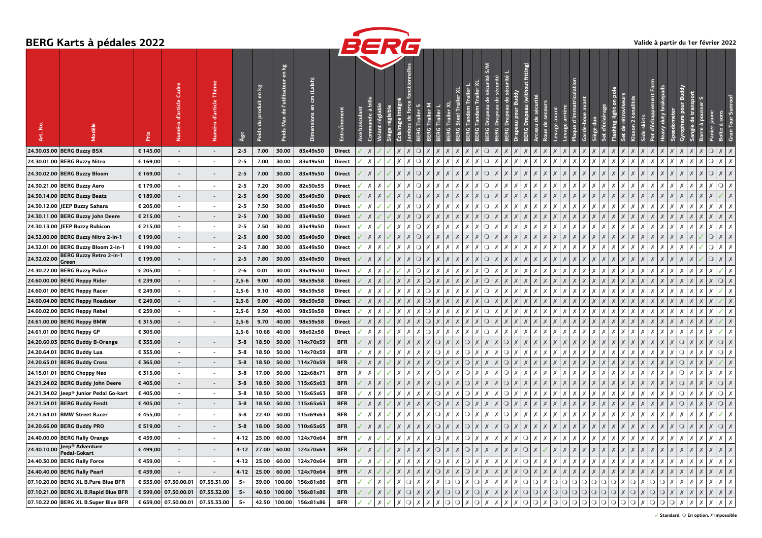# BERG Karts à pédales 2022

Valide à partir du 1er février 2022

| Art. No. | Modèle | Prix | Numéro d'article Cadre | Numéro d'article Thème | Âge | Poids du produit en kg | Poids Max de l'utilisateur en kg | Dimensions en cm (Lxlxh) | Entraînement | Axe basculant | Commande à bille | Volant réglable | Siège réglable | Éclairage intégré | Jambes de force fonctionnelles | BERG Trailer S | BERG Trailer M | BERG Trailer L | BERG Trailer XL | BERG Steel Trailer XL | BERG Tandem Trailer L | BERG Tandem Trailer XL | BERG Drapeau de sécurité S/M | BERG Drapeau de sécurité | BERG Drapeau de sécurité L | Drapeau pour Buddy | BERG Drapeau (without fitting) | Arceau de sécurité | Roue de secours | Levage avant | Levage arrière | Plaque d'immatriculation | Garde-boue avant | Siège duo | Set d'éclairage | Flashing light on pole | Set de rétroviseurs | Klaxon 2 tonalités | Side skirts | Pot d'échappement Farm | Heavy duty brakepads | Speedometer | Gyrophare pour Buddy | Sangle de transport | Barre à pousser S | Panier jaune | Boîte à sons | Gran Tour Sunroof |
|---|---|---|---|---|---|---|---|---|---|---|---|---|---|---|---|---|---|---|---|---|---|---|---|---|---|---|---|---|---|---|---|---|---|---|---|---|---|---|---|---|---|---|---|---|---|---|---|---|
| 24.30.03.00 | BERG Buzzy BSX | € 145,00 | - | - | 2-5 | 7.00 | 30.00 | 83x49x50 | Direct | ✓ | ✗ | ✓ | ✓ | ✗ | ✗ | ○ | ✗ | ✗ | ✗ | ✗ | ✗ | ✗ | ○ | ✗ | ✗ | ✗ | ✗ | ✗ | ✗ | ✗ | ✗ | ✗ | ✗ | ✗ | ✗ | ✗ | ✗ | ✗ | ✗ | ✗ | ✗ | ✗ | ✗ | ✗ | ✗ | ○ | ✗ | ✗ |
| 24.30.01.00 | BERG Buzzy Nitro | € 169,00 | - | - | 2-5 | 7.00 | 30.00 | 83x49x50 | Direct | ✓ | ✗ | ✓ | ✓ | ✗ | ✗ | ○ | ✗ | ✗ | ✗ | ✗ | ✗ | ✗ | ○ | ✗ | ✗ | ✗ | ✗ | ✗ | ✗ | ✗ | ✗ | ✗ | ✗ | ✗ | ✗ | ✗ | ✗ | ✗ | ✗ | ✗ | ✗ | ✗ | ✗ | ✗ | ✗ | ○ | ✗ | ✗ |
| 24.30.02.00 | BERG Buzzy Bloom | € 169,00 | - | - | 2-5 | 7.00 | 30.00 | 83x49x50 | Direct | ✓ | ✗ | ✓ | ✓ | ✗ | ✗ | ○ | ✗ | ✗ | ✗ | ✗ | ✗ | ✗ | ○ | ✗ | ✗ | ✗ | ✗ | ✗ | ✗ | ✗ | ✗ | ✗ | ✗ | ✗ | ✗ | ✗ | ✗ | ✗ | ✗ | ✗ | ✗ | ✗ | ✗ | ✗ | ✗ | ○ | ✗ | ✗ |
| 24.30.21.00 | BERG Buzzy Aero | € 179,00 | - | - | 2-5 | 7.20 | 30.00 | 82x50x55 | Direct | ✓ | ✗ | ✗ | ✓ | ✗ | ✗ | ○ | ✗ | ✗ | ✗ | ✗ | ✗ | ✗ | ○ | ✗ | ✗ | ✗ | ✗ | ✗ | ✗ | ✗ | ✗ | ✗ | ✗ | ✗ | ✗ | ✗ | ✗ | ✗ | ✗ | ✗ | ✗ | ✗ | ✗ | ✗ | ✗ | ✗ | ○ | ✗ |
| 24.30.14.00 | BERG Buzzy Beatz | € 189,00 | - | - | 2-5 | 6.90 | 30.00 | 83x49x50 | Direct | ✓ | ✗ | ✗ | ✓ | ✗ | ✗ | ○ | ✗ | ✗ | ✗ | ✗ | ✗ | ✗ | ○ | ✗ | ✗ | ✗ | ✗ | ✗ | ✗ | ✗ | ✗ | ✗ | ✗ | ✗ | ✗ | ✗ | ✗ | ✗ | ✗ | ✗ | ✗ | ✗ | ✗ | ✗ | ✗ | ✗ | ✓ | ✗ |
| 24.30.12.00 | JEEP Buzzy Sahara | € 205,00 | - | - | 2-5 | 7.50 | 30.00 | 83x49x50 | Direct | ✓ | ✗ | ✓ | ✓ | ✗ | ✗ | ○ | ✗ | ✗ | ✗ | ✗ | ✗ | ✗ | ○ | ✗ | ✗ | ✗ | ✗ | ✗ | ✗ | ✗ | ✗ | ✗ | ✗ | ✗ | ✗ | ✗ | ✗ | ✗ | ✗ | ✗ | ✗ | ✗ | ✗ | ✗ | ✗ | ✗ | ✗ | ✗ |
| 24.30.11.00 | BERG Buzzy John Deere | € 215,00 | - | - | 2-5 | 7.00 | 30.00 | 83x49x50 | Direct | ✓ | ✗ | ✓ | ✓ | ✗ | ✗ | ○ | ✗ | ✗ | ✗ | ✗ | ✗ | ✗ | ○ | ✗ | ✗ | ✗ | ✗ | ✗ | ✗ | ✗ | ✗ | ✗ | ✗ | ✗ | ✗ | ✗ | ✗ | ✗ | ✗ | ✗ | ✗ | ✗ | ✗ | ✗ | ✗ | ✗ | ✗ | ✗ |
| 24.30.13.00 | JEEP Buzzy Rubicon | € 215,00 | - | - | 2-5 | 7.50 | 30.00 | 83x49x50 | Direct | ✓ | ✗ | ✓ | ✓ | ✗ | ✗ | ○ | ✗ | ✗ | ✗ | ✗ | ✗ | ✗ | ○ | ✗ | ✗ | ✗ | ✗ | ✗ | ✗ | ✗ | ✗ | ✗ | ✗ | ✗ | ✗ | ✗ | ✗ | ✗ | ✗ | ✗ | ✗ | ✗ | ✗ | ✗ | ✗ | ✗ | ✗ | ✗ |
| 24.32.00.00 | BERG Buzzy Nitro 2-in-1 | € 199,00 | - | - | 2-5 | 8.00 | 30.00 | 83x49x50 | Direct | ✓ | ✗ | ✗ | ✓ | ✗ | ✗ | ○ | ✗ | ✗ | ✗ | ✗ | ✗ | ✗ | ○ | ✗ | ✗ | ✗ | ✗ | ✗ | ✗ | ✗ | ✗ | ✗ | ✗ | ✗ | ✗ | ✗ | ✗ | ✗ | ✗ | ✗ | ✗ | ✗ | ✗ | ✗ | ✓ | ○ | ✗ | ✗ |
| 24.32.01.00 | BERG Buzzy Bloom 2-in-1 | € 199,00 | - | - | 2-5 | 7.80 | 30.00 | 83x49x50 | Direct | ✓ | ✗ | ✗ | ✓ | ✗ | ✗ | ○ | ✗ | ✗ | ✗ | ✗ | ✗ | ✗ | ○ | ✗ | ✗ | ✗ | ✗ | ✗ | ✗ | ✗ | ✗ | ✗ | ✗ | ✗ | ✗ | ✗ | ✗ | ✗ | ✗ | ✗ | ✗ | ✗ | ✗ | ✗ | ✓ | ○ | ✗ | ✗ |
| 24.32.02.00 | BERG Buzzy Retro 2-in-1 Green | € 199,00 | - | - | 2-5 | 7.80 | 30.00 | 83x49x50 | Direct | ✓ | ✗ | ✗ | ✓ | ✗ | ✗ | ○ | ✗ | ✗ | ✗ | ✗ | ✗ | ✗ | ○ | ✗ | ✗ | ✗ | ✗ | ✗ | ✗ | ✗ | ✗ | ✗ | ✗ | ✗ | ✗ | ✗ | ✗ | ✗ | ✗ | ✗ | ✗ | ✗ | ✗ | ✗ | ✓ | ○ | ✗ | ✗ |
| 24.30.22.00 | BERG Buzzy Police | € 205,00 | - | - | 2-6 | 0.01 | 30.00 | 83x49x50 | Direct | ✓ | ✗ | ✗ | ✓ | ✓ | ✗ | ○ | ✗ | ✗ | ✗ | ✗ | ✗ | ✗ | ○ | ✗ | ✗ | ✗ | ✗ | ✗ | ✗ | ✗ | ✗ | ✗ | ✗ | ✗ | ✗ | ✗ | ✗ | ✗ | ✗ | ✗ | ✗ | ✗ | ✗ | ✗ | ✗ | ✗ | ✓ | ✗ |
| 24.60.00.00 | BERG Reppy Rider | € 239,00 | - | - | 2,5-6 | 9.00 | 40.00 | 98x59x58 | Direct | ✓ | ✗ | ✗ | ✓ | ✗ | ✗ | ✗ | ○ | ✗ | ✗ | ✗ | ✗ | ✗ | ○ | ✗ | ✗ | ✗ | ✗ | ✗ | ✗ | ✗ | ✗ | ✗ | ✗ | ✗ | ✗ | ✗ | ✗ | ✗ | ✗ | ✗ | ✗ | ✗ | ✗ | ✗ | ✗ | ✗ | ○ | ✗ |
| 24.60.01.00 | BERG Reppy Racer | € 249,00 | - | - | 2,5-6 | 9.10 | 40.00 | 98x59x58 | Direct | ✓ | ✗ | ✗ | ✓ | ✗ | ✗ | ✗ | ○ | ✗ | ✗ | ✗ | ✗ | ✗ | ○ | ✗ | ✗ | ✗ | ✗ | ✗ | ✗ | ✗ | ✗ | ✗ | ✗ | ✗ | ✗ | ✗ | ✗ | ✗ | ✗ | ✗ | ✗ | ✗ | ✗ | ✗ | ✗ | ✗ | ✓ | ✗ |
| 24.60.04.00 | BERG Reppy Roadster | € 249,00 | - | - | 2,5-6 | 9.00 | 40.00 | 98x59x58 | Direct | ✓ | ✗ | ✗ | ✓ | ✗ | ✗ | ✗ | ○ | ✗ | ✗ | ✗ | ✗ | ✗ | ○ | ✗ | ✗ | ✗ | ✗ | ✗ | ✗ | ✗ | ✗ | ✗ | ✗ | ✗ | ✗ | ✗ | ✗ | ✗ | ✗ | ✗ | ✗ | ✗ | ✗ | ✗ | ✗ | ✗ | ✓ | ✗ |
| 24.60.02.00 | BERG Reppy Rebel | € 259,00 | - | - | 2,5-6 | 9.50 | 40.00 | 98x59x58 | Direct | ✓ | ✗ | ✗ | ✓ | ✗ | ✗ | ✗ | ○ | ✗ | ✗ | ✗ | ✗ | ✗ | ○ | ✗ | ✗ | ✗ | ✗ | ✗ | ✗ | ✗ | ✗ | ✗ | ✗ | ✗ | ✗ | ✗ | ✗ | ✗ | ✗ | ✗ | ✗ | ✗ | ✗ | ✗ | ✗ | ✗ | ✓ | ✗ |
| 24.61.00.00 | BERG Reppy BMW | € 315,00 | - | - | 2,5-6 | 9.70 | 40.00 | 98x59x58 | Direct | ✓ | ✗ | ✗ | ✓ | ✗ | ✗ | ✗ | ○ | ✗ | ✗ | ✗ | ✗ | ✗ | ○ | ✗ | ✗ | ✗ | ✗ | ✗ | ✗ | ✗ | ✗ | ✗ | ✗ | ✗ | ✗ | ✗ | ✗ | ✗ | ✗ | ✗ | ✗ | ✗ | ✗ | ✗ | ✗ | ✗ | ✓ | ✗ |
| 24.61.01.00 | BERG Reppy GP | € 305.00 | | | 2,5-6 | 10.68 | 40.00 | 98x62x58 | Direct | ✓ | ✗ | ✗ | ✓ | ✗ | ✗ | ✗ | ○ | ✗ | ✗ | ✗ | ✗ | ✗ | ○ | ✗ | ✗ | ✗ | ✗ | ✗ | ✗ | ✗ | ✗ | ✗ | ✗ | ✗ | ✗ | ✗ | ✗ | ✗ | ✗ | ✗ | ✗ | ✗ | ✗ | ✗ | ✗ | ✗ | ✓ | ✗ |
| 24.20.60.03 | BERG Buddy B-Orange | € 355,00 | - | - | 3-8 | 18.50 | 50.00 | 114x70x59 | BFR | ✓ | ✗ | ✗ | ✓ | ✗ | ✗ | ✗ | ✗ | ○ | ✗ | ✗ | ○ | ✗ | ✗ | ✗ | ○ | ✗ | ✗ | ✗ | ✗ | ✗ | ✗ | ✗ | ✗ | ✗ | ✗ | ✗ | ✗ | ✗ | ✗ | ✗ | ✗ | ✗ | ○ | ✗ | ✗ | ✗ | ✗ | ✗ |
| 24.20.64.01 | BERG Buddy Lua | € 355,00 | - | - | 3-8 | 18.50 | 50.00 | 114x70x59 | BFR | ✓ | ✗ | ✗ | ✓ | ✗ | ✗ | ✗ | ✗ | ○ | ✗ | ✗ | ○ | ✗ | ✗ | ✗ | ○ | ✗ | ✗ | ✗ | ✗ | ✗ | ✗ | ✗ | ✗ | ✗ | ✗ | ✗ | ✗ | ✗ | ✗ | ✗ | ✗ | ✗ | ○ | ✗ | ✗ | ✗ | ○ | ✗ |
| 24.20.65.01 | BERG Buddy Cross | € 365,00 | - | - | 3-8 | 18.50 | 50.00 | 114x70x59 | BFR | ✓ | ✗ | ✗ | ✓ | ✗ | ✗ | ✗ | ✗ | ○ | ✗ | ✗ | ○ | ✗ | ✗ | ✗ | ○ | ✗ | ✗ | ✗ | ✗ | ✗ | ✗ | ✗ | ✗ | ✗ | ✗ | ✗ | ✗ | ✗ | ✗ | ✗ | ✗ | ✗ | ○ | ✗ | ✗ | ✗ | ✓ | ✗ |
| 24.15.01.01 | BERG Choppy Neo | € 315,00 | - | - | 3-8 | 17.00 | 50.00 | 122x68x71 | BFR | ✗ | ✗ | ✓ | ✓ | ✗ | ✗ | ✗ | ✗ | ○ | ✗ | ✗ | ○ | ✗ | ✗ | ✗ | ○ | ✗ | ✗ | ✗ | ✗ | ✗ | ✗ | ✗ | ✗ | ✗ | ✗ | ✗ | ✗ | ✗ | ✗ | ✗ | ✗ | ✗ | ○ | ✗ | ✗ | ✗ | ✗ | ✗ |
| 24.21.24.02 | BERG Buddy John Deere | € 405,00 | - | - | 3-8 | 18.50 | 50.00 | 115x65x63 | BFR | ✓ | ✗ | ✗ | ✓ | ✗ | ✗ | ✗ | ✗ | ○ | ✗ | ✗ | ○ | ✗ | ✗ | ✗ | ○ | ✗ | ✗ | ✗ | ✗ | ✗ | ✗ | ✗ | ✗ | ✗ | ✗ | ✗ | ✗ | ✗ | ✗ | ✗ | ✗ | ✗ | ○ | ✗ | ✗ | ✗ | ○ | ✗ |
| 24.21.34.02 | Jeep® Junior Pedal Go-kart | € 405,00 | - | - | 3-8 | 18.50 | 50.00 | 115x65x63 | BFR | ✓ | ✗ | ✗ | ✓ | ✗ | ✗ | ✗ | ✗ | ○ | ✗ | ✗ | ○ | ✗ | ✗ | ✗ | ○ | ✗ | ✗ | ✗ | ✗ | ✗ | ✗ | ✗ | ✗ | ✗ | ✗ | ✗ | ✗ | ✗ | ✗ | ✗ | ✗ | ✗ | ○ | ✗ | ✗ | ✗ | ○ | ✗ |
| 24.21.54.01 | BERG Buddy Fendt | € 405,00 | - | - | 3-8 | 18.50 | 50.00 | 115x65x63 | BFR | ✓ | ✗ | ✗ | ✓ | ✗ | ✗ | ✗ | ✗ | ○ | ✗ | ✗ | ○ | ✗ | ✗ | ✗ | ○ | ✗ | ✗ | ✗ | ✗ | ✗ | ✗ | ✗ | ✗ | ✗ | ✗ | ✗ | ✗ | ✗ | ✗ | ✗ | ✗ | ✗ | ○ | ✗ | ✗ | ✗ | ○ | ✗ |
| 24.21.64.01 | BMW Street Racer | € 455,00 | - | - | 3-8 | 22.40 | 50.00 | 115x69x63 | BFR | ✓ | ✗ | ✗ | ✓ | ✗ | ✗ | ✗ | ✗ | ○ | ✗ | ✗ | ○ | ✗ | ✗ | ✗ | ○ | ✗ | ✗ | ✗ | ✗ | ✗ | ✗ | ✗ | ✗ | ✗ | ✗ | ✗ | ✗ | ✗ | ✗ | ✗ | ✗ | ✗ | ○ | ✗ | ✗ | ✗ | ✓ | ✗ |
| 24.20.66.00 | BERG Buddy PRO | € 519,00 | - | - | 3-8 | 18.00 | 50.00 | 110x65x65 | BFR | ✓ | ✗ | ✗ | ✓ | ✗ | ✗ | ✗ | ✗ | ○ | ✗ | ✗ | ○ | ✗ | ✗ | ✗ | ○ | ✗ | ✗ | ✗ | ✗ | ✗ | ✗ | ✗ | ✗ | ✗ | ✗ | ✗ | ✗ | ✗ | ✗ | ✗ | ✗ | ✗ | ○ | ✗ | ✗ | ✗ | ○ | ✗ |
| 24.40.00.00 | BERG Rally Orange | € 459,00 | - | - | 4-12 | 25.00 | 60.00 | 124x70x64 | BFR | ✓ | ✗ | ✓ | ✓ | ✗ | ✗ | ✗ | ✗ | ○ | ✗ | ✗ | ○ | ✗ | ✗ | ✗ | ✗ | ✗ | ○ | ✗ | ✗ | ✗ | ✗ | ✗ | ✗ | ✗ | ✗ | ✗ | ✗ | ✗ | ✗ | ✗ | ✗ | ✗ | ✗ | ✗ | ✗ | ✗ | ✗ | ✗ |
| 24.40.10.00 | Jeep® Adventure Pedal-Gokart | € 499,00 | - | - | 4-12 | 27.00 | 60.00 | 124x70x64 | BFR | ✓ | ✗ | ✓ | ✓ | ✗ | ✗ | ✗ | ✗ | ○ | ✗ | ✗ | ○ | ✗ | ✗ | ✗ | ✗ | ✗ | ○ | ✗ | ✓ | ✗ | ✗ | ✗ | ✗ | ✗ | ✗ | ✗ | ✗ | ✗ | ✗ | ✗ | ✗ | ✗ | ✗ | ✗ | ✗ | ✗ | ✗ | ✗ |
| 24.40.30.00 | BERG Rally Force | € 459,00 | - | - | 4-12 | 25.00 | 60.00 | 124x70x64 | BFR | ✓ | ✗ | ✓ | ✓ | ✗ | ✗ | ✗ | ✗ | ○ | ✗ | ✗ | ○ | ✗ | ✗ | ✗ | ✗ | ✗ | ○ | ✗ | ✗ | ✗ | ✗ | ✗ | ✗ | ✗ | ✗ | ✗ | ✗ | ✗ | ✗ | ✗ | ✗ | ✗ | ✗ | ✗ | ✗ | ✗ | ✗ | ✗ |
| 24.40.40.00 | BERG Rally Pearl | € 459,00 | - | - | 4-12 | 25.00 | 60.00 | 124x70x64 | BFR | ✓ | ✗ | ✓ | ✓ | ✗ | ✗ | ✗ | ✗ | ○ | ✗ | ✗ | ○ | ✗ | ✗ | ✗ | ✗ | ✗ | ○ | ✗ | ✗ | ✗ | ✗ | ✗ | ✗ | ✗ | ✗ | ✗ | ✗ | ✗ | ✗ | ✗ | ✗ | ✗ | ✗ | ✗ | ✗ | ✗ | ✗ | ✗ |
| 07.10.20.00 | BERG XL B.Pure Blue BFR | € 555,00 | 07.50.00.01 | 07.55.31.00 | 5+ | 39.00 | 100.00 | 156x81x86 | BFR | ✓ | ✓ | ✗ | ✓ | ✗ | ○ | ✗ | ✗ | ✗ | ○ | ○ | ✗ | ○ | ✗ | ✗ | ✗ | ✗ | ○ | ○ | ✗ | ○ | ○ | ○ | ○ | ○ | ○ | ○ | ✗ | ○ | ✗ | ○ | ○ | ✗ | ✗ | ✗ | ✗ | ✗ | ✗ | ✗ |
| 07.10.21.00 | BERG XL B.Rapid Blue BFR | € 599,00 | 07.50.00.01 | 07.55.32.00 | 5+ | 40.50 | 100.00 | 156x81x86 | BFR | ✓ | ✓ | ✗ | ✓ | ✗ | ○ | ✗ | ✗ | ✗ | ○ | ○ | ✗ | ○ | ✗ | ✗ | ✗ | ✗ | ○ | ○ | ✗ | ○ | ○ | ○ | ○ | ○ | ○ | ○ | ✗ | ○ | ✗ | ○ | ○ | ✗ | ✗ | ✗ | ✗ | ✗ | ✗ | ✗ |
| 07.10.22.00 | BERG XL B.Super Blue BFR | € 659,00 | 07.50.00.01 | 07.55.33.00 | 5+ | 42.50 | 100.00 | 156x81x86 | BFR | ✓ | ✓ | ✗ | ✓ | ✗ | ○ | ✗ | ✗ | ✗ | ○ | ○ | ✗ | ○ | ✗ | ✗ | ✗ | ✗ | ○ | ○ | ✗ | ○ | ○ | ○ | ○ | ○ | ○ | ○ | ○ | ○ | ✗ | ○ | ○ | ○ | ✗ | ✗ | ✗ | ✗ | ✗ | ✗ |

✓ Standard, ○ En option, ✗ Impossible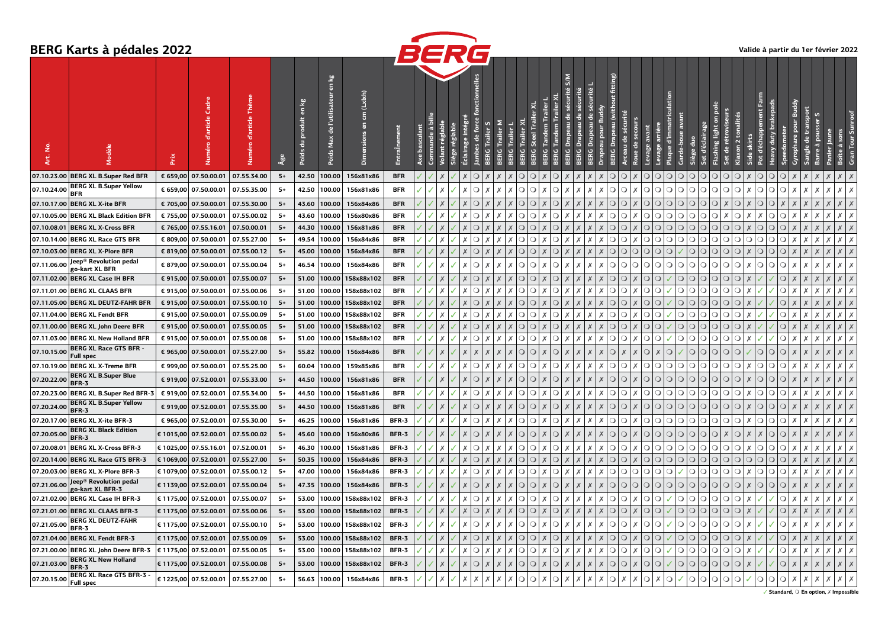# BERG Karts à pédales 2022

Valide à partir du 1er février 2022

| Art. No. | Modèle | Prix | Numéro d'article Cadre | Numéro d'article Thème | Âge | Poids du produit en kg | Poids Max de l'utilisateur en kg | Dimensions en cm (Lxlxh) | Entraînement | Axe basculant | Commande à bille | Volant réglable | Siège réglable | Éclairage intégré | Jambes de force fonctionnelles | BERG Trailer S | BERG Trailer M | BERG Trailer L | BERG Trailer XL | BERG Steel Trailer XL | BERG Tandem Trailer L | BERG Tandem Trailer XL | BERG Drapeau de sécurité S/M | BERG Drapeau de sécurité | BERG Drapeau de sécurité L | Drapeau pour Buddy | BERG Drapeau (without fitting) | Arceau de sécurité | Roue de secours | Levage avant | Levage arrière | Plaque d'immatriculation | Garde-boue avant | Siège duo | Set d'éclairage | Flashing light on pole | Set de rétroviseurs | Klaxon 2 tonalités | Side skirts | Pot d'échappement Farm | Heavy duty brakepads | Speedometer | Gyrophare pour Buddy | Sangle de transport | Barre à pousser S | Panier jaune | Boîte à sons | Gran Tour Sunroof |
|---|---|---|---|---|---|---|---|---|---|---|---|---|---|---|---|---|---|---|---|---|---|---|---|---|---|---|---|---|---|---|---|---|---|---|---|---|---|---|---|---|---|---|---|---|---|---|---|---|
| 07.10.23.00 | BERG XL B.Super Red BFR | € 659,00 | 07.50.00.01 | 07.55.34.00 | 5+ | 42.50 | 100.00 | 156x81x86 | BFR | ✓ | ✓ | ✗ | ✓ | ✗ | ○ | ✗ | ✗ | ✗ | ○ | ○ | ✗ | ○ | ✗ | ✗ | ✗ | ✗ | ○ | ○ | ✗ | ○ | ○ | ○ | ○ | ○ | ○ | ○ | ○ | ○ | ✗ | ○ | ○ | ○ | ✗ | ✗ | ✗ | ✗ | ✗ | ✗ |
| 07.10.24.00 | BERG XL B.Super Yellow BFR | € 659,00 | 07.50.00.01 | 07.55.35.00 | 5+ | 42.50 | 100.00 | 156x81x86 | BFR | ✓ | ✓ | ✗ | ✓ | ✗ | ○ | ✗ | ✗ | ✗ | ○ | ○ | ✗ | ○ | ✗ | ✗ | ✗ | ✗ | ○ | ○ | ✗ | ○ | ○ | ○ | ○ | ○ | ○ | ○ | ○ | ○ | ✗ | ○ | ○ | ○ | ✗ | ✗ | ✗ | ✗ | ✗ | ✗ |
| 07.10.17.00 | BERG XL X-ite BFR | € 705,00 | 07.50.00.01 | 07.55.30.00 | 5+ | 43.60 | 100.00 | 156x84x86 | BFR | ✓ | ✓ | ✗ | ✓ | ✗ | ○ | ✗ | ✗ | ✗ | ○ | ○ | ✗ | ○ | ✗ | ✗ | ✗ | ✗ | ○ | ○ | ✗ | ○ | ○ | ○ | ○ | ○ | ○ | ○ | ✗ | ○ | ✗ | ○ | ○ | ✗ | ✗ | ✗ | ✗ | ✗ | ✗ | ✗ |
| 07.10.05.00 | BERG XL Black Edition BFR | € 755,00 | 07.50.00.01 | 07.55.00.02 | 5+ | 43.60 | 100.00 | 156x80x86 | BFR | ✓ | ✓ | ✗ | ✓ | ✗ | ○ | ✗ | ✗ | ✗ | ○ | ○ | ✗ | ○ | ✗ | ✗ | ✗ | ✗ | ○ | ○ | ✗ | ○ | ○ | ○ | ○ | ○ | ○ | ○ | ✗ | ○ | ✗ | ✗ | ○ | ○ | ✗ | ✗ | ✗ | ✗ | ✗ | ✗ |
| 07.10.08.01 | BERG XL X-Cross BFR | € 765,00 | 07.55.16.01 | 07.50.00.01 | 5+ | 44.30 | 100.00 | 156x81x86 | BFR | ✓ | ✓ | ✗ | ✓ | ✗ | ○ | ✗ | ✗ | ✗ | ○ | ○ | ✗ | ○ | ✗ | ✗ | ✗ | ✗ | ○ | ○ | ✗ | ○ | ○ | ○ | ○ | ○ | ○ | ○ | ○ | ○ | ✗ | ○ | ○ | ○ | ✗ | ✗ | ✗ | ✗ | ✗ | ✗ |
| 07.10.14.00 | BERG XL Race GTS BFR | € 809,00 | 07.50.00.01 | 07.55.27.00 | 5+ | 49.54 | 100.00 | 156x84x86 | BFR | ✓ | ✓ | ✗ | ✓ | ✗ | ○ | ✗ | ✗ | ✗ | ○ | ○ | ✗ | ○ | ✗ | ✗ | ✗ | ✗ | ○ | ○ | ✗ | ○ | ○ | ○ | ○ | ○ | ○ | ○ | ○ | ○ | ○ | ○ | ○ | ○ | ✗ | ✗ | ✗ | ✗ | ✗ | ✗ |
| 07.10.03.00 | BERG XL X-Plore BFR | € 819,00 | 07.50.00.01 | 07.55.00.12 | 5+ | 45.00 | 100.00 | 156x84x86 | BFR | ✓ | ✓ | ✗ | ✓ | ✗ | ○ | ✗ | ✗ | ✗ | ○ | ○ | ✗ | ○ | ✗ | ✗ | ✗ | ✗ | ○ | ○ | ○ | ○ | ○ | ○ | ✓ | ○ | ○ | ○ | ○ | ○ | ✗ | ○ | ○ | ○ | ✗ | ✗ | ✗ | ✗ | ✗ | ✗ |
| 07.11.06.00 | Jeep® Revolution pedal go-kart XL BFR | € 879,00 | 07.50.00.01 | 07.55.00.04 | 5+ | 46.54 | 100.00 | 156x84x86 | BFR | ✓ | ✓ | ✗ | ✓ | ✗ | ○ | ✗ | ✗ | ✗ | ○ | ○ | ✗ | ○ | ✗ | ✗ | ✗ | ✗ | ○ | ○ | ○ | ○ | ○ | ○ | ○ | ○ | ○ | ○ | ○ | ○ | ✗ | ○ | ○ | ○ | ✗ | ✗ | ✗ | ✗ | ✗ | ✗ |
| 07.11.02.00 | BERG XL Case IH BFR | € 915,00 | 07.50.00.01 | 07.55.00.07 | 5+ | 51.00 | 100.00 | 158x88x102 | BFR | ✓ | ✓ | ✗ | ✓ | ✗ | ○ | ✗ | ✗ | ✗ | ○ | ○ | ✗ | ○ | ✗ | ✗ | ✗ | ✗ | ○ | ○ | ✗ | ○ | ○ | ✓ | ○ | ○ | ○ | ○ | ○ | ○ | ✗ | ✓ | ✓ | ○ | ✗ | ✗ | ✗ | ✗ | ✗ | ✗ |
| 07.11.01.00 | BERG XL CLAAS BFR | € 915,00 | 07.50.00.01 | 07.55.00.06 | 5+ | 51.00 | 100.00 | 158x88x102 | BFR | ✓ | ✓ | ✗ | ✓ | ✗ | ○ | ✗ | ✗ | ✗ | ○ | ○ | ✗ | ○ | ✗ | ✗ | ✗ | ✗ | ○ | ○ | ✗ | ○ | ○ | ✓ | ○ | ○ | ○ | ○ | ○ | ○ | ✗ | ✓ | ✓ | ○ | ✗ | ✗ | ✗ | ✗ | ✗ | ✗ |
| 07.11.05.00 | BERG XL DEUTZ-FAHR BFR | € 915,00 | 07.50.00.01 | 07.55.00.10 | 5+ | 51.00 | 100.00 | 158x88x102 | BFR | ✓ | ✓ | ✗ | ✓ | ✗ | ○ | ✗ | ✗ | ✗ | ○ | ○ | ✗ | ○ | ✗ | ✗ | ✗ | ✗ | ○ | ○ | ✗ | ○ | ○ | ✓ | ○ | ○ | ○ | ○ | ○ | ○ | ✗ | ✓ | ✓ | ○ | ✗ | ✗ | ✗ | ✗ | ✗ | ✗ |
| 07.11.04.00 | BERG XL Fendt BFR | € 915,00 | 07.50.00.01 | 07.55.00.09 | 5+ | 51.00 | 100.00 | 158x88x102 | BFR | ✓ | ✓ | ✗ | ✓ | ✗ | ○ | ✗ | ✗ | ✗ | ○ | ○ | ✗ | ○ | ✗ | ✗ | ✗ | ✗ | ○ | ○ | ✗ | ○ | ○ | ✓ | ○ | ○ | ○ | ○ | ○ | ○ | ✗ | ✓ | ✓ | ○ | ✗ | ✗ | ✗ | ✗ | ✗ | ✗ |
| 07.11.00.00 | BERG XL John Deere BFR | € 915,00 | 07.50.00.01 | 07.55.00.05 | 5+ | 51.00 | 100.00 | 158x88x102 | BFR | ✓ | ✓ | ✗ | ✓ | ✗ | ○ | ✗ | ✗ | ✗ | ○ | ○ | ✗ | ○ | ✗ | ✗ | ✗ | ✗ | ○ | ○ | ✗ | ○ | ○ | ✓ | ○ | ○ | ○ | ○ | ○ | ○ | ✗ | ✓ | ✓ | ○ | ✗ | ✗ | ✗ | ✗ | ✗ | ✗ |
| 07.11.03.00 | BERG XL New Holland BFR | € 915,00 | 07.50.00.01 | 07.55.00.08 | 5+ | 51.00 | 100.00 | 158x88x102 | BFR | ✓ | ✓ | ✗ | ✓ | ✗ | ○ | ✗ | ✗ | ✗ | ○ | ○ | ✗ | ○ | ✗ | ✗ | ✗ | ✗ | ○ | ○ | ✗ | ○ | ○ | ✓ | ○ | ○ | ○ | ○ | ○ | ○ | ✗ | ✓ | ✓ | ○ | ✗ | ✗ | ✗ | ✗ | ✗ | ✗ |
| 07.10.15.00 | BERG XL Race GTS BFR - Full spec | € 965,00 | 07.50.00.01 | 07.55.27.00 | 5+ | 55.82 | 100.00 | 156x84x86 | BFR | ✓ | ✓ | ✗ | ✓ | ✗ | ✗ | ✗ | ✗ | ✗ | ○ | ○ | ✗ | ○ | ✗ | ✗ | ✗ | ✗ | ○ | ✗ | ✗ | ○ | ✗ | ○ | ✓ | ○ | ○ | ○ | ○ | ○ | ✓ | ○ | ○ | ○ | ✗ | ✗ | ✗ | ✗ | ✗ | ✗ |
| 07.10.19.00 | BERG XL X-Treme BFR | € 999,00 | 07.50.00.01 | 07.55.25.00 | 5+ | 60.04 | 100.00 | 159x85x86 | BFR | ✓ | ✓ | ✗ | ✓ | ✗ | ○ | ✗ | ✗ | ✗ | ○ | ○ | ✗ | ○ | ✗ | ✗ | ✗ | ✗ | ○ | ○ | ✗ | ○ | ○ | ○ | ○ | ○ | ○ | ○ | ○ | ○ | ✗ | ○ | ○ | ○ | ✗ | ✗ | ✗ | ✗ | ✗ | ✗ |
| 07.20.22.00 | BERG XL B.Super Blue BFR-3 | € 919,00 | 07.52.00.01 | 07.55.33.00 | 5+ | 44.50 | 100.00 | 156x81x86 | BFR | ✓ | ✓ | ✗ | ✓ | ✗ | ○ | ✗ | ✗ | ✗ | ○ | ○ | ✗ | ○ | ✗ | ✗ | ✗ | ✗ | ○ | ○ | ✗ | ○ | ○ | ○ | ○ | ○ | ○ | ○ | ○ | ○ | ✗ | ○ | ○ | ○ | ✗ | ✗ | ✗ | ✗ | ✗ | ✗ |
| 07.20.23.00 | BERG XL B.Super Red BFR-3 | € 919,00 | 07.52.00.01 | 07.55.34.00 | 5+ | 44.50 | 100.00 | 156x81x86 | BFR | ✓ | ✓ | ✗ | ✓ | ✗ | ○ | ✗ | ✗ | ✗ | ○ | ○ | ✗ | ○ | ✗ | ✗ | ✗ | ✗ | ○ | ○ | ✗ | ○ | ○ | ○ | ○ | ○ | ○ | ○ | ○ | ○ | ✗ | ○ | ○ | ○ | ✗ | ✗ | ✗ | ✗ | ✗ | ✗ |
| 07.20.24.00 | BERG XL B.Super Yellow BFR-3 | € 919,00 | 07.52.00.01 | 07.55.35.00 | 5+ | 44.50 | 100.00 | 156x81x86 | BFR | ✓ | ✓ | ✗ | ✓ | ✗ | ○ | ✗ | ✗ | ✗ | ○ | ○ | ✗ | ○ | ✗ | ✗ | ✗ | ✗ | ○ | ○ | ✗ | ○ | ○ | ○ | ○ | ○ | ○ | ○ | ○ | ○ | ✗ | ○ | ○ | ○ | ✗ | ✗ | ✗ | ✗ | ✗ | ✗ |
| 07.20.17.00 | BERG XL X-ite BFR-3 | € 965,00 | 07.52.00.01 | 07.55.30.00 | 5+ | 46.25 | 100.00 | 156x81x86 | BFR-3 | ✓ | ✓ | ✗ | ✓ | ✗ | ○ | ✗ | ✗ | ✗ | ○ | ○ | ✗ | ○ | ✗ | ✗ | ✗ | ✗ | ○ | ○ | ✗ | ○ | ○ | ○ | ○ | ○ | ○ | ○ | ○ | ○ | ✗ | ○ | ○ | ○ | ✗ | ✗ | ✗ | ✗ | ✗ | ✗ |
| 07.20.05.00 | BERG XL Black Edition BFR-3 | € 1015,00 | 07.52.00.01 | 07.55.00.02 | 5+ | 45.60 | 100.00 | 156x80x86 | BFR-3 | ✓ | ✓ | ✗ | ✓ | ✗ | ○ | ✗ | ✗ | ✗ | ○ | ○ | ✗ | ○ | ✗ | ✗ | ✗ | ✗ | ○ | ○ | ✗ | ○ | ○ | ○ | ○ | ○ | ○ | ○ | ✗ | ○ | ✗ | ✗ | ○ | ○ | ✗ | ✗ | ✗ | ✗ | ✗ | ✗ |
| 07.20.08.01 | BERG XL X-Cross BFR-3 | € 1025,00 | 07.55.16.01 | 07.52.00.01 | 5+ | 46.30 | 100.00 | 156x81x86 | BFR-3 | ✓ | ✓ | ✗ | ✓ | ✗ | ○ | ✗ | ✗ | ✗ | ○ | ○ | ✗ | ○ | ✗ | ✗ | ✗ | ✗ | ○ | ○ | ✗ | ○ | ○ | ○ | ○ | ○ | ○ | ○ | ○ | ○ | ✗ | ○ | ○ | ○ | ✗ | ✗ | ✗ | ✗ | ✗ | ✗ |
| 07.20.14.00 | BERG XL Race GTS BFR-3 | € 1069,00 | 07.52.00.01 | 07.55.27.00 | 5+ | 50.35 | 100.00 | 156x84x86 | BFR-3 | ✓ | ✓ | ✗ | ✓ | ✗ | ○ | ✗ | ✗ | ✗ | ○ | ○ | ✗ | ○ | ✗ | ✗ | ✗ | ✗ | ○ | ○ | ✗ | ○ | ○ | ○ | ○ | ○ | ○ | ○ | ○ | ○ | ○ | ○ | ○ | ○ | ✗ | ✗ | ✗ | ✗ | ✗ | ✗ |
| 07.20.03.00 | BERG XL X-Plore BFR-3 | € 1079,00 | 07.52.00.01 | 07.55.00.12 | 5+ | 47.00 | 100.00 | 156x84x86 | BFR-3 | ✓ | ✓ | ✗ | ✓ | ✗ | ○ | ✗ | ✗ | ✗ | ○ | ○ | ✗ | ○ | ✗ | ✗ | ✗ | ✗ | ○ | ○ | ○ | ○ | ○ | ○ | ✓ | ○ | ○ | ○ | ○ | ○ | ✗ | ○ | ○ | ○ | ✗ | ✗ | ✗ | ✗ | ✗ | ✗ |
| 07.21.06.00 | Jeep® Revolution pedal go-kart XL BFR-3 | € 1139,00 | 07.52.00.01 | 07.55.00.04 | 5+ | 47.35 | 100.00 | 156x84x86 | BFR-3 | ✓ | ✓ | ✗ | ✓ | ✗ | ○ | ✗ | ✗ | ✗ | ○ | ○ | ✗ | ○ | ✗ | ✗ | ✗ | ✗ | ○ | ○ | ○ | ○ | ○ | ○ | ○ | ○ | ○ | ○ | ○ | ○ | ✗ | ○ | ○ | ○ | ✗ | ✗ | ✗ | ✗ | ✗ | ✗ |
| 07.21.02.00 | BERG XL Case IH BFR-3 | € 1175,00 | 07.52.00.01 | 07.55.00.07 | 5+ | 53.00 | 100.00 | 158x88x102 | BFR-3 | ✓ | ✓ | ✗ | ✓ | ✗ | ○ | ✗ | ✗ | ✗ | ○ | ○ | ✗ | ○ | ✗ | ✗ | ✗ | ✗ | ○ | ○ | ✗ | ○ | ○ | ✓ | ○ | ○ | ○ | ○ | ○ | ○ | ✗ | ✓ | ✓ | ○ | ✗ | ✗ | ✗ | ✗ | ✗ | ✗ |
| 07.21.01.00 | BERG XL CLAAS BFR-3 | € 1175,00 | 07.52.00.01 | 07.55.00.06 | 5+ | 53.00 | 100.00 | 158x88x102 | BFR-3 | ✓ | ✓ | ✗ | ✓ | ✗ | ○ | ✗ | ✗ | ✗ | ○ | ○ | ✗ | ○ | ✗ | ✗ | ✗ | ✗ | ○ | ○ | ✗ | ○ | ○ | ✓ | ○ | ○ | ○ | ○ | ○ | ○ | ✗ | ✓ | ✓ | ○ | ✗ | ✗ | ✗ | ✗ | ✗ | ✗ |
| 07.21.05.00 | BERG XL DEUTZ-FAHR BFR-3 | € 1175,00 | 07.52.00.01 | 07.55.00.10 | 5+ | 53.00 | 100.00 | 158x88x102 | BFR-3 | ✓ | ✓ | ✗ | ✓ | ✗ | ○ | ✗ | ✗ | ✗ | ○ | ○ | ✗ | ○ | ✗ | ✗ | ✗ | ✗ | ○ | ○ | ✗ | ○ | ○ | ✓ | ○ | ○ | ○ | ○ | ○ | ○ | ✗ | ✓ | ✓ | ○ | ✗ | ✗ | ✗ | ✗ | ✗ | ✗ |
| 07.21.04.00 | BERG XL Fendt BFR-3 | € 1175,00 | 07.52.00.01 | 07.55.00.09 | 5+ | 53.00 | 100.00 | 158x88x102 | BFR-3 | ✓ | ✓ | ✗ | ✓ | ✗ | ○ | ✗ | ✗ | ✗ | ○ | ○ | ✗ | ○ | ✗ | ✗ | ✗ | ✗ | ○ | ○ | ✗ | ○ | ○ | ✓ | ○ | ○ | ○ | ○ | ○ | ○ | ✗ | ✓ | ✓ | ○ | ✗ | ✗ | ✗ | ✗ | ✗ | ✗ |
| 07.21.00.00 | BERG XL John Deere BFR-3 | € 1175,00 | 07.52.00.01 | 07.55.00.05 | 5+ | 53.00 | 100.00 | 158x88x102 | BFR-3 | ✓ | ✓ | ✗ | ✓ | ✗ | ○ | ✗ | ✗ | ✗ | ○ | ○ | ✗ | ○ | ✗ | ✗ | ✗ | ✗ | ○ | ○ | ✗ | ○ | ○ | ✓ | ○ | ○ | ○ | ○ | ○ | ○ | ✗ | ✓ | ✓ | ○ | ✗ | ✗ | ✗ | ✗ | ✗ | ✗ |
| 07.21.03.00 | BERG XL New Holland BFR-3 | € 1175,00 | 07.52.00.01 | 07.55.00.08 | 5+ | 53.00 | 100.00 | 158x88x102 | BFR-3 | ✓ | ✓ | ✗ | ✓ | ✗ | ○ | ✗ | ✗ | ✗ | ○ | ○ | ✗ | ○ | ✗ | ✗ | ✗ | ✗ | ○ | ○ | ✗ | ○ | ○ | ✓ | ○ | ○ | ○ | ○ | ○ | ○ | ✗ | ✓ | ✓ | ○ | ✗ | ✗ | ✗ | ✗ | ✗ | ✗ |
| 07.20.15.00 | BERG XL Race GTS BFR-3 - Full spec | € 1225,00 | 07.52.00.01 | 07.55.27.00 | 5+ | 56.63 | 100.00 | 156x84x86 | BFR-3 | ✓ | ✓ | ✗ | ✓ | ✗ | ✗ | ✗ | ✗ | ✗ | ○ | ○ | ✗ | ○ | ✗ | ✗ | ✗ | ✗ | ○ | ✗ | ✗ | ○ | ✗ | ○ | ✓ | ○ | ○ | ○ | ○ | ○ | ✓ | ○ | ○ | ○ | ✗ | ✗ | ✗ | ✗ | ✗ | ✗ |

✓ Standard, ○ En option, ✗ Impossible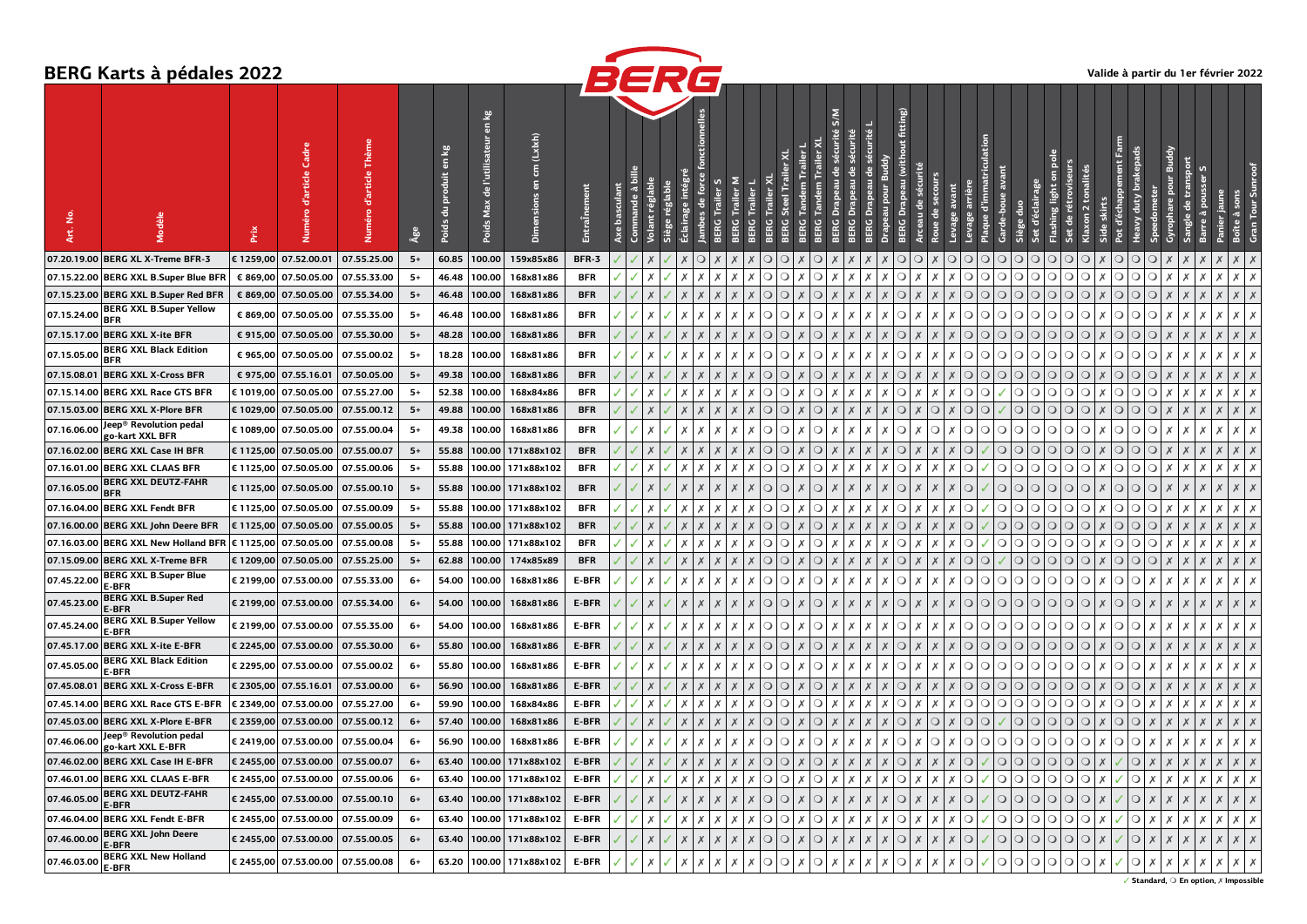# BERG Karts à pédales 2022

Valide à partir du 1er février 2022

| Art. No. | Modèle | Prix | Numéro d'article Cadre | Numéro d'article Thème | Âge | Poids du produit en kg | Poids Max de l'utilisateur en kg | Dimensions en cm (Lxlxh) | Entraînement | Axe basculant | Commande à bille | Volant réglable | Siège réglable | Éclairage intégré | Jambes de force fonctionnelles | BERG Trailer S | BERG Trailer M | BERG Trailer L | BERG Trailer XL | BERG Steel Trailer XL | BERG Tandem Trailer L | BERG Tandem Trailer XL | BERG Drapeau de sécurité S/M | BERG Drapeau de sécurité | BERG Drapeau de sécurité L | Drapeau pour Buddy | BERG Drapeau (without fitting) | Arceau de sécurité | Roue de secours | Levage avant | Levage arrière | Plaque d'immatriculation | Garde-boue avant | Siège duo | Set d'éclairage | Flashing light on pole | Set de rétroviseurs | Klaxon 2 tonalités | Side skirts | Pot d'échappement Farm | Heavy duty brakepads | Speedometer | Gyrophare pour Buddy | Sangle de transport | Barre à pousser S | Panier jaune | Boîte à sons | Gran Tour Sunroof |
|---|---|---|---|---|---|---|---|---|---|---|---|---|---|---|---|---|---|---|---|---|---|---|---|---|---|---|---|---|---|---|---|---|---|---|---|---|---|---|---|---|---|---|---|---|---|---|---|---|
| 07.20.19.00 | BERG XL X-Treme BFR-3 | € 1259,00 | 07.52.00.01 | 07.55.25.00 | 5+ | 60.85 | 100.00 | 159x85x86 | BFR-3 | ✓ | ✓ | ✗ | ✓ | ✗ | ○ | ✗ | ✗ | ✗ | ○ | ○ | ✗ | ○ | ✗ | ✗ | ✗ | ✗ | ○ | ○ | ✗ | ○ | ○ | ○ | ○ | ○ | ○ | ○ | ○ | ○ | ✗ | ○ | ○ | ○ | ○ | ✗ | ✗ | ✗ | ✗ | ✗ |
| 07.15.22.00 | BERG XXL B.Super Blue BFR | € 869,00 | 07.50.05.00 | 07.55.33.00 | 5+ | 46.48 | 100.00 | 168x81x86 | BFR | ✓ | ✓ | ✗ | ✓ | ✗ | ✗ | ✗ | ✗ | ✗ | ○ | ○ | ✗ | ○ | ✗ | ✗ | ✗ | ✗ | ○ | ✗ | ✗ | ✗ | ○ | ○ | ○ | ○ | ○ | ○ | ○ | ○ | ✗ | ○ | ○ | ○ | ○ | ✗ | ✗ | ✗ | ✗ | ✗ |
| 07.15.23.00 | BERG XXL B.Super Red BFR | € 869,00 | 07.50.05.00 | 07.55.34.00 | 5+ | 46.48 | 100.00 | 168x81x86 | BFR | ✓ | ✓ | ✗ | ✓ | ✗ | ✗ | ✗ | ✗ | ✗ | ○ | ○ | ✗ | ○ | ✗ | ✗ | ✗ | ✗ | ○ | ✗ | ✗ | ✗ | ○ | ○ | ○ | ○ | ○ | ○ | ○ | ○ | ✗ | ○ | ○ | ○ | ○ | ✗ | ✗ | ✗ | ✗ | ✗ |
| 07.15.24.00 | BERG XXL B.Super Yellow BFR | € 869,00 | 07.50.05.00 | 07.55.35.00 | 5+ | 46.48 | 100.00 | 168x81x86 | BFR | ✓ | ✓ | ✗ | ✓ | ✗ | ✗ | ✗ | ✗ | ✗ | ○ | ○ | ✗ | ○ | ✗ | ✗ | ✗ | ✗ | ○ | ✗ | ✗ | ✗ | ○ | ○ | ○ | ○ | ○ | ○ | ○ | ○ | ✗ | ○ | ○ | ○ | ○ | ✗ | ✗ | ✗ | ✗ | ✗ |
| 07.15.17.00 | BERG XXL X-ite BFR | € 915,00 | 07.50.05.00 | 07.55.30.00 | 5+ | 48.28 | 100.00 | 168x81x86 | BFR | ✓ | ✓ | ✗ | ✓ | ✗ | ✗ | ✗ | ✗ | ✗ | ○ | ○ | ✗ | ○ | ✗ | ✗ | ✗ | ✗ | ○ | ✗ | ✗ | ✗ | ○ | ○ | ○ | ○ | ○ | ○ | ○ | ○ | ✗ | ○ | ○ | ○ | ○ | ✗ | ✗ | ✗ | ✗ | ✗ |
| 07.15.05.00 | BERG XXL Black Edition BFR | € 965,00 | 07.50.05.00 | 07.55.00.02 | 5+ | 18.28 | 100.00 | 168x81x86 | BFR | ✓ | ✓ | ✗ | ✓ | ✗ | ✗ | ✗ | ✗ | ✗ | ○ | ○ | ✗ | ○ | ✗ | ✗ | ✗ | ✗ | ○ | ✗ | ✗ | ✗ | ○ | ○ | ○ | ○ | ○ | ○ | ○ | ○ | ✗ | ○ | ○ | ○ | ○ | ✗ | ✗ | ✗ | ✗ | ✗ |
| 07.15.08.01 | BERG XXL X-Cross BFR | € 975,00 | 07.55.16.01 | 07.50.05.00 | 5+ | 49.38 | 100.00 | 168x81x86 | BFR | ✓ | ✓ | ✗ | ✓ | ✗ | ✗ | ✗ | ✗ | ✗ | ○ | ○ | ✗ | ○ | ✗ | ✗ | ✗ | ✗ | ○ | ✗ | ✗ | ✗ | ○ | ○ | ○ | ○ | ○ | ○ | ○ | ○ | ✗ | ○ | ○ | ○ | ○ | ✗ | ✗ | ✗ | ✗ | ✗ |
| 07.15.14.00 | BERG XXL Race GTS BFR | € 1019,00 | 07.50.05.00 | 07.55.27.00 | 5+ | 52.38 | 100.00 | 168x84x86 | BFR | ✓ | ✓ | ✗ | ✓ | ✗ | ✗ | ✗ | ✗ | ✗ | ○ | ○ | ✗ | ○ | ✗ | ✗ | ✗ | ✗ | ○ | ✗ | ✗ | ✗ | ○ | ○ | ○ | ○ | ○ | ○ | ○ | ○ | ✗ | ○ | ○ | ○ | ○ | ✗ | ✗ | ✗ | ✗ | ✗ |
| 07.15.03.00 | BERG XXL X-Plore BFR | € 1029,00 | 07.50.05.00 | 07.55.00.12 | 5+ | 49.88 | 100.00 | 168x81x86 | BFR | ✓ | ✓ | ✗ | ✓ | ✗ | ✗ | ✗ | ✗ | ✗ | ○ | ○ | ✗ | ○ | ✗ | ✗ | ✗ | ✗ | ○ | ✗ | ○ | ✗ | ○ | ○ | ✓ | ○ | ○ | ○ | ○ | ○ | ✗ | ○ | ○ | ○ | ○ | ✗ | ✗ | ✗ | ✗ | ✗ |
| 07.16.06.00 | Jeep® Revolution pedal go-kart XXL BFR | € 1089,00 | 07.50.05.00 | 07.55.00.04 | 5+ | 49.38 | 100.00 | 168x81x86 | BFR | ✓ | ✓ | ✗ | ✓ | ✗ | ✗ | ✗ | ✗ | ✗ | ○ | ○ | ✗ | ○ | ✗ | ✗ | ✗ | ✗ | ○ | ✗ | ○ | ✗ | ○ | ○ | ○ | ○ | ○ | ○ | ○ | ○ | ✗ | ○ | ○ | ○ | ○ | ✗ | ✗ | ✗ | ✗ | ✗ |
| 07.16.02.00 | BERG XXL Case IH BFR | € 1125,00 | 07.50.05.00 | 07.55.00.07 | 5+ | 55.88 | 100.00 | 171x88x102 | BFR | ✓ | ✓ | ✗ | ✓ | ✗ | ✗ | ✗ | ✗ | ✗ | ○ | ○ | ✗ | ○ | ✗ | ✗ | ✗ | ✗ | ○ | ✗ | ✗ | ✗ | ○ | ✓ | ○ | ○ | ○ | ○ | ○ | ○ | ✗ | ○ | ○ | ○ | ○ | ✗ | ✗ | ✗ | ✗ | ✗ |
| 07.16.01.00 | BERG XXL CLAAS BFR | € 1125,00 | 07.50.05.00 | 07.55.00.06 | 5+ | 55.88 | 100.00 | 171x88x102 | BFR | ✓ | ✓ | ✗ | ✓ | ✗ | ✗ | ✗ | ✗ | ✗ | ○ | ○ | ✗ | ○ | ✗ | ✗ | ✗ | ✗ | ○ | ✗ | ✗ | ✗ | ○ | ✓ | ○ | ○ | ○ | ○ | ○ | ○ | ✗ | ○ | ○ | ○ | ○ | ✗ | ✗ | ✗ | ✗ | ✗ |
| 07.16.05.00 | BERG XXL DEUTZ-FAHR BFR | € 1125,00 | 07.50.05.00 | 07.55.00.10 | 5+ | 55.88 | 100.00 | 171x88x102 | BFR | ✓ | ✓ | ✗ | ✓ | ✗ | ✗ | ✗ | ✗ | ✗ | ○ | ○ | ✗ | ○ | ✗ | ✗ | ✗ | ✗ | ○ | ✗ | ✗ | ✗ | ○ | ✓ | ○ | ○ | ○ | ○ | ○ | ○ | ✗ | ○ | ○ | ○ | ○ | ✗ | ✗ | ✗ | ✗ | ✗ |
| 07.16.04.00 | BERG XXL Fendt BFR | € 1125,00 | 07.50.05.00 | 07.55.00.09 | 5+ | 55.88 | 100.00 | 171x88x102 | BFR | ✓ | ✓ | ✗ | ✓ | ✗ | ✗ | ✗ | ✗ | ✗ | ○ | ○ | ✗ | ○ | ✗ | ✗ | ✗ | ✗ | ○ | ✗ | ✗ | ✗ | ○ | ✓ | ○ | ○ | ○ | ○ | ○ | ○ | ✗ | ○ | ○ | ○ | ○ | ✗ | ✗ | ✗ | ✗ | ✗ |
| 07.16.00.00 | BERG XXL John Deere BFR | € 1125,00 | 07.50.05.00 | 07.55.00.05 | 5+ | 55.88 | 100.00 | 171x88x102 | BFR | ✓ | ✓ | ✗ | ✓ | ✗ | ✗ | ✗ | ✗ | ✗ | ○ | ○ | ✗ | ○ | ✗ | ✗ | ✗ | ✗ | ○ | ✗ | ✗ | ✗ | ○ | ✓ | ○ | ○ | ○ | ○ | ○ | ○ | ✗ | ○ | ○ | ○ | ○ | ✗ | ✗ | ✗ | ✗ | ✗ |
| 07.16.03.00 | BERG XXL New Holland BFR | € 1125,00 | 07.50.05.00 | 07.55.00.08 | 5+ | 55.88 | 100.00 | 171x88x102 | BFR | ✓ | ✓ | ✗ | ✓ | ✗ | ✗ | ✗ | ✗ | ✗ | ○ | ○ | ✗ | ○ | ✗ | ✗ | ✗ | ✗ | ○ | ✗ | ✗ | ✗ | ○ | ✓ | ○ | ○ | ○ | ○ | ○ | ○ | ✗ | ○ | ○ | ○ | ○ | ✗ | ✗ | ✗ | ✗ | ✗ |
| 07.15.09.00 | BERG XXL X-Treme BFR | € 1209,00 | 07.50.05.00 | 07.55.25.00 | 5+ | 62.88 | 100.00 | 174x85x89 | BFR | ✓ | ✓ | ✗ | ✓ | ✗ | ✗ | ✗ | ✗ | ✗ | ○ | ○ | ✗ | ○ | ✗ | ✗ | ✗ | ✗ | ○ | ✗ | ✗ | ✗ | ○ | ○ | ✓ | ○ | ○ | ○ | ○ | ○ | ✗ | ○ | ○ | ○ | ○ | ✗ | ✗ | ✗ | ✗ | ✗ |
| 07.45.22.00 | BERG XXL B.Super Blue E-BFR | € 2199,00 | 07.53.00.00 | 07.55.33.00 | 6+ | 54.00 | 100.00 | 168x81x86 | E-BFR | ✓ | ✓ | ✗ | ✓ | ✗ | ✗ | ✗ | ✗ | ✗ | ○ | ○ | ✗ | ○ | ✗ | ✗ | ✗ | ✗ | ○ | ✗ | ✗ | ✗ | ○ | ○ | ○ | ○ | ○ | ○ | ○ | ○ | ✗ | ○ | ○ | ✗ | ✗ | ✗ | ✗ | ✗ | ✗ | ✗ |
| 07.45.23.00 | BERG XXL B.Super Red E-BFR | € 2199,00 | 07.53.00.00 | 07.55.34.00 | 6+ | 54.00 | 100.00 | 168x81x86 | E-BFR | ✓ | ✓ | ✗ | ✓ | ✗ | ✗ | ✗ | ✗ | ✗ | ○ | ○ | ✗ | ○ | ✗ | ✗ | ✗ | ✗ | ○ | ✗ | ✗ | ✗ | ○ | ○ | ○ | ○ | ○ | ○ | ○ | ○ | ✗ | ○ | ○ | ✗ | ✗ | ✗ | ✗ | ✗ | ✗ | ✗ |
| 07.45.24.00 | BERG XXL B.Super Yellow E-BFR | € 2199,00 | 07.53.00.00 | 07.55.35.00 | 6+ | 54.00 | 100.00 | 168x81x86 | E-BFR | ✓ | ✓ | ✗ | ✓ | ✗ | ✗ | ✗ | ✗ | ✗ | ○ | ○ | ✗ | ○ | ✗ | ✗ | ✗ | ✗ | ○ | ✗ | ✗ | ✗ | ○ | ○ | ○ | ○ | ○ | ○ | ○ | ○ | ✗ | ○ | ○ | ✗ | ✗ | ✗ | ✗ | ✗ | ✗ | ✗ |
| 07.45.17.00 | BERG XXL X-ite E-BFR | € 2245,00 | 07.53.00.00 | 07.55.30.00 | 6+ | 55.80 | 100.00 | 168x81x86 | E-BFR | ✓ | ✓ | ✗ | ✓ | ✗ | ✗ | ✗ | ✗ | ✗ | ○ | ○ | ✗ | ○ | ✗ | ✗ | ✗ | ✗ | ○ | ✗ | ✗ | ✗ | ○ | ○ | ○ | ○ | ○ | ○ | ○ | ○ | ✗ | ○ | ○ | ✗ | ✗ | ✗ | ✗ | ✗ | ✗ | ✗ |
| 07.45.05.00 | BERG XXL Black Edition E-BFR | € 2295,00 | 07.53.00.00 | 07.55.00.02 | 6+ | 55.80 | 100.00 | 168x81x86 | E-BFR | ✓ | ✓ | ✗ | ✓ | ✗ | ✗ | ✗ | ✗ | ✗ | ○ | ○ | ✗ | ○ | ✗ | ✗ | ✗ | ✗ | ○ | ✗ | ✗ | ✗ | ○ | ○ | ○ | ○ | ○ | ○ | ○ | ○ | ✗ | ○ | ○ | ✗ | ✗ | ✗ | ✗ | ✗ | ✗ | ✗ |
| 07.45.08.01 | BERG XXL X-Cross E-BFR | € 2305,00 | 07.55.16.01 | 07.53.00.00 | 6+ | 56.90 | 100.00 | 168x81x86 | E-BFR | ✓ | ✓ | ✗ | ✓ | ✗ | ✗ | ✗ | ✗ | ✗ | ○ | ○ | ✗ | ○ | ✗ | ✗ | ✗ | ✗ | ○ | ✗ | ✗ | ✗ | ○ | ○ | ○ | ○ | ○ | ○ | ○ | ○ | ✗ | ○ | ○ | ✗ | ✗ | ✗ | ✗ | ✗ | ✗ | ✗ |
| 07.45.14.00 | BERG XXL Race GTS E-BFR | € 2349,00 | 07.53.00.00 | 07.55.27.00 | 6+ | 59.90 | 100.00 | 168x84x86 | E-BFR | ✓ | ✓ | ✗ | ✓ | ✗ | ✗ | ✗ | ✗ | ✗ | ○ | ○ | ✗ | ○ | ✗ | ✗ | ✗ | ✗ | ○ | ✗ | ✗ | ✗ | ○ | ○ | ○ | ○ | ○ | ○ | ○ | ○ | ✗ | ○ | ○ | ✗ | ✗ | ✗ | ✗ | ✗ | ✗ | ✗ |
| 07.45.03.00 | BERG XXL X-Plore E-BFR | € 2359,00 | 07.53.00.00 | 07.55.00.12 | 6+ | 57.40 | 100.00 | 168x81x86 | E-BFR | ✓ | ✓ | ✗ | ✓ | ✗ | ✗ | ✗ | ✗ | ✗ | ○ | ○ | ✗ | ○ | ✗ | ✗ | ✗ | ✗ | ○ | ✗ | ○ | ✗ | ○ | ○ | ✓ | ○ | ○ | ○ | ○ | ○ | ✗ | ○ | ○ | ✗ | ✗ | ✗ | ✗ | ✗ | ✗ | ✗ |
| 07.46.06.00 | Jeep® Revolution pedal go-kart XXL E-BFR | € 2419,00 | 07.53.00.00 | 07.55.00.04 | 6+ | 56.90 | 100.00 | 168x81x86 | E-BFR | ✓ | ✓ | ✗ | ✓ | ✗ | ✗ | ✗ | ✗ | ✗ | ○ | ○ | ✗ | ○ | ✗ | ✗ | ✗ | ✗ | ○ | ✗ | ○ | ✗ | ○ | ○ | ○ | ○ | ○ | ○ | ○ | ○ | ✗ | ○ | ○ | ✗ | ✗ | ✗ | ✗ | ✗ | ✗ | ✗ |
| 07.46.02.00 | BERG XXL Case IH E-BFR | € 2455,00 | 07.53.00.00 | 07.55.00.07 | 6+ | 63.40 | 100.00 | 171x88x102 | E-BFR | ✓ | ✓ | ✗ | ✓ | ✗ | ✗ | ✗ | ✗ | ✗ | ○ | ○ | ✗ | ○ | ✗ | ✗ | ✗ | ✗ | ○ | ✗ | ✗ | ✗ | ○ | ✓ | ○ | ○ | ○ | ○ | ○ | ○ | ✗ | ✓ | ○ | ✗ | ✗ | ✗ | ✗ | ✗ | ✗ | ✗ |
| 07.46.01.00 | BERG XXL CLAAS E-BFR | € 2455,00 | 07.53.00.00 | 07.55.00.06 | 6+ | 63.40 | 100.00 | 171x88x102 | E-BFR | ✓ | ✓ | ✗ | ✓ | ✗ | ✗ | ✗ | ✗ | ✗ | ○ | ○ | ✗ | ○ | ✗ | ✗ | ✗ | ✗ | ○ | ✗ | ✗ | ✗ | ○ | ✓ | ○ | ○ | ○ | ○ | ○ | ○ | ✗ | ✓ | ○ | ✗ | ✗ | ✗ | ✗ | ✗ | ✗ | ✗ |
| 07.46.05.00 | BERG XXL DEUTZ-FAHR E-BFR | € 2455,00 | 07.53.00.00 | 07.55.00.10 | 6+ | 63.40 | 100.00 | 171x88x102 | E-BFR | ✓ | ✓ | ✗ | ✓ | ✗ | ✗ | ✗ | ✗ | ✗ | ○ | ○ | ✗ | ○ | ✗ | ✗ | ✗ | ✗ | ○ | ✗ | ✗ | ✗ | ○ | ✓ | ○ | ○ | ○ | ○ | ○ | ○ | ✗ | ✓ | ○ | ✗ | ✗ | ✗ | ✗ | ✗ | ✗ | ✗ |
| 07.46.04.00 | BERG XXL Fendt E-BFR | € 2455,00 | 07.53.00.00 | 07.55.00.09 | 6+ | 63.40 | 100.00 | 171x88x102 | E-BFR | ✓ | ✓ | ✗ | ✓ | ✗ | ✗ | ✗ | ✗ | ✗ | ○ | ○ | ✗ | ○ | ✗ | ✗ | ✗ | ✗ | ○ | ✗ | ✗ | ✗ | ○ | ✓ | ○ | ○ | ○ | ○ | ○ | ○ | ✗ | ✓ | ○ | ✗ | ✗ | ✗ | ✗ | ✗ | ✗ | ✗ |
| 07.46.00.00 | BERG XXL John Deere E-BFR | € 2455,00 | 07.53.00.00 | 07.55.00.05 | 6+ | 63.40 | 100.00 | 171x88x102 | E-BFR | ✓ | ✓ | ✗ | ✓ | ✗ | ✗ | ✗ | ✗ | ✗ | ○ | ○ | ✗ | ○ | ✗ | ✗ | ✗ | ✗ | ○ | ✗ | ✗ | ✗ | ○ | ✓ | ○ | ○ | ○ | ○ | ○ | ○ | ✗ | ✓ | ○ | ✗ | ✗ | ✗ | ✗ | ✗ | ✗ | ✗ |
| 07.46.03.00 | BERG XXL New Holland E-BFR | € 2455,00 | 07.53.00.00 | 07.55.00.08 | 6+ | 63.20 | 100.00 | 171x88x102 | E-BFR | ✓ | ✓ | ✗ | ✓ | ✗ | ✗ | ✗ | ✗ | ✗ | ○ | ○ | ✗ | ○ | ✗ | ✗ | ✗ | ✗ | ○ | ✗ | ✗ | ✗ | ○ | ✓ | ○ | ○ | ○ | ○ | ○ | ○ | ✗ | ✓ | ○ | ✗ | ✗ | ✗ | ✗ | ✗ | ✗ | ✗ |

✓ Standard, ○ En option, ✗ Impossible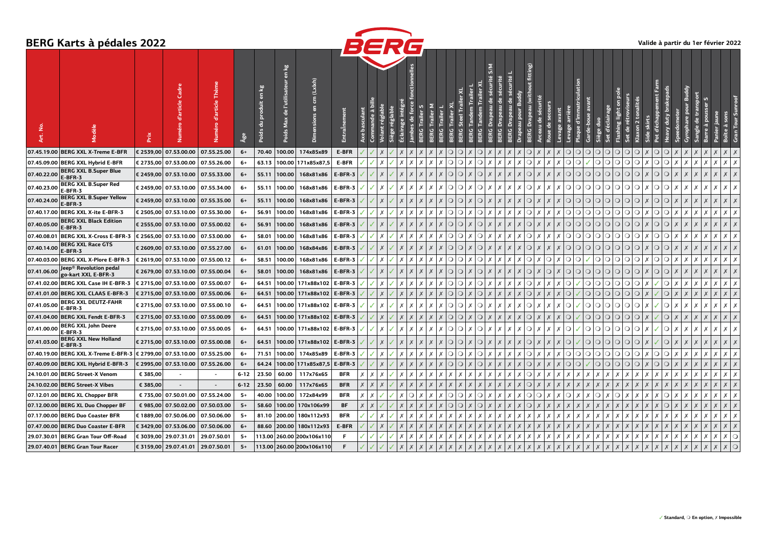# BERG Karts à pédales 2022

Valide à partir du 1er février 2022

| Art. No. | Modèle | Prix | Numéro d'article Cadre | Numéro d'article Thème | Âge | Poids du produit en kg | Poids Max de l'utilisateur en kg | Dimensions en cm (LxLxh) | Entraînement | Axe basculant | Commande à bille | Volant réglable | Siège réglable | Éclairage intégré | Jambes de force fonctionnelles | BERG Trailer S | BERG Trailer M | BERG Trailer L | BERG Trailer XL | BERG Steel Trailer XL | BERG Tandem Trailer L | BERG Tandem Trailer XL | BERG Drapeau de sécurité S/M | BERG Drapeau de sécurité | BERG Drapeau de sécurité L | Drapeau pour Buddy | BERG Drapeau (without fitting) | Arceau de sécurité | Roue de secours | Levage avant | Levage arrière | Plaque d'immatriculation | Garde-boue avant | Siège duo | Set d'éclairage | Flashing light on pole | Set de rétroviseurs | Klaxon 2 tonalités | Side skirts | Pot d'échappement Farm | Heavy duty brakepads | Speedometer | Gyrophare pour Buddy | Sangle de transport | Barre à pousser S | Panier jaune | Boîte à sons | Gran Tour Sunroof |
|---|---|---|---|---|---|---|---|---|---|---|---|---|---|---|---|---|---|---|---|---|---|---|---|---|---|---|---|---|---|---|---|---|---|---|---|---|---|---|---|---|---|---|---|---|---|---|---|---|
| 07.45.19.00 | BERG XXL X-Treme E-BFR | € 2539,00 | 07.53.00.00 | 07.55.25.00 | 6+ | 70.40 | 100.00 | 174x85x89 | E-BFR | ✓ | ✓ | ✗ | ✓ | ✗ | ✗ | ✗ | ✗ | ✗ | ○ | ○ | ✗ | ○ | ✗ | ✗ | ✗ | ✗ | ○ | ✗ | ✗ | ✗ | ○ | ○ | ○ | ○ | ○ | ○ | ○ | ○ | ✗ | ○ | ○ | ✗ | ✗ | ✗ | ✗ | ✗ | ✗ | ✗ |
| 07.45.09.00 | BERG XXL Hybrid E-BFR | € 2735,00 | 07.53.00.00 | 07.55.26.00 | 6+ | 63.13 | 100.00 | 171x85x87,5 | E-BFR | ✓ | ✓ | ✗ | ✓ | ✗ | ✗ | ✗ | ✗ | ✗ | ○ | ○ | ✗ | ○ | ✗ | ✗ | ✗ | ✗ | ○ | ✗ | ✗ | ✗ | ○ | ○ | ✓ | ○ | ○ | ○ | ○ | ○ | ✗ | ○ | ○ | ✗ | ✗ | ✗ | ✗ | ✗ | ✗ | ✗ |
| 07.40.22.00 | BERG XXL B.Super Blue E-BFR-3 | € 2459,00 | 07.53.10.00 | 07.55.33.00 | 6+ | 55.11 | 100.00 | 168x81x86 | E-BFR-3 | ✓ | ✓ | ✗ | ✓ | ✗ | ✗ | ✗ | ✗ | ✗ | ○ | ○ | ✗ | ○ | ✗ | ✗ | ✗ | ✗ | ○ | ✗ | ✗ | ✗ | ○ | ○ | ○ | ○ | ○ | ○ | ○ | ○ | ✗ | ○ | ○ | ✗ | ✗ | ✗ | ✗ | ✗ | ✗ | ✗ |
| 07.40.23.00 | BERG XXL B.Super Red E-BFR-3 | € 2459,00 | 07.53.10.00 | 07.55.34.00 | 6+ | 55.11 | 100.00 | 168x81x86 | E-BFR-3 | ✓ | ✓ | ✗ | ✓ | ✗ | ✗ | ✗ | ✗ | ✗ | ○ | ○ | ✗ | ○ | ✗ | ✗ | ✗ | ✗ | ○ | ✗ | ✗ | ✗ | ○ | ○ | ○ | ○ | ○ | ○ | ○ | ○ | ✗ | ○ | ○ | ✗ | ✗ | ✗ | ✗ | ✗ | ✗ | ✗ |
| 07.40.24.00 | BERG XXL B.Super Yellow E-BFR-3 | € 2459,00 | 07.53.10.00 | 07.55.35.00 | 6+ | 55.11 | 100.00 | 168x81x86 | E-BFR-3 | ✓ | ✓ | ✗ | ✓ | ✗ | ✗ | ✗ | ✗ | ✗ | ○ | ○ | ✗ | ○ | ✗ | ✗ | ✗ | ✗ | ○ | ✗ | ✗ | ✗ | ○ | ○ | ○ | ○ | ○ | ○ | ○ | ○ | ✗ | ○ | ○ | ✗ | ✗ | ✗ | ✗ | ✗ | ✗ | ✗ |
| 07.40.17.00 | BERG XXL X-ite E-BFR-3 | € 2505,00 | 07.53.10.00 | 07.55.30.00 | 6+ | 56.91 | 100.00 | 168x81x86 | E-BFR-3 | ✓ | ✓ | ✗ | ✓ | ✗ | ✗ | ✗ | ✗ | ✗ | ○ | ○ | ✗ | ○ | ✗ | ✗ | ✗ | ✗ | ○ | ✗ | ✗ | ✗ | ○ | ○ | ○ | ○ | ○ | ○ | ○ | ○ | ✗ | ○ | ○ | ✗ | ✗ | ✗ | ✗ | ✗ | ✗ | ✗ |
| 07.40.05.00 | BERG XXL Black Edition E-BFR-3 | € 2555,00 | 07.53.10.00 | 07.55.00.02 | 6+ | 56.91 | 100.00 | 168x81x86 | E-BFR-3 | ✓ | ✓ | ✗ | ✓ | ✗ | ✗ | ✗ | ✗ | ✗ | ○ | ○ | ✗ | ○ | ✗ | ✗ | ✗ | ✗ | ○ | ✗ | ✗ | ✗ | ○ | ○ | ○ | ○ | ○ | ○ | ○ | ○ | ✗ | ○ | ○ | ✗ | ✗ | ✗ | ✗ | ✗ | ✗ | ✗ |
| 07.40.08.01 | BERG XXL X-Cross E-BFR-3 | € 2565,00 | 07.53.10.00 | 07.53.00.00 | 6+ | 58.01 | 100.00 | 168x81x86 | E-BFR-3 | ✓ | ✓ | ✗ | ✓ | ✗ | ✗ | ✗ | ✗ | ✗ | ○ | ○ | ✗ | ○ | ✗ | ✗ | ✗ | ✗ | ○ | ✗ | ✗ | ✗ | ○ | ○ | ○ | ○ | ○ | ○ | ○ | ○ | ✗ | ○ | ○ | ✗ | ✗ | ✗ | ✗ | ✗ | ✗ | ✗ |
| 07.40.14.00 | BERG XXL Race GTS E-BFR-3 | € 2609,00 | 07.53.10.00 | 07.55.27.00 | 6+ | 61.01 | 100.00 | 168x84x86 | E-BFR-3 | ✓ | ✓ | ✗ | ✓ | ✗ | ✗ | ✗ | ✗ | ✗ | ○ | ○ | ✗ | ○ | ✗ | ✗ | ✗ | ✗ | ○ | ✗ | ✗ | ✗ | ○ | ○ | ○ | ○ | ○ | ○ | ○ | ○ | ✗ | ○ | ○ | ✗ | ✗ | ✗ | ✗ | ✗ | ✗ | ✗ |
| 07.40.03.00 | BERG XXL X-Plore E-BFR-3 | € 2619,00 | 07.53.10.00 | 07.55.00.12 | 6+ | 58.51 | 100.00 | 168x81x86 | E-BFR-3 | ✓ | ✓ | ✗ | ✓ | ✗ | ✗ | ✗ | ✗ | ✗ | ○ | ○ | ✗ | ○ | ✗ | ✗ | ✗ | ✗ | ○ | ✗ | ○ | ✗ | ○ | ○ | ✓ | ○ | ○ | ○ | ○ | ○ | ✗ | ○ | ○ | ✗ | ✗ | ✗ | ✗ | ✗ | ✗ | ✗ |
| 07.41.06.00 | Jeep® Revolution pedal go-kart XXL E-BFR-3 | € 2679,00 | 07.53.10.00 | 07.55.00.04 | 6+ | 58.01 | 100.00 | 168x81x86 | E-BFR-3 | ✓ | ✓ | ✗ | ✓ | ✗ | ✗ | ✗ | ✗ | ✗ | ○ | ○ | ✗ | ○ | ✗ | ✗ | ✗ | ✗ | ○ | ✗ | ○ | ✗ | ○ | ○ | ○ | ○ | ○ | ○ | ○ | ○ | ✗ | ○ | ○ | ✗ | ✗ | ✗ | ✗ | ✗ | ✗ | ✗ |
| 07.41.02.00 | BERG XXL Case IH E-BFR-3 | € 2715,00 | 07.53.10.00 | 07.55.00.07 | 6+ | 64.51 | 100.00 | 171x88x102 | E-BFR-3 | ✓ | ✓ | ✗ | ✓ | ✗ | ✗ | ✗ | ✗ | ✗ | ○ | ○ | ✗ | ○ | ✗ | ✗ | ✗ | ✗ | ○ | ✗ | ✗ | ✗ | ○ | ✓ | ○ | ○ | ○ | ○ | ○ | ○ | ✗ | ✓ | ○ | ✗ | ✗ | ✗ | ✗ | ✗ | ✗ | ✗ |
| 07.41.01.00 | BERG XXL CLAAS E-BFR-3 | € 2715,00 | 07.53.10.00 | 07.55.00.06 | 6+ | 64.51 | 100.00 | 171x88x102 | E-BFR-3 | ✓ | ✓ | ✗ | ✓ | ✗ | ✗ | ✗ | ✗ | ✗ | ○ | ○ | ✗ | ○ | ✗ | ✗ | ✗ | ✗ | ○ | ✗ | ✗ | ✗ | ○ | ✓ | ○ | ○ | ○ | ○ | ○ | ○ | ✗ | ✓ | ○ | ✗ | ✗ | ✗ | ✗ | ✗ | ✗ | ✗ |
| 07.41.05.00 | BERG XXL DEUTZ-FAHR E-BFR-3 | € 2715,00 | 07.53.10.00 | 07.55.00.10 | 6+ | 64.51 | 100.00 | 171x88x102 | E-BFR-3 | ✓ | ✓ | ✗ | ✓ | ✗ | ✗ | ✗ | ✗ | ✗ | ○ | ○ | ✗ | ○ | ✗ | ✗ | ✗ | ✗ | ○ | ✗ | ✗ | ✗ | ○ | ✓ | ○ | ○ | ○ | ○ | ○ | ○ | ✗ | ✓ | ○ | ✗ | ✗ | ✗ | ✗ | ✗ | ✗ | ✗ |
| 07.41.04.00 | BERG XXL Fendt E-BFR-3 | € 2715,00 | 07.53.10.00 | 07.55.00.09 | 6+ | 64.51 | 100.00 | 171x88x102 | E-BFR-3 | ✓ | ✓ | ✗ | ✓ | ✗ | ✗ | ✗ | ✗ | ✗ | ○ | ○ | ✗ | ○ | ✗ | ✗ | ✗ | ✗ | ○ | ✗ | ✗ | ✗ | ○ | ✓ | ○ | ○ | ○ | ○ | ○ | ○ | ✗ | ✓ | ○ | ✗ | ✗ | ✗ | ✗ | ✗ | ✗ | ✗ |
| 07.41.00.00 | BERG XXL John Deere E-BFR-3 | € 2715,00 | 07.53.10.00 | 07.55.00.05 | 6+ | 64.51 | 100.00 | 171x88x102 | E-BFR-3 | ✓ | ✓ | ✗ | ✓ | ✗ | ✗ | ✗ | ✗ | ✗ | ○ | ○ | ✗ | ○ | ✗ | ✗ | ✗ | ✗ | ○ | ✗ | ✗ | ✗ | ○ | ✓ | ○ | ○ | ○ | ○ | ○ | ○ | ✗ | ✓ | ○ | ✗ | ✗ | ✗ | ✗ | ✗ | ✗ | ✗ |
| 07.41.03.00 | BERG XXL New Holland E-BFR-3 | € 2715,00 | 07.53.10.00 | 07.55.00.08 | 6+ | 64.51 | 100.00 | 171x88x102 | E-BFR-3 | ✓ | ✓ | ✗ | ✓ | ✗ | ✗ | ✗ | ✗ | ✗ | ○ | ○ | ✗ | ○ | ✗ | ✗ | ✗ | ✗ | ○ | ✗ | ✗ | ✗ | ○ | ✓ | ○ | ○ | ○ | ○ | ○ | ○ | ✗ | ✓ | ○ | ✗ | ✗ | ✗ | ✗ | ✗ | ✗ | ✗ |
| 07.40.19.00 | BERG XXL X-Treme E-BFR-3 | € 2799,00 | 07.53.10.00 | 07.55.25.00 | 6+ | 71.51 | 100.00 | 174x85x89 | E-BFR-3 | ✓ | ✓ | ✗ | ✓ | ✗ | ✗ | ✗ | ✗ | ✗ | ○ | ○ | ✗ | ○ | ✗ | ✗ | ✗ | ✗ | ○ | ✗ | ✗ | ✗ | ○ | ○ | ○ | ○ | ○ | ○ | ○ | ○ | ✗ | ○ | ○ | ✗ | ✗ | ✗ | ✗ | ✗ | ✗ | ✗ |
| 07.40.09.00 | BERG XXL Hybrid E-BFR-3 | € 2995,00 | 07.53.10.00 | 07.55.26.00 | 6+ | 64.24 | 100.00 | 171x85x87,5 | E-BFR-3 | ✓ | ✓ | ✗ | ✓ | ✗ | ✗ | ✗ | ✗ | ✗ | ○ | ○ | ✗ | ○ | ✗ | ✗ | ✗ | ✗ | ○ | ✗ | ✗ | ✗ | ○ | ○ | ✓ | ○ | ○ | ○ | ○ | ○ | ✗ | ○ | ○ | ✗ | ✗ | ✗ | ✗ | ✗ | ✗ | ✗ |
| 24.10.01.00 | BERG Street-X Venom | € 385,00 | - | - | 6-12 | 23.50 | 60.00 | 117x76x65 | BFR | ✗ | ✗ | ✗ | ✓ | ✗ | ✗ | ✗ | ✗ | ✗ | ✗ | ✗ | ✗ | ✗ | ✗ | ✗ | ✗ | ✗ | ○ | ✗ | ✗ | ✗ | ✗ | ✗ | ✗ | ✗ | ✗ | ✗ | ✗ | ✗ | ✗ | ✗ | ✗ | ✗ | ✗ | ✗ | ✗ | ✗ | ✗ | ✗ |
| 24.10.02.00 | BERG Street-X Vibes | € 385,00 | - | - | 6-12 | 23.50 | 60.00 | 117x76x65 | BFR | ✗ | ✗ | ✗ | ✓ | ✗ | ✗ | ✗ | ✗ | ✗ | ✗ | ✗ | ✗ | ✗ | ✗ | ✗ | ✗ | ✗ | ○ | ✗ | ✗ | ✗ | ✗ | ✗ | ✗ | ✗ | ✗ | ✗ | ✗ | ✗ | ✗ | ✗ | ✗ | ✗ | ✗ | ✗ | ✗ | ✗ | ✗ | ✗ |
| 07.12.01.00 | BERG XL Chopper BFR | € 735,00 | 07.50.01.00 | 07.55.24.00 | 5+ | 40.00 | 100.00 | 172x84x99 | BFR | ✗ | ✗ | ✓ | ✓ | ✗ | ○ | ✗ | ✗ | ✗ | ○ | ○ | ✗ | ○ | ✗ | ✗ | ✗ | ✗ | ○ | ○ | ✗ | ✗ | ○ | ✗ | ✗ | ○ | ✗ | ○ | ✗ | ✗ | ✗ | ✗ | ○ | ✗ | ✗ | ✗ | ✗ | ✗ | ✗ | ✗ |
| 07.12.00.00 | BERG XL Duo Chopper BF | € 985,00 | 07.50.02.00 | 07.50.03.00 | 5+ | 58.60 | 100.00 | 170x106x99 | BF | ✗ | ✗ | ✓ | ✓ | ✗ | ✗ | ✗ | ✗ | ✗ | ○ | ○ | ✗ | ○ | ✗ | ✗ | ✗ | ✗ | ○ | ✗ | ✗ | ✗ | ✗ | ✗ | ✗ | ✗ | ✗ | ✗ | ✗ | ✗ | ✗ | ✗ | ○ | ✗ | ✗ | ✗ | ✗ | ✗ | ✗ | ✗ |
| 07.17.00.00 | BERG Duo Coaster BFR | € 1889,00 | 07.50.06.00 | 07.50.06.00 | 5+ | 81.10 | 200.00 | 180x112x93 | BFR | ✓ | ✓ | ✗ | ✓ | ✗ | ✗ | ✗ | ✗ | ✗ | ✗ | ✗ | ✗ | ✗ | ✗ | ✗ | ✗ | ✗ | ✗ | ✗ | ✗ | ✗ | ✗ | ✗ | ✗ | ✗ | ✗ | ✗ | ✗ | ✗ | ✗ | ✗ | ✗ | ✗ | ✗ | ✗ | ✗ | ✗ | ✗ | ✗ |
| 07.47.00.00 | BERG Duo Coaster E-BFR | € 3429,00 | 07.53.06.00 | 07.50.06.00 | 6+ | 88.60 | 200.00 | 180x112x93 | E-BFR | ✓ | ✓ | ✗ | ✓ | ✗ | ✗ | ✗ | ✗ | ✗ | ✗ | ✗ | ✗ | ✗ | ✗ | ✗ | ✗ | ✗ | ✗ | ✗ | ✗ | ✗ | ✗ | ✗ | ✗ | ✗ | ✗ | ✗ | ✗ | ✗ | ✗ | ✗ | ✗ | ✗ | ✗ | ✗ | ✗ | ✗ | ✗ | ✗ |
| 29.07.30.01 | BERG Gran Tour Off-Road | € 3039,00 | 29.07.31.01 | 29.07.50.01 | 5+ | 113.00 | 260.00 | 200x106x110 | F | ✓ | ✓ | ✓ | ✓ | ✗ | ✗ | ✗ | ✗ | ✗ | ✗ | ✗ | ✗ | ✗ | ✗ | ✗ | ✗ | ✗ | ✗ | ✗ | ✗ | ✗ | ✗ | ✗ | ✗ | ✗ | ✗ | ✗ | ✗ | ✗ | ✗ | ✗ | ✗ | ✗ | ✗ | ✗ | ✗ | ✗ | ✗ | ○ |
| 29.07.40.01 | BERG Gran Tour Racer | € 3159,00 | 29.07.41.01 | 29.07.50.01 | 5+ | 113.00 | 260.00 | 200x106x110 | F | ✓ | ✓ | ✓ | ✓ | ✗ | ✗ | ✗ | ✗ | ✗ | ✗ | ✗ | ✗ | ✗ | ✗ | ✗ | ✗ | ✗ | ✗ | ✗ | ✗ | ✗ | ✗ | ✗ | ✗ | ✗ | ✗ | ✗ | ✗ | ✗ | ✗ | ✗ | ✗ | ✗ | ✗ | ✗ | ✗ | ✗ | ✗ | ○ |

✓ Standard, ○ En option, ✗ Impossible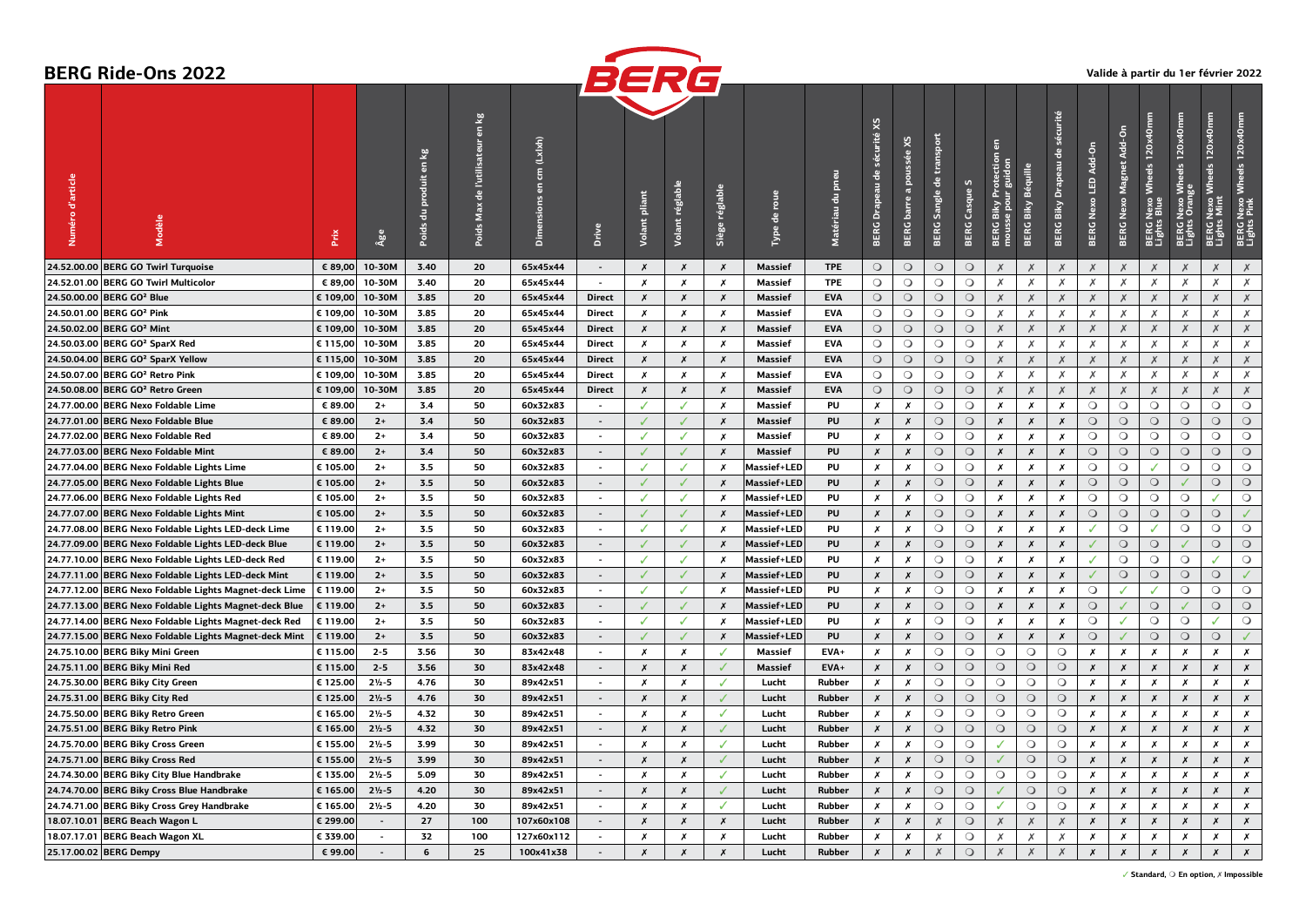# BERG Ride-Ons 2022

**Valide à partir du 1er février 2022**

| Numéro d'article | Modèle | Prix | Âge | Poids du produit en kg | Poids Max de l'utilisateur en kg | Dimensions en cm (Lxlxh) | Drive | Volant pliant | Volant réglable | Siège réglable | Type de roue | Matériau du pneu | BERG Drapeau de sécurité XS | BERG barre à poussée XS | BERG Sangle de transport | BERG Casque S | BERG Biky Protection en mousse pour guidon | BERG Biky Béquille | BERG Biky Drapeau de sécurité | BERG Nexo LED Add-On | BERG Nexo Magnet Add-On | BERG Nexo Wheels 120x40mm Lights Blue | BERG Nexo Wheels 120x40mm Lights Orange | BERG Nexo Wheels 120x40mm Lights Mint | BERG Nexo Wheels 120x40mm Lights Pink |
|---|---|---|---|---|---|---|---|---|---|---|---|---|---|---|---|---|---|---|---|---|---|---|---|---|---|
| 24.52.00.00 | BERG GO Twirl Turquoise | € 89,00 | 10-30M | 3.40 | 20 | 65x45x44 | - | ✗ | ✗ | ✗ | Massief | TPE | ○ | ○ | ○ | ○ | ✗ | ✗ | ✗ | ✗ | ✗ | ✗ | ✗ | ✗ | ✗ |
| 24.52.01.00 | BERG GO Twirl Multicolor | € 89,00 | 10-30M | 3.40 | 20 | 65x45x44 | - | ✗ | ✗ | ✗ | Massief | TPE | ○ | ○ | ○ | ○ | ✗ | ✗ | ✗ | ✗ | ✗ | ✗ | ✗ | ✗ | ✗ |
| 24.50.00.00 | BERG GO² Blue | € 109,00 | 10-30M | 3.85 | 20 | 65x45x44 | Direct | ✗ | ✗ | ✗ | Massief | EVA | ○ | ○ | ○ | ○ | ✗ | ✗ | ✗ | ✗ | ✗ | ✗ | ✗ | ✗ | ✗ |
| 24.50.01.00 | BERG GO² Pink | € 109,00 | 10-30M | 3.85 | 20 | 65x45x44 | Direct | ✗ | ✗ | ✗ | Massief | EVA | ○ | ○ | ○ | ○ | ✗ | ✗ | ✗ | ✗ | ✗ | ✗ | ✗ | ✗ | ✗ |
| 24.50.02.00 | BERG GO² Mint | € 109,00 | 10-30M | 3.85 | 20 | 65x45x44 | Direct | ✗ | ✗ | ✗ | Massief | EVA | ○ | ○ | ○ | ○ | ✗ | ✗ | ✗ | ✗ | ✗ | ✗ | ✗ | ✗ | ✗ |
| 24.50.03.00 | BERG GO² SparX Red | € 115,00 | 10-30M | 3.85 | 20 | 65x45x44 | Direct | ✗ | ✗ | ✗ | Massief | EVA | ○ | ○ | ○ | ○ | ✗ | ✗ | ✗ | ✗ | ✗ | ✗ | ✗ | ✗ | ✗ |
| 24.50.04.00 | BERG GO² SparX Yellow | € 115,00 | 10-30M | 3.85 | 20 | 65x45x44 | Direct | ✗ | ✗ | ✗ | Massief | EVA | ○ | ○ | ○ | ○ | ✗ | ✗ | ✗ | ✗ | ✗ | ✗ | ✗ | ✗ | ✗ |
| 24.50.07.00 | BERG GO² Retro Pink | € 109,00 | 10-30M | 3.85 | 20 | 65x45x44 | Direct | ✗ | ✗ | ✗ | Massief | EVA | ○ | ○ | ○ | ○ | ✗ | ✗ | ✗ | ✗ | ✗ | ✗ | ✗ | ✗ | ✗ |
| 24.50.08.00 | BERG GO² Retro Green | € 109,00 | 10-30M | 3.85 | 20 | 65x45x44 | Direct | ✗ | ✗ | ✗ | Massief | EVA | ○ | ○ | ○ | ○ | ✗ | ✗ | ✗ | ✗ | ✗ | ✗ | ✗ | ✗ | ✗ |
| 24.77.00.00 | BERG Nexo Foldable Lime | € 89.00 | 2+ | 3.4 | 50 | 60x32x83 | - | ✓ | ✓ | ✗ | Massief | PU | ✗ | ✗ | ○ | ○ | ✗ | ✗ | ✗ | ○ | ○ | ○ | ○ | ○ | ○ |
| 24.77.01.00 | BERG Nexo Foldable Blue | € 89.00 | 2+ | 3.4 | 50 | 60x32x83 | - | ✓ | ✓ | ✗ | Massief | PU | ✗ | ✗ | ○ | ○ | ✗ | ✗ | ✗ | ○ | ○ | ○ | ○ | ○ | ○ |
| 24.77.02.00 | BERG Nexo Foldable Red | € 89.00 | 2+ | 3.4 | 50 | 60x32x83 | - | ✓ | ✓ | ✗ | Massief | PU | ✗ | ✗ | ○ | ○ | ✗ | ✗ | ✗ | ○ | ○ | ○ | ○ | ○ | ○ |
| 24.77.03.00 | BERG Nexo Foldable Mint | € 89.00 | 2+ | 3.4 | 50 | 60x32x83 | - | ✓ | ✓ | ✗ | Massief | PU | ✗ | ✗ | ○ | ○ | ✗ | ✗ | ✗ | ○ | ○ | ○ | ○ | ○ | ○ |
| 24.77.04.00 | BERG Nexo Foldable Lights Lime | € 105.00 | 2+ | 3.5 | 50 | 60x32x83 | - | ✓ | ✓ | ✗ | Massief+LED | PU | ✗ | ✗ | ○ | ○ | ✗ | ✗ | ✗ | ○ | ○ | ✓ | ○ | ○ | ○ |
| 24.77.05.00 | BERG Nexo Foldable Lights Blue | € 105.00 | 2+ | 3.5 | 50 | 60x32x83 | - | ✓ | ✓ | ✗ | Massief+LED | PU | ✗ | ✗ | ○ | ○ | ✗ | ✗ | ✗ | ○ | ○ | ○ | ✓ | ○ | ○ |
| 24.77.06.00 | BERG Nexo Foldable Lights Red | € 105.00 | 2+ | 3.5 | 50 | 60x32x83 | - | ✓ | ✓ | ✗ | Massief+LED | PU | ✗ | ✗ | ○ | ○ | ✗ | ✗ | ✗ | ○ | ○ | ○ | ○ | ✓ | ○ |
| 24.77.07.00 | BERG Nexo Foldable Lights Mint | € 105.00 | 2+ | 3.5 | 50 | 60x32x83 | - | ✓ | ✓ | ✗ | Massief+LED | PU | ✗ | ✗ | ○ | ○ | ✗ | ✗ | ✗ | ○ | ○ | ○ | ○ | ○ | ✓ |
| 24.77.08.00 | BERG Nexo Foldable Lights LED-deck Lime | € 119.00 | 2+ | 3.5 | 50 | 60x32x83 | - | ✓ | ✓ | ✗ | Massief+LED | PU | ✗ | ✗ | ○ | ○ | ✗ | ✗ | ✗ | ✓ | ○ | ✓ | ○ | ○ | ○ |
| 24.77.09.00 | BERG Nexo Foldable Lights LED-deck Blue | € 119.00 | 2+ | 3.5 | 50 | 60x32x83 | - | ✓ | ✓ | ✗ | Massief+LED | PU | ✗ | ✗ | ○ | ○ | ✗ | ✗ | ✗ | ✓ | ○ | ○ | ✓ | ○ | ○ |
| 24.77.10.00 | BERG Nexo Foldable Lights LED-deck Red | € 119.00 | 2+ | 3.5 | 50 | 60x32x83 | - | ✓ | ✓ | ✗ | Massief+LED | PU | ✗ | ✗ | ○ | ○ | ✗ | ✗ | ✗ | ✓ | ○ | ○ | ○ | ✓ | ○ |
| 24.77.11.00 | BERG Nexo Foldable Lights LED-deck Mint | € 119.00 | 2+ | 3.5 | 50 | 60x32x83 | - | ✓ | ✓ | ✗ | Massief+LED | PU | ✗ | ✗ | ○ | ○ | ✗ | ✗ | ✗ | ✓ | ○ | ○ | ○ | ○ | ✓ |
| 24.77.12.00 | BERG Nexo Foldable Lights Magnet-deck Lime | € 119.00 | 2+ | 3.5 | 50 | 60x32x83 | - | ✓ | ✓ | ✗ | Massief+LED | PU | ✗ | ✗ | ○ | ○ | ✗ | ✗ | ✗ | ○ | ✓ | ✓ | ○ | ○ | ○ |
| 24.77.13.00 | BERG Nexo Foldable Lights Magnet-deck Blue | € 119.00 | 2+ | 3.5 | 50 | 60x32x83 | - | ✓ | ✓ | ✗ | Massief+LED | PU | ✗ | ✗ | ○ | ○ | ✗ | ✗ | ✗ | ○ | ✓ | ○ | ✓ | ○ | ○ |
| 24.77.14.00 | BERG Nexo Foldable Lights Magnet-deck Red | € 119.00 | 2+ | 3.5 | 50 | 60x32x83 | - | ✓ | ✓ | ✗ | Massief+LED | PU | ✗ | ✗ | ○ | ○ | ✗ | ✗ | ✗ | ○ | ✓ | ○ | ○ | ✓ | ○ |
| 24.77.15.00 | BERG Nexo Foldable Lights Magnet-deck Mint | € 119.00 | 2+ | 3.5 | 50 | 60x32x83 | - | ✓ | ✓ | ✗ | Massief+LED | PU | ✗ | ✗ | ○ | ○ | ✗ | ✗ | ✗ | ○ | ✓ | ○ | ○ | ○ | ✓ |
| 24.75.10.00 | BERG Biky Mini Green | € 115.00 | 2-5 | 3.56 | 30 | 83x42x48 | - | ✗ | ✗ | ✓ | Massief | EVA+ | ✗ | ✗ | ○ | ○ | ○ | ○ | ○ | ✗ | ✗ | ✗ | ✗ | ✗ | ✗ |
| 24.75.11.00 | BERG Biky Mini Red | € 115.00 | 2-5 | 3.56 | 30 | 83x42x48 | - | ✗ | ✗ | ✓ | Massief | EVA+ | ✗ | ✗ | ○ | ○ | ○ | ○ | ○ | ✗ | ✗ | ✗ | ✗ | ✗ | ✗ |
| 24.75.30.00 | BERG Biky City Green | € 125.00 | 2½-5 | 4.76 | 30 | 89x42x51 | - | ✗ | ✗ | ✓ | Lucht | Rubber | ✗ | ✗ | ○ | ○ | ○ | ○ | ○ | ✗ | ✗ | ✗ | ✗ | ✗ | ✗ |
| 24.75.31.00 | BERG Biky City Red | € 125.00 | 2½-5 | 4.76 | 30 | 89x42x51 | - | ✗ | ✗ | ✓ | Lucht | Rubber | ✗ | ✗ | ○ | ○ | ○ | ○ | ○ | ✗ | ✗ | ✗ | ✗ | ✗ | ✗ |
| 24.75.50.00 | BERG Biky Retro Green | € 165.00 | 2½-5 | 4.32 | 30 | 89x42x51 | - | ✗ | ✗ | ✓ | Lucht | Rubber | ✗ | ✗ | ○ | ○ | ○ | ○ | ○ | ✗ | ✗ | ✗ | ✗ | ✗ | ✗ |
| 24.75.51.00 | BERG Biky Retro Pink | € 165.00 | 2½-5 | 4.32 | 30 | 89x42x51 | - | ✗ | ✗ | ✓ | Lucht | Rubber | ✗ | ✗ | ○ | ○ | ○ | ○ | ○ | ✗ | ✗ | ✗ | ✗ | ✗ | ✗ |
| 24.75.70.00 | BERG Biky Cross Green | € 155.00 | 2½-5 | 3.99 | 30 | 89x42x51 | - | ✗ | ✗ | ✓ | Lucht | Rubber | ✗ | ✗ | ○ | ○ | ✓ | ○ | ○ | ✗ | ✗ | ✗ | ✗ | ✗ | ✗ |
| 24.75.71.00 | BERG Biky Cross Red | € 155.00 | 2½-5 | 3.99 | 30 | 89x42x51 | - | ✗ | ✗ | ✓ | Lucht | Rubber | ✗ | ✗ | ○ | ○ | ✓ | ○ | ○ | ✗ | ✗ | ✗ | ✗ | ✗ | ✗ |
| 24.74.30.00 | BERG Biky City Blue Handbrake | € 135.00 | 2½-5 | 5.09 | 30 | 89x42x51 | - | ✗ | ✗ | ✓ | Lucht | Rubber | ✗ | ✗ | ○ | ○ | ○ | ○ | ○ | ✗ | ✗ | ✗ | ✗ | ✗ | ✗ |
| 24.74.70.00 | BERG Biky Cross Blue Handbrake | € 165.00 | 2½-5 | 4.20 | 30 | 89x42x51 | - | ✗ | ✗ | ✓ | Lucht | Rubber | ✗ | ✗ | ○ | ○ | ✓ | ○ | ○ | ✗ | ✗ | ✗ | ✗ | ✗ | ✗ |
| 24.74.71.00 | BERG Biky Cross Grey Handbrake | € 165.00 | 2½-5 | 4.20 | 30 | 89x42x51 | - | ✗ | ✗ | ✓ | Lucht | Rubber | ✗ | ✗ | ○ | ○ | ✓ | ○ | ○ | ✗ | ✗ | ✗ | ✗ | ✗ | ✗ |
| 18.07.10.01 | BERG Beach Wagon L | € 299.00 | - | 27 | 100 | 107x60x108 | - | ✗ | ✗ | ✗ | Lucht | Rubber | ✗ | ✗ | ✗ | ○ | ✗ | ✗ | ✗ | ✗ | ✗ | ✗ | ✗ | ✗ | ✗ |
| 18.07.17.01 | BERG Beach Wagon XL | € 339.00 | - | 32 | 100 | 127x60x112 | - | ✗ | ✗ | ✗ | Lucht | Rubber | ✗ | ✗ | ✗ | ○ | ✗ | ✗ | ✗ | ✗ | ✗ | ✗ | ✗ | ✗ | ✗ |
| 25.17.00.02 | BERG Dempy | € 99.00 | - | 6 | 25 | 100x41x38 | - | ✗ | ✗ | ✗ | Lucht | Rubber | ✗ | ✗ | ✗ | ○ | ✗ | ✗ | ✗ | ✗ | ✗ | ✗ | ✗ | ✗ | ✗ |

✓ **Standard**, ○ **En option**, ✗ **Impossible**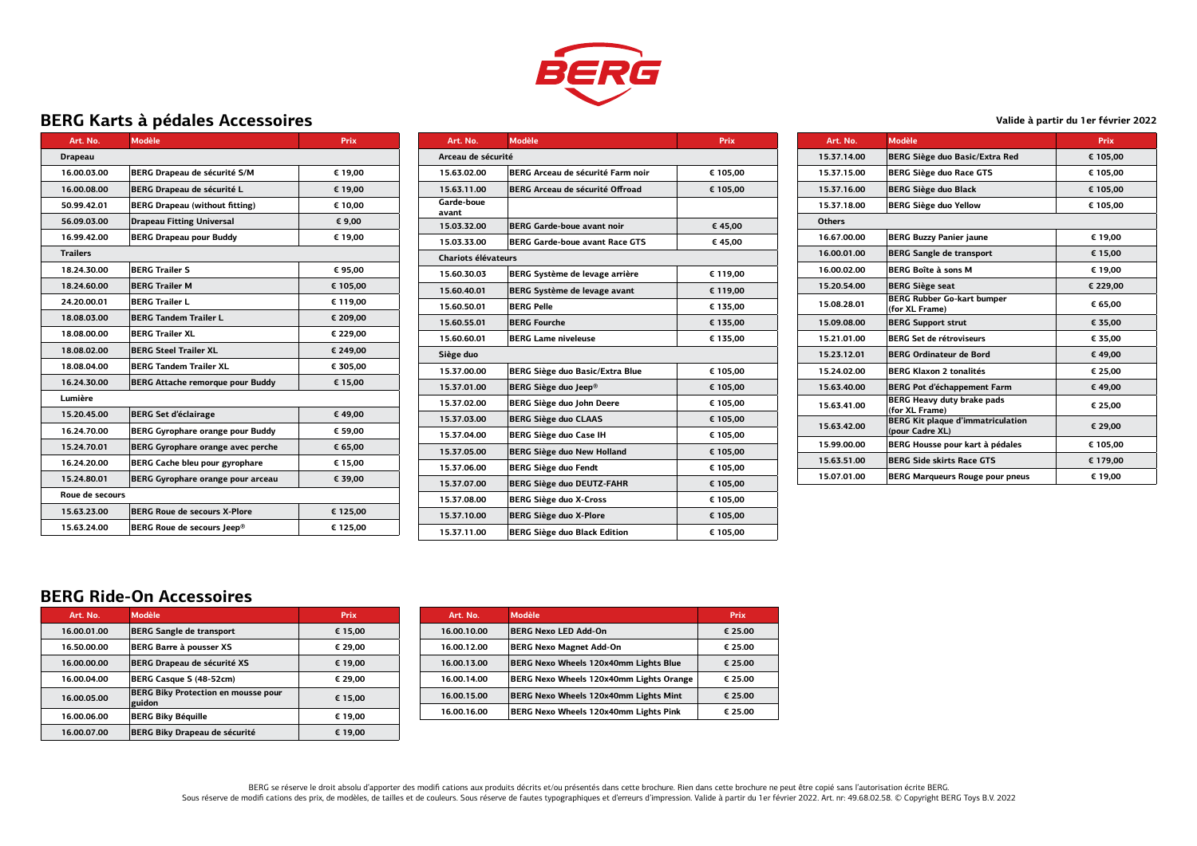BERG

## BERG Karts à pédales Accessoires

Valide à partir du 1er février 2022

| Art. No. | Modèle | Prix |
|---|---|---|
| **Drapeau** | | |
| 16.00.03.00 | BERG Drapeau de sécurité S/M | € 19,00 |
| 16.00.08.00 | BERG Drapeau de sécurité L | € 19,00 |
| 50.99.42.01 | BERG Drapeau (without fitting) | € 10,00 |
| 56.09.03.00 | Drapeau Fitting Universal | € 9,00 |
| 16.99.42.00 | BERG Drapeau pour Buddy | € 19,00 |
| **Trailers** | | |
| 18.24.30.00 | BERG Trailer S | € 95,00 |
| 18.24.60.00 | BERG Trailer M | € 105,00 |
| 24.20.00.01 | BERG Trailer L | € 119,00 |
| 18.08.03.00 | BERG Tandem Trailer L | € 209,00 |
| 18.08.00.00 | BERG Trailer XL | € 229,00 |
| 18.08.02.00 | BERG Steel Trailer XL | € 249,00 |
| 18.08.04.00 | BERG Tandem Trailer XL | € 305,00 |
| 16.24.30.00 | BERG Attache remorque pour Buddy | € 15,00 |
| **Lumière** | | |
| 15.20.45.00 | BERG Set d'éclairage | € 49,00 |
| 16.24.70.00 | BERG Gyrophare orange pour Buddy | € 59,00 |
| 15.24.70.01 | BERG Gyrophare orange avec perche | € 65,00 |
| 16.24.20.00 | BERG Cache bleu pour gyrophare | € 15,00 |
| 15.24.80.01 | BERG Gyrophare orange pour arceau | € 39,00 |
| **Roue de secours** | | |
| 15.63.23.00 | BERG Roue de secours X-Plore | € 125,00 |
| 15.63.24.00 | BERG Roue de secours Jeep® | € 125,00 |

| Art. No. | Modèle | Prix |
|---|---|---|
| **Arceau de sécurité** | | |
| 15.63.02.00 | BERG Arceau de sécurité Farm noir | € 105,00 |
| 15.63.11.00 | BERG Arceau de sécurité Offroad | € 105,00 |
| **Garde-boue avant** | | |
| 15.03.32.00 | BERG Garde-boue avant noir | € 45,00 |
| 15.03.33.00 | BERG Garde-boue avant Race GTS | € 45,00 |
| **Chariots élévateurs** | | |
| 15.60.30.03 | BERG Système de levage arrière | € 119,00 |
| 15.60.40.01 | BERG Système de levage avant | € 119,00 |
| 15.60.50.01 | BERG Pelle | € 135,00 |
| 15.60.55.01 | BERG Fourche | € 135,00 |
| 15.60.60.01 | BERG Lame niveleuse | € 135,00 |
| **Siège duo** | | |
| 15.37.00.00 | BERG Siège duo Basic/Extra Blue | € 105,00 |
| 15.37.01.00 | BERG Siège duo Jeep® | € 105,00 |
| 15.37.02.00 | BERG Siège duo John Deere | € 105,00 |
| 15.37.03.00 | BERG Siège duo CLAAS | € 105,00 |
| 15.37.04.00 | BERG Siège duo Case IH | € 105,00 |
| 15.37.05.00 | BERG Siège duo New Holland | € 105,00 |
| 15.37.06.00 | BERG Siège duo Fendt | € 105,00 |
| 15.37.07.00 | BERG Siège duo DEUTZ-FAHR | € 105,00 |
| 15.37.08.00 | BERG Siège duo X-Cross | € 105,00 |
| 15.37.10.00 | BERG Siège duo X-Plore | € 105,00 |
| 15.37.11.00 | BERG Siège duo Black Edition | € 105,00 |

| Art. No. | Modèle | Prix |
|---|---|---|
| 15.37.14.00 | BERG Siège duo Basic/Extra Red | € 105,00 |
| 15.37.15.00 | BERG Siège duo Race GTS | € 105,00 |
| 15.37.16.00 | BERG Siège duo Black | € 105,00 |
| 15.37.18.00 | BERG Siège duo Yellow | € 105,00 |
| **Others** | | |
| 16.67.00.00 | BERG Buzzy Panier jaune | € 19,00 |
| 16.00.01.00 | BERG Sangle de transport | € 15,00 |
| 16.00.02.00 | BERG Boîte à sons M | € 19,00 |
| 15.20.54.00 | BERG Siège seat | € 229,00 |
| 15.08.28.01 | BERG Rubber Go-kart bumper (for XL Frame) | € 65,00 |
| 15.09.08.00 | BERG Support strut | € 35,00 |
| 15.21.01.00 | BERG Set de rétroviseurs | € 35,00 |
| 15.23.12.01 | BERG Ordinateur de Bord | € 49,00 |
| 15.24.02.00 | BERG Klaxon 2 tonalités | € 25,00 |
| 15.63.40.00 | BERG Pot d'échappement Farm | € 49,00 |
| 15.63.41.00 | BERG Heavy duty brake pads (for XL Frame) | € 25,00 |
| 15.63.42.00 | BERG Kit plaque d'immatriculation (pour Cadre XL) | € 29,00 |
| 15.99.00.00 | BERG Housse pour kart à pédales | € 105,00 |
| 15.63.51.00 | BERG Side skirts Race GTS | € 179,00 |
| 15.07.01.00 | BERG Marqueurs Rouge pour pneus | € 19,00 |

## BERG Ride-On Accessoires

| Art. No. | Modèle | Prix |
|---|---|---|
| 16.00.01.00 | BERG Sangle de transport | € 15,00 |
| 16.50.00.00 | BERG Barre à pousser XS | € 29,00 |
| 16.00.00.00 | BERG Drapeau de sécurité XS | € 19,00 |
| 16.00.04.00 | BERG Casque S (48-52cm) | € 29,00 |
| 16.00.05.00 | BERG Biky Protection en mousse pour guidon | € 15,00 |
| 16.00.06.00 | BERG Biky Béquille | € 19,00 |
| 16.00.07.00 | BERG Biky Drapeau de sécurité | € 19,00 |

| Art. No. | Modèle | Prix |
|---|---|---|
| 16.00.10.00 | BERG Nexo LED Add-On | € 25.00 |
| 16.00.12.00 | BERG Nexo Magnet Add-On | € 25.00 |
| 16.00.13.00 | BERG Nexo Wheels 120x40mm Lights Blue | € 25.00 |
| 16.00.14.00 | BERG Nexo Wheels 120x40mm Lights Orange | € 25.00 |
| 16.00.15.00 | BERG Nexo Wheels 120x40mm Lights Mint | € 25.00 |
| 16.00.16.00 | BERG Nexo Wheels 120x40mm Lights Pink | € 25.00 |

BERG se réserve le droit absolu d'apporter des modifi cations aux produits décrits et/ou présentés dans cette brochure. Rien dans cette brochure ne peut être copié sans l'autorisation écrite BERG.
Sous réserve de modifi cations des prix, de modèles, de tailles et de couleurs. Sous réserve de fautes typographiques et d'erreurs d'impression. Valide à partir du 1er février 2022. Art. nr: 49.68.02.58. © Copyright BERG Toys B.V. 2022